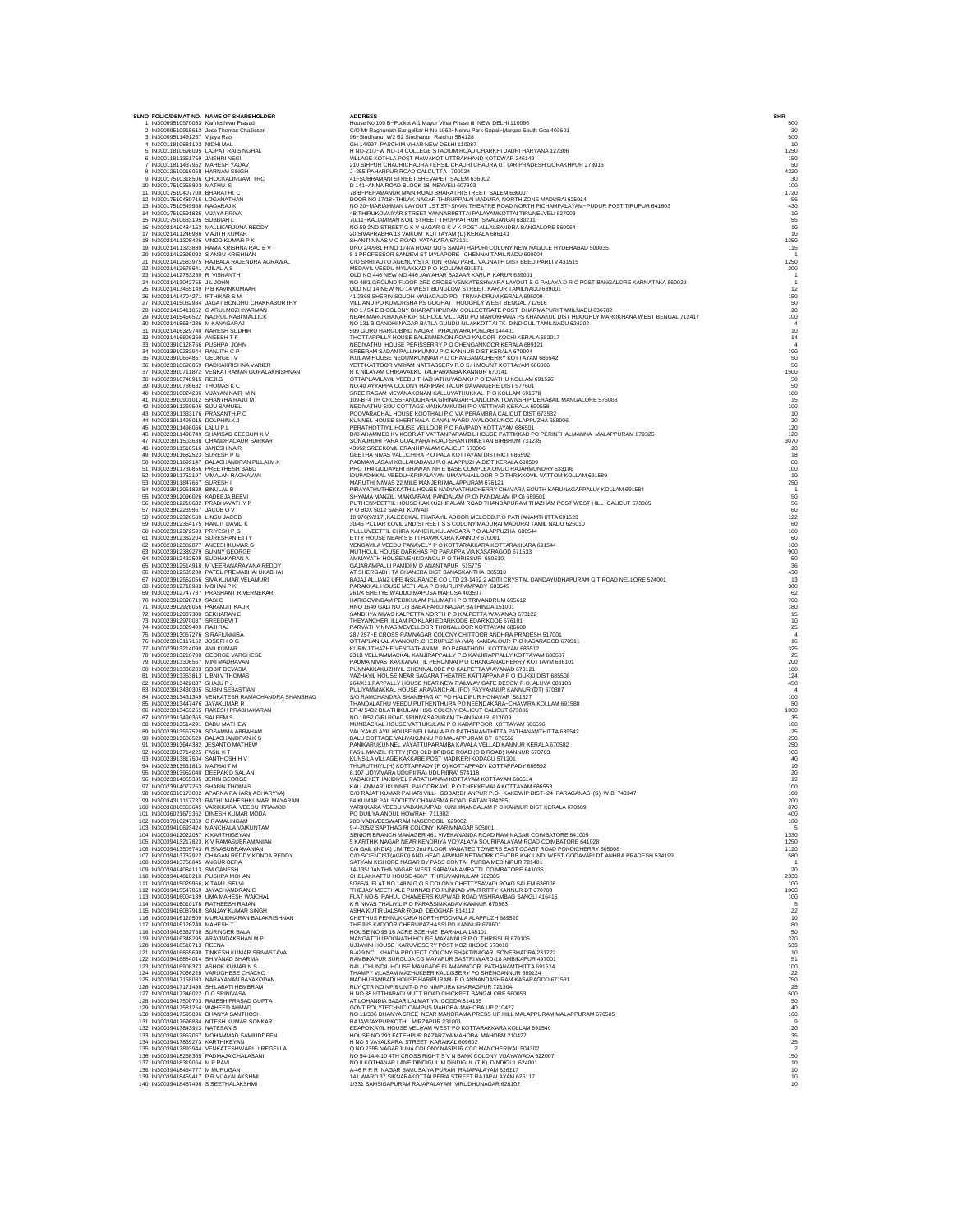| SLNO | FOLIO/DEMAT NO. | NAME OF SHAREHOLDER | ADDRESS | SHR |
|---|---|---|---|---|
| 1 | IN30009510570033 | Kamleshwar Prasad | House No 100 B~Pocket A 1 Mayur Vihar Phase III NEW DELHI 110096 | 500 |
| 2 | IN30009510915613 | Jose Thomas Challisseri | C/O Mr Raghunath Sangelkar H No 1952~Nehru Park Gopal~Margao South Goa 403601 | 30 |
| 3 | IN30009511491257 | Vijaya Rao | 96~Sindhanur W2 B2 Sindhanur Raichur 584128 | 500 |
| 4 | IN30011810681193 | NIDHI MAL | GH 14/997 PASCHIM VIHAR NEW DELHI 110087 | 10 |
| 5 | IN30011810698095 | LAJPAT RAI SINGHAL | H NO-21/J~W NO-14 COLLEGE STADIUM ROAD CHARKHI DADRI HARYANA 127306 | 1250 |
| 6 | IN30011811351759 | JAISHRI NEGI | VILLAGE KOTHLA POST MAWAKOT UTTRAKHAND KOTDWAR 246149 | 150 |
| 7 | IN30011811437952 | MAHESH YADAV | 210 SHIPUR CHAURICHAURA TEHSIL CHAURI CHAURA UTTAR PRADESH GORAKHPUR 273016 | 50 |
| 8 | IN30012610016068 | HARNAM SINGH | J -255 PAHARPUR ROAD CALCUTTA 700024 | 4220 |
| 9 | IN30017510318506 | CHOCKALINGAM. TRC | 41~SUBRAMANI STREET SHEVAPET SALEM 636002 | 30 |
| 10 | IN30017510358803 | MATHU. S | D 141~ANNA ROAD BLOCK 18 NEYVELI 607803 | 100 |
| 11 | IN30017510407700 | BHARATHI. C | 78 B~PERAMANUR MAIN ROAD BHARATHI STREET SALEM 636007 | 1720 |
| 12 | IN30017510480716 | LOGANATHAN | DOOR NO 17/18~THILAK NAGAR THIRUPPALAI MADURAI NORTH ZONE MADURAI 625014 | 56 |
| 13 | IN30017510549988 | NAGARAJ K | NO 20~MARIAMMAN LAYOUT 1ST ST~SIVAN THEATRE ROAD NORTH PICHAMPALAYAM~PUDUR POST TIRUPUR 641603 | 430 |
| 14 | IN30017510591835 | VIJAYA PRIYA | 4B THIRUKOVAIYAR STREET VANNARPETTAI PALAYAMKOTTAI TIRUNELVELI 627003 | 10 |
| 15 | IN30017510633195 | SUBBIAH L | 70/11~KALIAMMAN KOIL STREET TIRUPPATHUR SIVAGANGAI 630211 | 55 |
| 16 | IN30021410434153 | MALLIKARJUNA REDDY | NO 59 2ND STREET G K V NAGAR G K V K POST ALLALSANDRA BANGALORE 560064 | 10 |
| 17 | IN30021411246936 | V AJITH KUMAR | 20 SIVAPRABHA 13 VAIKOM KOTTAYAM (D) KERALA 686141 | 10 |
| 18 | IN30021411308426 | VINOD KUMAR P K | SHANTI NIVAS V O ROAD VATAKARA 673101 | 1250 |
| 19 | IN30021411323880 | RAMA KRISHNA RAO E V | DNO 2/4/981 H NO 174/A ROAD NO 5 SAMATHAPURI COLONY NEW NAGOLE HYDERABAD 500035 | 115 |
| 20 | IN30021412395092 | S ANBU KRISHNAN | 5 1 PROFESSOR SANJEVI ST MYLAPORE CHENNAI TAMILNADU 600004 | 1 |
| 21 | IN30021412583975 | RAJBALA RAJENDRA AGRAWAL | C/O SHRI AUTO AGENCY STATION ROAD PARLI VAIJNATH DIST BEED PARLI V 431515 | 1250 |
| 22 | IN30021412678641 | AJILAL A S | MEDAYIL VEEDU MYLAKKAD P O KOLLAM 691571 | 200 |
| 23 | IN30021412783280 | R VISHANTH | OLD NO 446 NEW NO 446 JAWAHAR BAZAAR KARUR KARUR 639001 | 1 |
| 24 | IN30021413042755 | J L JOHN | NO 48/1 GROUND FLOOR 3RD CROSS VENKATESHWARA LAYOUT S G PALAYA D R C POST BANGALORE KARNATAKA 560029 | 1 |
| 25 | IN30021413465149 | P B KAVINKUMAAR | OLD NO 14 NEW NO 14 WEST BUNGLOW STREET KARUR TAMILNADU 639001 | 12 |
| 26 | IN30021414704271 | IFTHIKAR S M | 41 2368 SHERIN SOUDH MANACAUD PO TRIVANDRUM KERALA 695009 | 150 |
| 27 | IN30021415032934 | JAGAT BONDHU CHAKRABORTHY | VILL AND PO KUMURSHA PS GOGHAT HOOGHLY WEST BENGAL 712616 | 50 |
| 28 | IN30021415411852 | G ARULMOZHIVARMAN | NO 1 / 54 E B COLONY BHARATHIPURAM COLLECTRATE POST DHARMAPURI TAMILNADU 636702 | 20 |
| 29 | IN30021415456522 | NAZRUL NABI MALLICK | NEAR MAROKHANA HIGH SCHOOL VILL AND PO MAROKHANA PS KHANAKUL DIST HOOGHLY MAROKHANA WEST BENGAL 712417 | 100 |
| 30 | IN30021415634236 | M KANAGARAJ | NO 131 B GANDHI NAGAR BATLA GUNDU NILAKKOTTAI TK DINDIGUL TAMILNADU 624202 | 4 |
| 31 | IN30021416329740 | NARESH SUDHIR | 599 GURU HARGOBIND NAGAR PHAGWARA PUNJAB 144401 | 10 |
| 32 | IN30021416806260 | ANEESH T F | THOTTAPPILLY HOUSE BALENMENON ROAD KALOOR KOCHI KERALA 682017 | 14 |
| 33 | IN30023910128766 | PUSHPA JOHN | NEDIYATHU HOUSE PERISSERRY P O CHENGANNOOR KERALA 689121 | 4 |
| 34 | IN30023910283944 | RANJITH C P | SREERAM SADAN PALLIKKUNNU P O KANNUR DIST KERALA 670004 | 100 |
| 35 | IN30023910664857 | GEORGE I V | IKULAM HOUSE NEDUMKUNNAM P O CHANGANACHERRY KOTTAYAM 686542 | 50 |
| 36 | IN30023910696069 | RADHAKRISHNA VARIER | VETTIKATTOOR VARIAM NATTASSERY P.O S.H.MOUNT KOTTAYAM 686006 | 50 |
| 37 | IN30023910711872 | VENKATRAMAN GOPALAKRISHNAN | R K NILAYAM CHIRAVAKKU TALIPARAMBA KANNUR 670141 | 1500 |
| 38 | IN30023910748915 | REJI.G | OTTAPLAVILAYIL VEEDU THAZHATHUVADAKU P O ENATHU KOLLAM 691526 | 50 |
| 39 | IN30023910786682 | THOMAS K C | NO.40 AYYAPPA COLONY HARIHAR TALUK DAVANGERE DIST 577601 | 50 |
| 40 | IN30023910824236 | VIJAYAN NAIR M N | SREE RAGAM MEVANAKONAM KALLUVATHUKKAL P O KOLLAM 691578 | 100 |
| 41 | IN30023910901012 | SHANTHA RAJU M | 109-B~4 TH CROSS~ANUGRAHA GIRINAGAR~LANDLINK TOWNSHIP DERABAIL MANGALORE 575008 | 15 |
| 42 | IN30023911260506 | SIJU SAMUEL | NEDIYATHU SIJU COTTAGE MANKAMKUZHI P O VETTIYAR KERALA 690558 | 100 |
| 43 | IN30023911333176 | PRASANTH.P.C | POOVARACHAL HOUSE KOOTHALI P.O VIA PERAMBRA CALICUT DIST 673532 | 10 |
| 44 | IN30023911498015 | DOLPHIN.K.J | KUNNEL HOUSE SHERTHALAI CANAL WARD AVALOOKUNOO ALAPPUZHA 688006 | 20 |
| 45 | IN30023911498066 | LALU P.L | PERATHOTTIYIL HOUSE VELLOOR P O PAMPADY KOTTAYAM 686501 | 120 |
| 46 | IN30023911498749 | SHAMSAD BEEGUM K V | D/O AHAMMED KV KOORIAT VATTANPARAMBIL HOUSE PATTIKKAD PO PERINTHALMANNA~MALAPPURAM 679325 | 120 |
| 47 | IN30023911503688 | CHANDRACAUR SARKAR | SONAJHURI PARA GOALPARA ROAD SHANTINIKETAN BIRBHUM 731235 | 3070 |
| 48 | IN30023911518516 | JANESH NAIR | 43952 SREEKOVIL ERANHIPALAM CALICUT 673006 | 20 |
| 49 | IN30023911682523 | SURESH P G | GEETHA NIVAS VALLICHIRA P.O PALA KOTTAYAM DISTRICT 686592 | 18 |
| 50 | IN30023911699147 | BALACHANDRAN PILLAI.M.K | PADMAVILASAM KOLLAKADAVU P.O ALAPPUZHA DIST KERALA 690509 | 80 |
| 51 | IN30023911730856 | PREETHESH BABU | PRO TH4 GODAVERI BHAWAN NH E BASE COMPLEX,ONGC RAJAHMUNDRY 533106 | 100 |
| 52 | IN30023911752197 | VIMALAN RAGHAVAN | IDUPADIKKAL VEEDU~KRIPALAYAM UMAYANALLOOR P O THRIKKOVIL VATTOM KOLLAM 691589 | 10 |
| 53 | IN30023911847667 | SURESH I | MARUTHI NIWAS 22 MILE MANJERI MALAPPURAM 676121 | 250 |
| 54 | IN30023912061829 | BINULAL B | PIRAYATHUTHEKKATHIL HOUSE NADUVATHUCHERRY CHAVARA SOUTH KARUNAGAPPALLY KOLLAM 691584 | 1 |
| 55 | IN30023912096026 | KADEEJA BEEVI | SHYAMA MANZIL, MANGARAM, PANDALAM (P.O) PANDALAM (P.O) 689501 | 50 |
| 56 | IN30023912210632 | PRABHAVATHY P | PUTHENVEETTIL HOUSE KAKKUZHIPALAM ROAD THANDAPURAM THAZHAM POST WEST HILL~CALICUT 673005 | 56 |
| 57 | IN30023912239967 | JACOB O V | P O BOX 5012 SAFAT KUWAIT | 60 |
| 58 | IN30023912326580 | LINSU JACOB | 10 970(9/217) KALEECKAL THARAYIL ADOOR MELOOD.P.O PATHANAMTHITTA 691523 | 122 |
| 59 | IN30023912364175 | RANJIT DAVID K | 30/45 PILLIAR KOVIL 2ND STREET S S COLONY MADURAI MADURAI TAMIL NADU 625010 | 60 |
| 60 | IN30023912372593 | PRIYESH P G | PULLUVEETTIL CHIRA KANICHUKULANGARA P O ALAPPUZHA 688544 | 100 |
| 61 | IN30023912382204 | SURESHAN ETTY | ETTY HOUSE NEAR S B I THAVAKKARA KANNUR 670001 | 60 |
| 62 | IN30023912382877 | ANEESHKUMAR G | VENGAVILA VEEDU PANAVELY P O KOTTARAKKARA KOTTARAKKARA 691544 | 100 |
| 63 | IN30023912389279 | SUNNY GEORGE | MUTHOLIL HOUSE DARKHAS PO PARAPPA VIA KASARAGOD 671533 | 900 |
| 64 | IN30023912432509 | SUDHAKARAN A | AMMAYATH HOUSE VENKIDANGU P O THRISSUR 680510 | 50 |
| 65 | IN30023912514918 | M VEERANARAYANA REDDY | GAJARAMPALLI PAMIDI M D ANANTAPUR 515775 | 36 |
| 66 | IN30023912535230 | PATEL PREMABHAI UKABHAI | AT SHERGADH TA DHANERA DIST BANASKANTHA 385310 | 430 |
| 67 | IN30023912562056 | SIVA KUMAR VELAMURI | BAJAJ ALLIANZ LIFE INSURANCE CO LTD 23-1462 2 ADITI CRYSTAL DANDAYUDHAPURAM G T ROAD NELLORE 524001 | 13 |
| 68 | IN30023912718983 | MOHAN P K | PARAKKAL HOUSE METHALA P O KURUPPAMPADY 683545 | 300 |
| 69 | IN30023912747787 | PRASHANT R VERNEKAR | 261/K SHETYE WADDO MAPUSA MAPUSA 403507 | 62 |
| 70 | IN30023912898719 | SASI C | HARIGOVINDAM PEDIKULAM PULIMATH P O TRIVANDRUM 695612 | 780 |
| 71 | IN30023912926056 | PARAMJIT KAUR | HNO 1640 GALI NO 1/8 BABA FARID NAGAR BATHINDA 151001 | 180 |
| 72 | IN30023912937308 | SEKHARAN E | SANDHYA NIVAS KALPETTA NORTH P O KALPETTA WAYANAD 673122 | 15 |
| 73 | IN30023912970087 | SREEDEVI T | THEYANCHERI ILLAM PO KLARI EDARIKODE EDARIKODE 676101 | 10 |
| 74 | IN30023913029499 | RAJI RAJ | PARVATHY NIVAS MEVELLOOR THONALLOOR KOTTAYAM 686609 | 25 |
| 75 | IN30023913067276 | S RAFIUNNISA | 28 / 257~E CROSS RAMNAGAR COLONY CHITTOOR ANDHRA PRADESH 517001 | 4 |
| 76 | IN30023913117162 | JOSEPH O G | OTTAPLANKAL AYANOUR ,CHERUPUZHA (VIA) KAMBALOUR P O KASARAGOD 670511 | 16 |
| 77 | IN30023913214090 | ANILKUMAR | KURINJITHAZHE VENGATHANAM PO PARATHODU KOTTAYAM 686512 | 325 |
| 78 | IN30023913216708 | GEORGE VARGHESE | 231B VELLIAMMACKAL KANJIRAPPALLY P.O KANJIRAPPALLY KOTTAYAM 686507 | 25 |
| 79 | IN30023913306567 | MINI MADHAVAN | PADMA NIVAS KAKKANATTIL PERUNNAI P O CHANGANACHERRY KOTTAYM 686101 | 200 |
| 80 | IN30023913336283 | SOBIT DEVASIA | PUNNAKKAKUZHIYIL CHENNALODE PO KALPETTA WAYANAD 673121 | 100 |
| 81 | IN30023913363813 | LIBNI V THOMAS | VAZHAYIL HOUSE NEAR SAGARA THEATRE KATTAPPANA P O IDUKKI DIST 685508 | 124 |
| 82 | IN30023913422837 | SHAJU P J | 264/X11,PAPPALLY HOUSE NEAR NEW RAILWAY GATE DESOM P.O. ALUVA 683103 | 450 |
| 83 | IN30023913430305 | SUBIN SEBASTIAN | PULIYAMMAKKAL HOUSE ARAVANCHAL (PO) PAYYANNUR KANNUR (DT) 670307 | 4 |
| 84 | IN30023913431349 | VENKATESH RAMACHANDRA SHANBHAG | S/O RAMCHANDRA SHANBHAG AT PO HALDIPUR HONAVAR 581327 | 100 |
| 85 | IN30023913447476 | JAYAKUMAR R | THANDALATHU VEEDU PUTHENTHURA PO NEENDAKARA~CHAVARA KOLLAM 691588 | 50 |
| 86 | IN30023913453265 | RAKESH PRABHAKARAN | EF 4/ 5432 BILATHIKULAM HSG COLONY CALICUT CALICUT 673006 | 1000 |
| 87 | IN30023913490365 | SALEEM S | NO 18/52 GIRI ROAD SRINIVASAPURAM THANJAVUR. 613009 | 35 |
| 88 | IN30023913514291 | BABU MATHEW | MUNDACKAL HOUSE VATTUKULAM P O KADAPPOOR KOTTAYAM 686596 | 100 |
| 89 | IN30023913567529 | SOSAMMA ABRAHAM | VALIYAKALAYIL HOUSE NELLIMALA P O PATHANAMTHITTA PATHANAMTHITTA 689542 | 25 |
| 90 | IN30023913606529 | BALACHANDRAN K S | BALU COTTAGE VALIYAKUNNU PO MALAPPURAM DT 676552 | 250 |
| 91 | IN30023913644382 | JESANTO MATHEW | PANIKARUKUNNEL VAYATTUPARAMBA KAVALA VELLAD KANNUR KERALA 670582 | 250 |
| 92 | IN30023913714225 | FASIL K T | FASIL MANZIL IRITTY (PO) OLD BRIDGE ROAD (O B ROAD) KANNUR 670703 | 100 |
| 93 | IN30023913817504 | SANTHOSH H V | KUNSILA VILLAGE KAKKABE POST MADIKERI KODAGU 571201 | 40 |
| 94 | IN30023913931813 | MATHAI T M | THURUTHIYIL(H) KOTTAPPADY (P O) KOTTAPPADY KOTTAPPADY 686692 | 10 |
| 95 | IN30023913952040 | DEEPAK D SALIAN | 6.107 UDYAVARA UDUPI(IRA) UDUPI(IRA) 574118 | 20 |
| 96 | IN30023914055385 | JERIN GEORGE | VADAKKETHAKIDIYEL PARATHANAM KOTTAYAM KOTTAYAM 686514 | 19 |
| 97 | IN30023914077253 | SHABIN THOMAS | KALLANMARUKUNNEL PALOORKAVU P O THEKKEMALA KOTTAYAM 686553 | 100 |
| 98 | IN30026310173002 | APARNA PAHARI( ACHARYYA) | C/O RAJAT KUMAR PAHARI VILL- GOBARDHANPUR P.O- KAKDWIP DIST- 24 PARAGANAS (S) W.B. 743347 | 100 |
| 99 | IN30034311117733 | RATHI MAHESHKUMAR MAYARAM | 84,KUMAR PAL SOCIETY CHANASMA ROAD PATAN 384265 | 200 |
| 100 | IN30036010363645 | VARIKKARA VEEDU PRAMOD | VARIKKARA VEEDU VADAKUMPAD KUNHIMANGALAM P O KANNUR DIST KERALA 670309 | 870 |
| 101 | IN30036021673362 | DINESH KUMAR MODA | PO DUILYA ANDUL HOWRAH 711302 | 400 |
| 102 | IN30037810247369 | G RAMALINGAM | 28D VADIVEESWARAM NAGERCOIL 629002 | 100 |
| 103 | IN30039410693424 | MANCHALA VAIKUNTAM | 9-4-205/2 SAPTHAGIRI COLONY KARIMNAGAR 505001 | 5 |
| 104 | IN30039412022037 | K KARTHIGEYAN | SENIOR BRANCH MANAGER 461 VIVEKANANDA ROAD RAM NAGAR COIMBATORE 641009 | 1330 |
| 105 | IN30039413217823 | K V RAMASUBRAMANIAN | 5 KARTHIK NAGAR NEAR KENDRIYA VIDYALAYA SOURIPALAYAM ROAD COIMBATORE 641028 | 1250 |
| 106 | IN30039413505743 | R SIVASUBRAMANIAN | C/o GAIL (INDIA) LIMITED 2nd FLOOR MANATEC TOWERS EAST COAST ROAD PONDICHERRY 605008 | 1120 |
| 107 | IN30039413737922 | CHAGAM REDDY KONDA REDDY | C/O SCIENTIST(AGRO) AND HEAD APWMP NETWORK CENTRE KVK UNDI WEST GODAVARI DT ANHRA PRADESH 534199 | 580 |
| 108 | IN30039413768045 | ANGUR BERA | SATYAM KISHORE NAGAR BY PASS CONTAI PURBA MEDINIPUR 721401 | 1 |
| 109 | IN30039414084113 | SM GANESH | 14-135/ JANTHA NAGAR WEST SARAVANAMPATTI COIMBATORE 641035 | 20 |
| 110 | IN30039414810210 | PUSHPA MOHAN | CHELAKKATTU HOUSE 460/7 THIRUVAMKULAM 682305 | 2330 |
| 111 | IN30039415029956 | K TAMIL SELVI | 5/765/4 FLAT NO 148 N G O S COLONY CHETTYSAVADI ROAD SALEM 636008 | 100 |
| 112 | IN30039415547859 | JAYACHANDRAN C | 'THEJAS' MEETHALE PUNNAD PO PUNNAD VIA-ITRITTY KANNUR DT 670703 | 1000 |
| 113 | IN30039416004189 | UMA MAHESH WACHAL | FLAT NO-5 RAHUL CHAMBERS KUPWAD ROAD VISHRAMBAG SANGLI 416416 | 100 |
| 114 | IN30039416010178 | RATHEESH RAJAN | K R NIVAS THALIYIL P O PARASSINIKADAV KANNUR 670563 | 5 |
| 115 | IN30039416087918 | SANJAY KUMAR SINGH | ASHA KUTIR JALSAR ROAD DEOGHAR 814112 | 22 |
| 116 | IN30039416120509 | MURALIDHARAN BALAKRISHNAN | CHETHUS PENNUKKARA NORTH POOMALA ALAPPUZH 689520 | 10 |
| 117 | IN30039416126240 | MAHESH T | THEJUS KADOOR CHERUPAZHASSI PO KANNUR 670601 | 80 |
| 118 | IN30039416332788 | SURINDER BALA | HOUSE NO 95 16 ACRE SCEHME BARNALA 148101 | 50 |
| 119 | IN30039416348295 | ARAVINDAKSHAN M P | MANGATTILI POONATH HOUSE MAYANNUR P O THRISSUR 679105 | 370 |
| 120 | IN30039416516713 | REENA | UJJAYINI HOUSE KARUVISSERY POST KOZHIKODE 673010 | 533 |
| 121 | IN30039416865690 | TINKESH KUMAR SRIVASTAVA | B-429 NCL KHADIA PROJECT COLONY SHAKTINAGAR SONEBHADRA 231222 | 10 |
| 122 | IN30039416884014 | SHIVANAD SHARMA | RAMBIKAPUR SURGUJA CG MAYAPUR SASTRI WARD-18 AMBIKAPUR 497001 | 51 |
| 123 | IN30039416908373 | ASHOK KUMAR N S | NALUTHUNDIL HOUSE MANGADE ELAMANNOOR PATHANAMTHITTA 691524 | 100 |
| 124 | IN30039417066228 | VARUGHESE CHACKO | THAMPY VILASAM MAZHUKEER KALLISSERY PO SHENGANNUR 689124 | 22 |
| 125 | IN30039417158083 | NARAYANAN BAYAKODAN | MADHURAMBADI HOUSE HARIPURAM- P O ANNANDASHRAM KASARAGOD 671531 | 750 |
| 126 | IN30039417171498 | SHILABATI HEMBRAM | RLY QTR NO NP/6 UNIT-D PO NIMPURA KHARAGPUR 721304 | 25 |
| 127 | IN30039417346022 | D G SRINIVASA | H NO 38 UTTHARADI MUTT ROAD CHICKPET BANGALORE 560053 | 500 |
| 128 | IN30039417500703 | RAJESH PRASAD GUPTA | AT LOHANDIA BAZAR LALMATIYA GODDA 814165 | 50 |
| 129 | IN30039417581254 | WAHEED AHMAD | GOVT POLYTECHNIC CAMPUS MAHOBA MAHOBA UP 210427 | 40 |
| 130 | IN30039417595896 | DHANYA SANTHOSH | NO 11/386 DHANYA SREE NEAR MANORAMA PRESS UP HILL MALAPPURAM MALAPPURAM 676505 | 160 |
| 131 | IN30039417698834 | NITESH KUMAR SONKAR | RAJAVIJAYPURKOTHI MIRZAPUR 231001 | 9 |
| 132 | IN30039417843923 | NATESAN S | EDAPOIKAYIL HOUSE VELIYAM WEST PO KOTTARAKKARA KOLLAM 691540 | 20 |
| 133 | IN30039417857067 | MOHAMMAD SAMIUDDEEN | HOUSE NO 293 FATEHPUR BAZARZYA MAHOBA MAHOBM 210427 | 35 |
| 134 | IN30039417859273 | KARTHIKEYAN | H NO 5 VAYALKARAI STREET KARAIKAL 609602 | 25 |
| 135 | IN30039417893944 | VENKATESHWARLU REGELLA | Q NO 2386 NAGARJUNA COLONY NASPUR CCC MANCHERIYAL 504302 | 2 |
| 136 | IN30039418268365 | PADMAJA CHALASANI | NO 54-14/4-10 4TH CROSS RIGHT S V N BANK COLONY VIJAYAWADA 522007 | 150 |
| 137 | IN30039418319064 | M P RAVI | NO 8 KOTHANAR LANE DINDIGUL M DINDIGUL (T K) DINDIGUL 624001 | 10 |
| 138 | IN30039418454777 | M MURUGAN | A-46 P R R NAGAR SAMUSAIYA PURAM RAJAPALAYAM 626117 | 10 |
| 139 | IN30039418459417 | P R VIJAYALAKSHMI | 141 WARD 37 SIKNARAKOTTAI PERIA STREET RAJAPALAYAM 626117 | 10 |
| 140 | IN30039418487498 | S SEETHALAKSHMI | 1/331 SAMSIGAPURAM RAJAPALAYAM VIRUDHUNAGAR 626102 | 10 |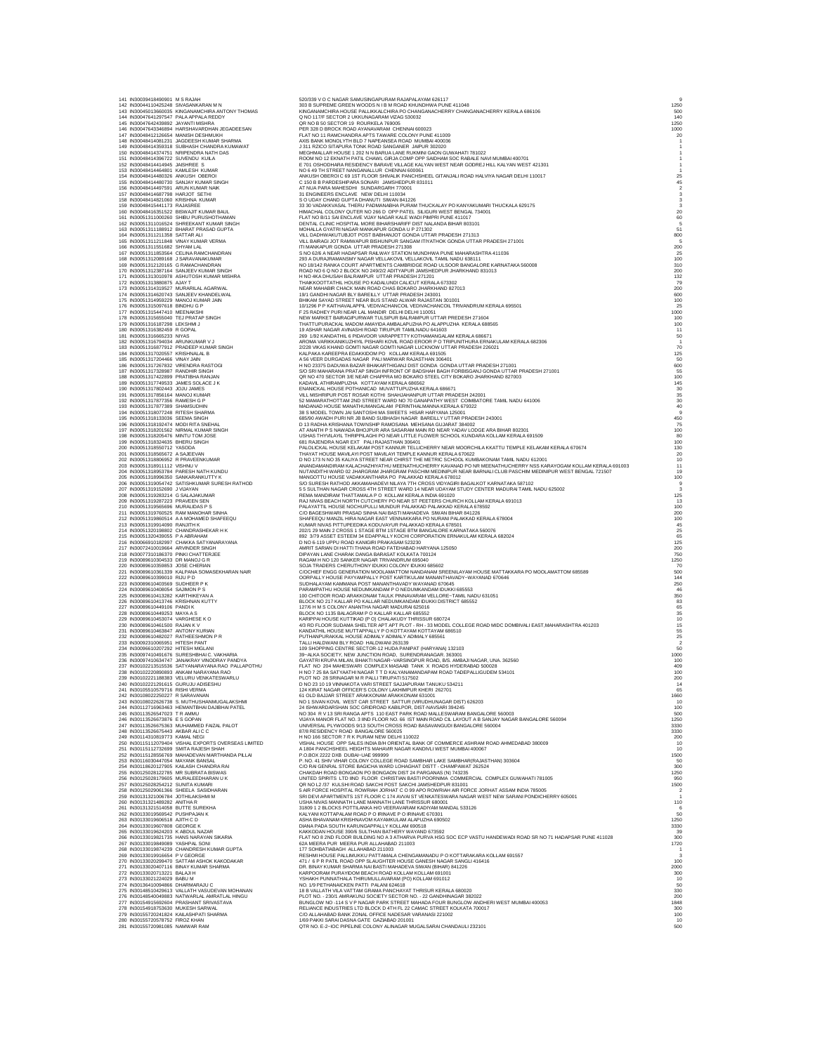| | | | |
|---|---|---|---|
| 141 | IN30039418490901 M S RAJAH | 520/339 V O C NAGAR SAMUSINGAPURAM RAJAPALAYAM 626117 | 9 |
| 142 | IN30044110425248 SIVASANKARAN M N | 303 B SUPREME GREEN WOODS N I B M ROAD KHUNDHWA PUNE 411048 | 1250 |
| 143 | IN30045013660035 KINGANAMCHIRA ANTONY THOMAS | KINGANAMCHIRA HOUSE PALLIKKALCHIRA PO CHANGANACHERRY CHANGANACHERRY KERALA 686106 | 500 |
| 144 | IN30047641297547 PALA APPALA REDDY | Q NO 117/F SECTOR 2 UKKUNAGARAM VIZAG 530032 | 140 |
| 145 | IN30047642439892 JAYANTI MISHRA | QR NO B 50 SECTOR 19 ROURKELA 769005 | 1250 |
| 146 | IN30047643346894 HARSHAVARDHAN JEGADEESAN | PER 328 D BROCK ROAD AYANAVARAM CHENNAI 600023 | 1000 |
| 147 | IN30048412126654 MANISH DESHMUKH | FLAT NO 11 RAMCHANDRA APTS TAWARE COLONY PUNE 411009 | 20 |
| 148 | IN30048414081231 JAGDEESH KUMAR SHARMA | AXIS BANK MONOLYTH BLD 7 NAPEANSEA ROAD MUMBAI 400036 | 1 |
| 149 | IN30048414359318 SUBHASH CHANDRA KUMAWAT | J 311 RZICO SITAPURA TONK ROAD SANGANER JAIPUR 302020 | 1 |
| 150 | IN30048414374751 NRIPENDRA NATH DAS | MEGHMALLAR HOUSE 1 202 N N BARUA LANE RUKMINI GAON GUWAHATI 781022 | 1 |
| 151 | IN30048414396722 SUVENDU KUILA | ROOM NO 12 EKNATH PATIL CHAWL GIRJA COMP OPP SAIDHAM SOC RABALE NAVI MUMBAI 400701 | 1 |
| 152 | IN30048414414945 JAISHREE S | E 701 OSHODHARA RESIDENCY BARAVE VILLAGE KALYAN WEST NEAR GODREJ HILL KALYAN WEST 421301 | 1 |
| 153 | IN30048414464801 KAMLESH KUMAR | NO 6 49 TH STREET NANGANALLUR CHENNAI 600061 | 1 |
| 154 | IN30048414480326 ANKUSH OBEROI | ANKUSH OBEROI C 69 1ST FLOOR SHIVALIK PANCHSHEEL GITANJALI ROAD HALVIYA NAGAR DELHI 110017 | 25 |
| 155 | IN30048414480730 SANJAY KUMAR SINGH | C 150 B B PARDESHIPARA SONARI JAMSHEDPUR 831011 | 45 |
| 156 | IN30048414497591 ARUN KUMAR NAIK | AT NUA PARA MAHESDHI SUNDARGARH 770001 | 2 |
| 157 | IN30048414687798 HARJOT SETHI | 31 ENGINEERS ENCLAVE NEW DELHI 110034 | 3 |
| 158 | IN30048414821060 KRISHNA KUMAR | S O UDAY CHAND GUPTA DHANUTI SIWAN 841226 | 3 |
| 159 | IN30048415441173 RAJASREE | 33 30 VADAKKVASAL THERU PADMANABHA PURAM THUCKALAY PO KANYAKUMARI THUCKALA 629175 | 3 |
| 160 | IN30048416351522 BISWAJIT KUMAR BAUL | HIMACHAL COLONY QUTER NO 266 D OPP PATEL SILIGURI WEST BENGAL 734001 | 20 |
| 161 | IN30051311000260 SHIBU PURUSHOTHAMAN | FLAT NO B/11 SAI ENCLAVE VIJAY NAGAR KALE WADI PIMPRI PUNE 411017 | 60 |
| 162 | IN30051311016524 SHREEKANT KUMAR SINGH | DENTAL CLINIC HOSPITAL MORE BIHARSHARIFF DIST NALANDA BIHAR 803101 | 5 |
| 163 | IN30051311188912 BHARAT PRASAD GUPTA | MOHALLA GYATRI NAGAR MANKAPUR GONDA U P 271302 | 51 |
| 164 | IN30051311211358 SATTAR ALI | VILL DADHWAKUTUBJOT POST BABHANJOT GONDA UTTAR PRADESH 271313 | 800 |
| 165 | IN30051311211848 VINAY KUMAR VERMA | VILL BAIRAGI JOT RAMWAPUR BISHUNPUR SANGAM ITIYATHOK GONDA UTTAR PRADESH 271001 | 5 |
| 166 | IN30051311551682 SHYAM LAL | ITI MANKAPUR GONDA UTTAR PRADESH 271308 | 200 |
| 167 | IN30051311853564 CELINA RAMCHANDRAN | S NO 62/6 A NEAR HADAPSAR RAILWAY STATION MUNDHWA PUNE MAHARASHTRA 411036 | 25 |
| 168 | IN30051312089168 J SARAVANAKUMAR | 293 A DURAJRAMANSMY NAGAR VELLAKOVIL VELLAKOVIL TAMIL NADU 638111 | 100 |
| 169 | IN30051312120165 G RAMACHANDRAN | NO 18/142 RANKA COURT APARTMENTS CAMBRIDGE ROAD ULSOOR BANGALORE KARNATAKA 560008 | 310 |
| 170 | IN30051312387164 SANJEEV KUMAR SINGH | ROAD NO 6 Q NO 2 BLOCK NO 249/2/2 ADITYAPUR JAMSHEDPUR JHARKHAND 831013 | 200 |
| 171 | IN30051313010978 ASHUTOSH KUMAR MISHRA | H NO 4KA DHUSAH BALRAMPUR UTTAR PRADESH 271201 | 132 |
| 172 | IN30051313880875 AJAY T | THAIKKOOTTATHIL HOUSE PO KADALUNDI CALICUT KERALA 673302 | 79 |
| 173 | IN30051314319527 MURARILAL AGARWAL | NEAR MAHABIR CHACK MAIN ROAD CHAS BOKARO JHARKHAND 827013 | 200 |
| 174 | IN30051314620743 SANJEEV KHANDELWAL | 19/1 GANDHI NAGAR BLY BAREILLY UTTAR PRADESH 243001 | 600 |
| 175 | IN30051314959229 MANOJ KUMAR JAIN | BHIKAM SAYAD STREET NEAR BUS STAND ALWAR RAJASTAN 301001 | 100 |
| 176 | IN30051315097618 BINDHU G P | 10/1296 P P KAITHAVALAPPIL VEDIVACHANCOIL VEDIVACHANCOIL TRIVANDRUM KERALA 695501 | 25 |
| 177 | IN30051315447410 MEENAKSHI | F 25 RADHEY PURI NEAR LAL MANDIR DELHI DELHI 110051 | 1000 |
| 178 | IN30051315655040 TEJ PRATAP SINGH | NEW MARKET BAIRAGIPURWAR TULSIPUR BALRAMPUR UTTAR PRADESH 271604 | 100 |
| 179 | IN30051316187298 LEKSHMI J | THATTUPURACKAL MADOM AMAYIDA AMBALAPUZHA PO ALAPPUZHA KERALA 688565 | 100 |
| 180 | IN30051316382459 R GOPAL | 19 ASHAR NAGAR AVINASHI ROAD TIRUPUR TAMILNADU 641603 | 11 |
| 181 | IN30051316665233 NIYAS | 269 1/92 KANDATHIL 6 PIDAVOOR VARAPPETTY KOTHAMANGALAM KERALA 686671 | 50 |
| 182 | IN30051316794034 ARUNKUMAR V J | AROMA VARIKKANIKUZHIYIL PISHARI KOVIL ROAD EROOR P O TRIPUNITHURA ERNAKULAM KERALA 682306 | 1 |
| 183 | IN30051316877912 PRADEEP KUMAR SINGH | 2/228 VIKAS KHAND GOMTI NAGAR GOMTI NAGAR LUCKNOW UTTAR PRADESH 226021 | 70 |
| 184 | IN30051317020557 KRISHNALAL B | KALPAKA KAREEPRA EDAKKIDOM PO KOLLAM KERALA 691505 | 125 |
| 185 | IN30051317204466 VINAY JAIN | A 56 VEER DURGADAS NAGAR PALI MARWAR RAJASTHAN 306401 | 50 |
| 186 | IN30051317267832 VIRENDRA RASTOGI | H NO 23375 DADUWA BAZAR BHAKARTHIGANJ DIST GONDA GONDA UTTAR PRADESH 271001 | 600 |
| 187 | IN30051317328987 RANDHIR SINGH | S/O SRI MAHARANA PRATAP SINGH INFRONT OF BADSHAH BAGH FORBISGANJ GONDA UTTAR PRADESH 271001 | 55 |
| 188 | IN30051317422899 PRATIBHA RANJAN | QR NO 470 SECTOR 3/E NEAR CHAPPRA MO BOKARO STEEL CITY BOKARO JHARKHAND 827003 | 100 |
| 189 | IN30051317749533 JAMES SOLACE J K | KADAVIL ATHIRAMPUZHA KOTTAYAM KERALA 686562 | 145 |
| 190 | IN30051317802443 JOJU JAMES | ENANICKAL HOUSE POTHANICAD MUVATTUPUZHA KERALA 686671 | 30 |
| 191 | IN30051317856164 MANOJ KUMAR | VILL MISHRIPUR POST ROSAR KOTHI SHAHJAHANPUR UTTAR PRADESH 242001 | 35 |
| 192 | IN30051317877356 RAMESH G P | 52 MAMARATHOTTAM 2ND STREET WARD NO 70 GANAPATHY WEST COIMBATORE TAMIL NADU 641006 | 30 |
| 193 | IN30051317877389 SHAMSUDHIN | MADANAD HOUSE MANATHUMANGALAM PERINTHALMANNA KERALA 679322 | 40 |
| 194 | IN30051318077248 RITESH SHARMA | 38 S MODEL TOWN JAI SANTOSHI MA SWEETS HISAR HARYANA 125001 | 9 |
| 195 | IN30051318133036 SEEMA SINGH | 685/90 AWADH PURI NR JB BAND SUBHASH NAGAR BAREILLY UTTAR PRADESH 243001 | 450 |
| 196 | IN30051318192474 MODI RITA SNEHAL | D 13 RADHA KRISHANA TOWNSHIP RAMOSANA MEHSANA GUJARAT 384002 | 75 |
| 197 | IN30051318201562 NIRMAL KUMAR SINGH | AT ANAITH P S NAWADA BHOJPUR ARA SASARAM MAIN RD NEAR YADAV LODGE ARA BIHAR 802301 | 100 |
| 198 | IN30051318205476 MINTU TOM JOSE | USHAS THYVILAYIL THRIPPILAGHI PO NEAR LITTLE FLOWER SCHOOL KUNDARA KOLLAM KERALA 691509 | 80 |
| 199 | IN30051318324635 BHERU SINGH | 681 RAJENDRA NGAR EXT PALI RAJASTHAN 306401 | 100 |
| 200 | IN30051318550712 YASODA | PALOLICKAL HOUSE KELAKAM POST KANNUR TELLICHERRY NEAR MOORCHILA KKATTU TEMPLE KELAKAM KERALA 670674 | 130 |
| 201 | IN30051318655672 A SAJEEVAN | THAYAT HOUSE MAVILAYI POST MAVILAYI TEMPLE KANNUR KERALA 670622 | 20 |
| 202 | IN30051318806952 R PRAVEENKUMAR | D NO 173 N NO 35 KALIYA STREET NEAR CHIRST THE METRIC SCHOOL KUMBAKONAM TAMIL NADU 612001 | 10 |
| 203 | IN30051318911112 VISHNU V | ANANDAMANDIRAM KALACHAZHIYATHU MEENATHUCHERRY KAVANAD PO NR MEENATHUCHERRY NSS KARAYOGAM KOLLAM KERALA 691003 | 11 |
| 204 | IN30051318953784 PARESH NATH KUNDU | NUTANDITHI WARD 02 JHARGRAM JHARGRAM PASCHIM MEDINIPUR NEAR BARNALI CLUB PASCHIM MEDINIPUR WEST BENGAL 721507 | 19 |
| 205 | IN30051318996350 SANKARANKUTTY K | MANGOTTU HOUSE VADAKKANTHARA PO PALAKKAD KERALA 678012 | 100 |
| 206 | IN30051319054742 SATISHKUMAR SURESH RATHOD | S/O SURESH RATHOD AKKAMAHADEVI NILAYA 7TH CROSS VIDYAGIRI BAGALKOT KARNATAKA 587102 | 9 |
| 207 | IN30051319152690 J VIJAYAN | 5 5 SULTHAN NAGAR CROSS 4TH STREET WARD 14 NEAR UDAYAM STUDY CENTER MADURAI TAMIL NADU 625002 | 3 |
| 208 | IN30051319283214 G SALAJAKUMAR | REMA MANDIRAM THATTAMALA P O KOLLAM KERALA INDIA 691020 | 125 |
| 209 | IN30051319287223 PRAVEEN SEN | RAJ NIVAS BEACH NORTH CUTCHERY PO NEAR ST PEETERS CHURCH KOLLAM KERALA 691013 | 13 |
| 210 | IN30051319565696 MURALIDAS P S | PALAYATTIL HOUSE NOCHUPULLI MUNDUR PALAKKAD PALAKKAD KERALA 678592 | 100 |
| 211 | IN30051319760525 RAM MANOHAR SINHA | C/O BAGESHWARI PRASAD SINHA NAI BASTI MAHADEVA SIWAN BIHAR 841226 | 200 |
| 212 | IN30051319860514 A A MOHAMED SHAFEEQU | SHAFEEQU MANZIL HIRA NAGAR EAST VENNAKKARA PO NURANI PALAKKAD KERALA 678004 | 100 |
| 213 | IN30051319914090 RANJITH K | KUMAR NIVAS PITTUPEEDIKA KODUVAYUR PALAKKAD KERALA 678501 | 45 |
| 214 | IN30051320198802 CHANDRASHEKAR H K | 202/1 29 MAIN 2 CROSS 1 STAGE BTM 1STAGE BTM BANGALORE KARNATAKA 560076 | 25 |
| 215 | IN30051320439055 P A ABRAHAM | 892 3/79 ASSET ESTEEM 34 EDAPPALLY KOCHI CORPORATION ERNAKULAM KERALA 682024 | 65 |
| 216 | IN30066910182997 CHAKKA SATYANARAYANA | D NO 6-119 UPPU ROAD KANIGIRI PRAKASAM 523230 | 125 |
| 217 | IN30072410019664 ARVINDER SINGH | AMRIT SARIAN DI HATTI THANA ROAD FATEHABAD HARYANA 125050 | 200 |
| 218 | IN30077310186370 PINKI CHATTERJEE | DIPAYAN LANE CHARAK DANGA BARASAT KOLKATA 700124 | 750 |
| 219 | IN30089610304533 DR MANOJ G R | RAGAM H NO 120 SANKER NAGAR TRIVANDRUM 695040 | 1250 |
| 220 | IN30089610359853 JOSE CHERIAN | SOJA TRADERS CHERUTHONY IDUKKI COLONY IDUKKI 685602 | 70 |
| 221 | IN30089610361339 KALPANA SOMASEKHARAN NAIR | C/OCHIEF ENGG GENERATION MOOLAMATTOM NANDANAM SREENILAYAM HOUSE MATTAKKARA PO MOOLAMATTOM 685589 | 500 |
| 222 | IN30089610399010 RIJU P D | OORPALLY HOUSE PAYYAMPALLY POST KARTIKULAM MANANTHAVADY~WAYANAD 670646 | 144 |
| 223 | IN30089610403569 SUDHEER P K | SUDHALAYAM KAMMANA POST MANANTHAVADY WAYANAD 670645 | 250 |
| 224 | IN30089610406054 SAJIMON P S | PARAMPATHU HOUSE NEDUMKANDAM P O NEDUMKANDAM IDUKKI 685553 | 46 |
| 225 | IN30089610413282 KARTHIKEYAN A | 100 CHITOOR ROAD ARAKKONAM TAULK PINNAVARAM VELLORE~TAMIL NADU 631051 | 350 |
| 226 | IN30089610413746 KRISHNAN KUTTY | BLOCK NO 217 KALLAR PO KALLAR NEDUMKANDAM IDUKKI DISTRICT 685552 | 83 |
| 227 | IN30089610449106 PANDI K | 127/6 H M S COLONY ANANTHA NAGAR MADURAI 625016 | 65 |
| 228 | IN30089610449253 MAYA A S | BLOCK NO 1135 BALAGRAM P O KALLAR KALLAR 685552 | 35 |
| 229 | IN30089610453074 VARGHESE K O | KARIPPAI HOUSE KUTTIKAD (P O) CHALAKUDY THRISSUR 680724 | 10 |
| 230 | IN30089610461500 RAJAN K V | 4/3 RD FLOOR SUDAMA SHELTER APT APT PLOT - RH - 33 MODEL COLLEGE ROAD MIDC DOMBIVALI EAST,MAHARASHTRA 401203 | 15 |
| 231 | IN30089610463847 ANTONY KURIAN | KANDATHIL HOUSE MUTTAPPALLY P O KOTTAYAM KOTTAYAM 686510 | 55 |
| 232 | IN30089610482027 RATHEESHMON P R | PUTHANPURAKKAL HOUSE ADIMALY ADIMALY ADIMALY 685561 | 25 |
| 233 | IN30092310065951 HITESH PANT | TALLI HALDWANI BLY ROAD HALDWANI 263139 | 2 |
| 234 | IN30096610207292 HITESH MIGLANI | 109 SHOPPING CENTRE SECTOR-12 HUDA PANIPAT (HARYANA) 132103 | 50 |
| 235 | IN30097410491676 SURESHBHAI C. VAKHARIA | 39~ALKA SOCIETY, NEW JUNCTION ROAD, SURENDRANAGAR. 363001 | 1000 |
| 236 | IN30097410634747 JANAKRAY VINODRAY PANDYA | GAYATRI KRUPA MILAN, BHAKTI NAGAR~VARSINGPUR ROAD, B/S. AMBAJI NAGAR, UNA. 362560 | 100 |
| 237 | IN30102213515536 SATYANARAYANA RAO PALLAPOTHU | FLAT NO 204 MAHESWARI COMPLEX MASAAB TANK X ROADS HYDERABAD 500028 | 409 |
| 238 | IN30102220890893 ANKAM NARAYANA RAO | H NO 7 25 8A SATYAATHI NAGAR T T D KALYANAMANDAPAM ROAD TADEPALLIGUDEM 534101 | 100 |
| 239 | IN30102221188383 VELURU VENKATESWARLU | PLOT NO 28 SRINAGAR M R PALLI TIRUPATI 517502 | 200 |
| 240 | IN30102221291615 GURUJU ADISESHU | D NO 23 10 19 VINNAKOTA VARI STREET SAJJAPURAM TANUKU 534211 | 14 |
| 241 | IN30105510579716 RISHI VERMA | 124 KIRAT NAGAR OFFICER'S COLONY LAKHIMPUR KHERI 262701 | 65 |
| 242 | IN30108022550227 R SARAVANAN | 61 OLD BAJJAR STREET ARAKKONAM ARAKKONAM 631001 | 1660 |
| 243 | IN30108022626738 S. MUTHUSHANMUGALAKSHMI | NO 1 SIVAN KOVIL WEST CAR STREET SATTUR (VIRUDHUNAGAR DIST) 626203 | 10 |
| 244 | IN30112716963463 HEMANTBHAI DAJIBHAI PATEL | 24 ISHWARDARSHAN SOC GRIDROAD KABILPOR, DIST-NAVSARI 394245 | 100 |
| 245 | IN30113526547023 T R AMMU | NO 304 R V 13 SRI RANGA APTS 110 EAST PARK ROAD MALLESWARAM BANGALORE 560003 | 500 |
| 246 | IN30113526673876 E S GOPAN | VIJAYA MANOR FLAT NO. 3 IIND FLOOR NO. 66 IST MAIN ROAD CIL LAYOUT A B SANJAY NAGAR BANGALORE 560094 | 1250 |
| 247 | IN30113526675363 MUHAMMED FAIZAL PALOT | UNIVERSAL PLYWOODS 9/13 SOUTH CROSS ROAD BASAVANGUDI BANGALORE 560004 | 3330 |
| 248 | IN30113526675443 AKBAR ALI C C | 87/8 RESIDENCY ROAD BANGALORE 560025 | 3330 |
| 249 | IN30114310819773 KAMAL NEGI | H NO 166 SECTOR 7 R K PURAM NEW DELHI 110022 | 200 |
| 250 | IN30115112079404 VISHAL EXPORTS OVERSEAS LIMITED | VISHAL HOUSE OPP SALES INDIA B/H ORIENTAL BANK OF COMMERCE ASHRAM ROAD AHMEDABAD 380009 | 10 |
| 251 | IN30115112732699 SMITA RAJESH SHAH | A 1804 PANCHSHEEL HEIGHTS MAHAVIR NAGAR KANDIVLI WEST MUMBAI 400067 | 10 |
| 252 | IN30115128556769 MAHADEVAN MARTHANDA PILLAI | P.O.BOX 2222 DXB DUBAI~UAE 999999 | 1500 |
| 253 | IN30116030447054 MAYANK BANSAL | P. NO. 41 SHIV VIHAR COLONY COLLEGE ROAD SAMBHAR LAKE SAMBHAR(RAJASTHAN) 303604 | 50 |
| 254 | IN30118620127905 KAILASH CHANDRA RAI | C/O RAI GENRAL STORE BAGICHA WARD LOHAGHAT DISTT - CHAMPAWAT 262524 | 300 |
| 255 | IN30125028122785 MR SUBRATA BISWAS | CHAKDAH ROAD BONGAON PO BONGAON DIST 24 PARGANAS (N) 743235 | 1250 |
| 256 | IN30125028179605 MURALEEDHARAN U K | UNITED SPIRITS LTD IIND FLOOR CHRISTIAN BASTI POORNIMA COMMERCIAL COMPLEX GUWAHATI 781005 | 950 |
| 257 | IN30125028254212 SUNITA KUMARI | QR NO L2 /37 KULSHI ROAD SAKCHI POST SAKCHI JAMSHEDPUR 831001 | 1500 |
| 258 | IN30125029061366 SHEELA SASIDHARAN | 5 AIR FORCE HOSPITAL ROWRIAH JORHAT C O 99 APO ROWRIAH AIR FORCE JORHAT ASSAM INDIA 785005 | 2 |
| 259 | IN30131321006784 JOTHILAKSHMI M | SRI DEVI APARTMENTS 1ST FLOOR C 174 AVVAI ST VENKATESWARA NAGAR WEST NEW SARANI PONDICHERRY 605001 | 1 |
| 260 | IN30131321489282 ANITHA R | USHA NIVAS MANNATH LANE MANNATH LANE THRISSUR 680001 | 110 |
| 261 | IN30131321514058 BUTTE SUREKHA | 31809 1 2 BLOCKS POTTILANKA H/O VEERAVARAM KADIYAM MANDAL 533126 | 6 |
| 262 | IN30133019569542 PUSHPAJAN K | KALYANI KOTTAPALAM ROAD P O IRINAVE P O IRINAVE 670301 | 50 |
| 263 | IN30133019606518 AJITH C D | ASHA BHAVANAM KRISHNAVOM KAYAMKULAM ALAPUZHA 690502 | 1250 |
| 264 | IN30133019607808 GEORGE K | DIANA PADA SOUTH KARUNGAPPALLY KOLLAM 690518 | 3330 |
| 265 | IN30133019624203 K ABDUL NAZAR | KAKKODAN HOUSE 390/6 SULTHAN BATHERY WAYAND 673592 | 39 |
| 266 | IN30133019821735 HANS NARAYAN SIKARIA | FLAT NO 8 2ND FLOOR BUILDING NO A 3 ATHARVA PURVA HSG SOC ECP VASTU HANDEWADI ROAD SR NO 71 HADAPSAR PUNE 411028 | 300 |
| 267 | IN30133019849089 YASHPAL SONI | 62A MEERA PUR MEERA PUR ALLAHABAD 211003 | 1720 |
| 268 | IN30133019874239 CHANDRESH KUMAR GUPTA | 177 SOHBATIABAGH ALLAHABAD 211003 | 1 |
| 269 | IN30133019916654 P V GEORGE | RESHMI HOUSE PALLIMUKKU PATTAMALA CHENGAMANADU P O KOTTARAKARA KOLLAM 691557 | 3 |
| 270 | IN30133020299470 SATTAM ASHOK KAKODAKAR | 471 / 6 P R PATIL ROAD OPP SLAUGHTER HOUSE GANESH NAGAR SANGLI 416416 | 100 |
| 271 | IN30133020407116 BINAY KUMAR SHARMA | DR. BINAY KUMAR SHARMA NAI BASTI MAHADEVA SIWAN (BIHAR) 841226 | 2000 |
| 272 | IN30133020713221 BALAJI H | KARPOORAM PURAYIDOM BEACH ROAD KOLLAM KOLLAM 691001 | 300 |
| 273 | IN30133021224029 BABU M | YSHAKH PUNNATHALA THIRUMULLAVARAM (PO) KOLLAM 691012 | 10 |
| 274 | IN30136410094866 DHARMARAJU C | NO. 1/9 PETHANAICKEN PATTI PALANI 624618 | 50 |
| 275 | IN30148510429613 VALLATH VASUDEVAN MOHANAN | 18 B VALLATH VILA VATTAM GRAMA PANCHAYAT THRISUR KERALA 680020 | 330 |
| 276 | IN30148540049883 NATWARLAL AMRATLAL HINGU | PLOT NO. - 230/1 AMRAKUNJ SOCIETY SECTOR NO. - 22 GANDHINAGAR 382022 | 200 |
| 277 | IN30154915692604 PRASHANT SRIVASTAVA | BUNGLOW NO -114 S V P NAGAR PARK STREET MAHADA FOUR BUNGLOW ANDHERI WEST MUMBAI 400053 | 1848 |
| 278 | IN30154918753630 MUKESH SARWAL | RELIANCE INDUSTRIES LTD BLOCK D 4TH FL 22 CAMAC STREET KOLKATA 700017 | 300 |
| 279 | IN30155720241824 KAILASHPATI SHARMA | C/O ALLAHABAD BANK ZONAL OFFICE NADESAR VARANASI 221002 | 100 |
| 280 | IN30155720578752 FIROZ KHAN | 1/69 PAKKI SARAI DASNA GATE GAZIABAD 201001 | 10 |
| 281 | IN30155720981085 NAMWAR RAM | QTR NO. E-2~IOC PIPELINE COLONY ALINAGAR MUGALSARAI CHANDAULI 232101 | 500 |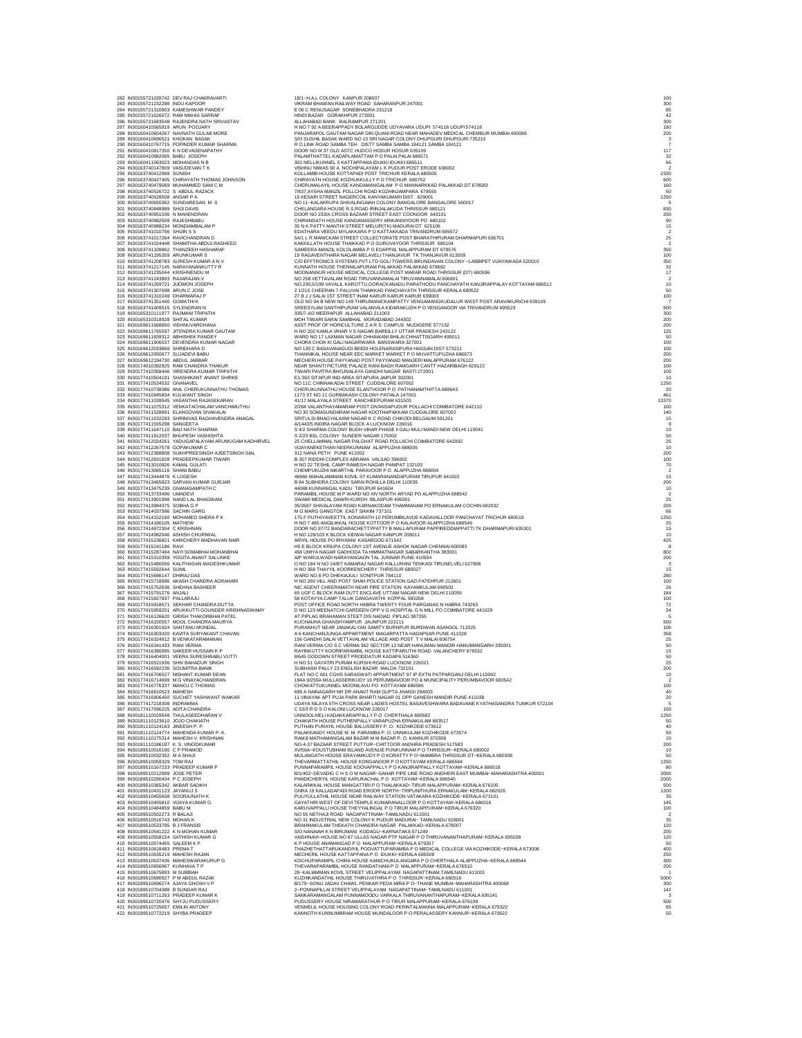| | | | | |
|---|---|---|---|---|
| 282 | IN30155721028742 | DEV RAJ CHAKRAVARTI | 18/1~H.A.L COLONY KANPUR 208007 | 100 |
| 283 | IN30155721232288 | INDU KAPOOR | VIKRAM BHAWAN RAILWAY ROAD SAHARANPUR 247001 | 300 |
| 284 | IN30155721310903 | KAMESHWAR PANDEY | E 06 C RENUSAGAR SONEBHADRA 231218 | 85 |
| 285 | IN30155721626072 | RAM NIWAS SARRAF | HINDI BAZAR GORAKHPUR 273001 | 42 |
| 286 | IN30155721683548 | RAJENDRA NATH SRIVASTAV | ALLAHABAD BANK BALRAMPUR 271201 | 300 |
| 287 | IN30160410565919 | ARUN POOJARY | H NO 7 92 A BEERAPPADY BOLARGUDDE UDYAVARA UDUPI 574118 UDUPI 574118 | 180 |
| 288 | IN30160410604267 | NAVNATH GULAB MORE | PANJARAPOL GAUTAM NAGAR DIN QUANI ROAD NEAR MAHADEV MEDICAL CHEMBUR MUMBAI 400088 | 200 |
| 289 | IN30160410696521 | KHOKAN BASAK | S/O SUSHIL BASAK WARD NO 13 SRI NAGAR COLONY DHUPGURI DHUPGURI 735210 | 3 |
| 290 | IN30160410767715 | POPINDER KUMAR SHARMA | R O LINK ROAD SAMBA TEH DISTT SAMBA SAMBA 184121 SAMBA 184121 | 7 |
| 291 | IN30160410817350 | K N DEVASENAPATHY | DOOR NO M 37 OLD ASTC HUDCO HOSUR HOSUR 635109 | 117 |
| 292 | IN30160410982065 | BABU JOSEPH | PALAMTHATTEL KADAPLAMATTAM P O PALAI PALAI 686571 | 32 |
| 293 | IN30160411063023 | MOHANDAS N B | 301 NELLIKUNNEL S KATTAPPANA IDUKKI IDUKKI 685511 | 66 |
| 294 | IN30163740147809 | VASUDEVAN T K | VISHNU NIWAS 90 A NOCHIPALAYAM L K PUDUR POST ERODE 638002 | 2 |
| 295 | IN30163740412989 | SUNISH | KOLLAMBI HOUSE KOTTAPADI POST TRICHUR KERALA 680505 | 2330 |
| 296 | IN30163740427405 | CHIRAYATH THOMAS JOHNSON | CHIRAYATH HOUSE KOZHUKKULLY P O TRICHUR 680752 | 600 |
| 297 | IN30163740479069 | MUHAMMED SANI C M | CHERUMALAYIL HOUSE KANDAMANGALAM P O MANNARKKAD PALAKKAD DT 678583 | 160 |
| 298 | IN30163740526722 | S ABDUL RAZACK | 7/837,AYSHA MANZIL POLLCHI ROAD KOZHINJAMPARA 678555 | 50 |
| 299 | IN30163740528508 | ANSAR P A | 15 KESARI STREET NAGERCOIL KANYAKUMARI DIST. 629001 | 1250 |
| 300 | IN30163740655362 | SUNDARESAN M S | NO 11~KALAKRUPA SHIVALINGAIAH COLONY BANGALORE BANGALORE 560017 | 5 |
| 301 | IN30163740848989 | SHIJI DAVIS | CHELANGARA HOUSE R.S.ROAD IRINJALAKUDA THRISSUR 680121 | 830 |
| 302 | IN30163740951036 | N MAHENDRAN | DOOR NO 233/A CROSS BAZAAR STREET EAST COONOOR 643101 | 200 |
| 303 | IN30163740982509 | RAJESHBABU | CHIRANDATH HOUSE KANDANASSERY ARIKANNIYOOR PO 680102 | 90 |
| 304 | IN30163740988234 | MONDIAMBALAM P | 35 N K PATTY MANTHI STREET MELUR(TK) MADURAI DT 625106 | 15 |
| 305 | IN30163741010756 | SHIJIN S S | EDATHARA VEEDU MYLAKKARA P O KATTAKKADA TRIVANDRUM 695572 | 2 |
| 306 | IN30163741017264 | RAVICHANDRAN D | 5A/1 L R MANICKAM STREET COLLECTORATE POST BHARATHIPURAM DHARMAPURI 636701 | 25 |
| 307 | IN30163741024448 | SHAMITHA ABDULRASHEED | KAKKILLATH HOUSE THAIKKAD P.O GURUVAYOOR THRISSUR 680104 | 2 |
| 308 | IN30163741109862 | THANZEEH HASHARAF | SAMEERA MANZIL KOLOLAMBA P O EDAPPAL MALAPPURAM DT 679576 | 350 |
| 309 | IN30163741195359 | ARUNKUMAR S | 19 RAGAVENTHARA NAGAR MELAVELI THANJAVUR TK THANJAVUR 613009 | 100 |
| 310 | IN30163741208783 | SURESH KUMAR A N V | C/O EFFTRONICS SYSTEMS PVT LTD GOLI TOWERS BRUNDAVAN COLONY ~LABBIPET VIJAYAWADA 520010 | 350 |
| 311 | IN30163741217145 | NARAYANANKUTTY R | KUNNATH HOUSE THENNILAPURAM PALAKKAD PALAKKAD 678682 | 32 |
| 312 | IN30163741235044 | KRISHNENDU M | MOONANNUR HOUSE MEDICAL COLLEGE POST MARAR ROAD THRISSUR (DT) 680596 | 17 |
| 313 | IN30163741243893 | RAJARAJAN.V | NO 258 VETTAVALAM ROAD TIRUVANNAMALAI TIRUVANNAMALAI 606601 | 2 |
| 314 | IN30163741269721 | JIJOMON JOSEPH | NO.230,5/199 VAYALIL KAROTTU,OORACKANADU PARATHODU PANCHAYATH KANJIRAPPALAY KOTTAYAM 686512 | 10 |
| 315 | IN30163741307698 | ARUN C JOSE | 2 1/215 CHEERAN 7 PALUVAI THAIKKAD PANCHAYATH THRISSUR KERALA 680522 | 50 |
| 316 | IN30163741310249 | DHARMARAJ P | 27 B J J SALAI 1ST STREET INAM KARUR KARUR 639003 | 100 |
| 317 | IN30163741351440 | GOMATHI K | OLD NO 94 B NEW NO 149 THIRUMANICKAMPATTY VENGAMANGKUDALUR WEST POST ARAVAKURICHI 639109 | 7 |
| 318 | IN30163741409515 | SYLENDRAN N | SREESYLAM SANTHIPURAM VALANVILA KIDARAKUZHI P O VENGANOOR VIA TRIVANDRUM 695523 | 500 |
| 319 | IN30165310111977 | RAJMANI TRIPATHI | 335/7-A/2 MEERAPUR ALLAHABAD 211003 | 300 |
| 320 | IN30165310318928 | SHITAL KUMAR | MOH TIWARI SARAI SAMBHAL MORADABAD 244302 | 200 |
| 321 | IN30169611668850 | VISHNUVARDHANA | ASST PROF OF HORICULTURE Z A R S CAMPUS MUDIGERE 577132 | 200 |
| 322 | IN30169611765597 | JITENDRA KUMAR GAUTAM | H NO 202 KAMLA VIHAR V S NAGAR BAREILLY UTTAR PRADESH 243122 | 125 |
| 323 | IN30169611839312 | ABHISHEK PANDEY | WARD NO 17 LAXMAN NAGAR CHHAWANI BHILAI CHHATTISGARH 490011 | 50 |
| 324 | IN30169611906537 | DEVENDRA KUMAR NAGAR | CHORA CHOK KI GALI NAGARWARA BANSWARA 327001 | 100 |
| 325 | IN30169612033869 | SHRIDHARA D | NO 130 C BASAVANAGUDI BEEDI HOLENARASIPURA HASSAN DIST 573211 | 100 |
| 326 | IN30169612050677 | SUJADEVI BABU | THANNIKAL HOUSE NEAR EEC MARKET MARKET P O MUVATTUPUZHA 686673 | 200 |
| 327 | IN30169612194730 | ABDUL JABBAR | MECHERI HOUSE PAYYANAD POST PAYYANAD MANJERI MALAPPURAM 676122 | 200 |
| 328 | IN30174010392925 | RAM CHANDRA THAKUR | NEAR SHANTI PICTURE PALACE RANI BAGH RAMGARH CANTT HAZARIBAGH 829122 | 100 |
| 329 | IN30177410358446 | VIRENDRA KUMAR TRIPATHI | TIWARI PAVITRA BHOJNALAYA GANDHI NAGAR BASTI 272001 | 100 |
| 330 | IN30177410504181 | SHASHIKANT ANANT SHIRKE | E1-363 SITAPUR IND AREA SITAPURA JAIPUR 302001 | 10 |
| 331 | IN30177410534532 | GNANAVEL | NO 11C CHINNAKADAI STREET CUDDALORE 607002 | 1250 |
| 332 | IN30177410738386 | ANIL CHERUKUNNATHU THOMAS | CHERUKUNNATHU HOUSE ELANTHOOR P O PATHANAMTHITTA 689643 | 20 |
| 333 | IN30177410945834 | KULWANT SINGH | 1173 ST NO 11 GURBAKASH COLONY PATIALA 147001 | 461 |
| 334 | IN30177411039545 | VASANTHA RAJASEKARAN | 41/17 MALAYALA STREET KANCHEEPURAM 631503 | 13370 |
| 335 | IN30177411075312 | VENKATACHALAM VANCHIMUTHU | 2/284 VALANTHAYAMARAM POST DIVANSAPUDUR POLLACHI COIMBATORE 642110 | 100 |
| 336 | IN30177411528891 | ELANGOVAN SIVAKALAI | NO 30 SOMASUNDARAM NAGAR KOOTHAPAKKAM CUDDALORE 607002 | 140 |
| 337 | IN30177411532293 | SHRINIVAS RAGHAVENDRA ANAGAL | SRITULSI BHAGYALAXMI NAGAR K C ROAD CHIKODI BELGAUM 591201 | 15 |
| 338 | IN30177411555298 | SANGEETA | A/1443/5 INDIRA NAGAR BLOCK A LUCKNOW 226016 | 9 |
| 339 | IN30177411647110 | BALI NATH SHARMA | S 4/2 SHARMA COLONY BUDH VIHAR PHASE II GALI MULI MANDI NEW DELHI 110041 | 10 |
| 340 | IN30177411912037 | BHUPESH VASHISHTA | S 2/23 BSL COLONY SUNDER NAGAR 175002 | 50 |
| 341 | IN30177412024261 | YADUGAPALAYAM ARUMUGAM KADHIRVEL | 25 CHELLAMMAL NAGAR PALGHAT ROAD POLLACHI COIMBATORE 642002 | 25 |
| 342 | IN30177412267578 | GOPAKUMAR C | VIJAYANEKETHAN NEERKUNNAM ALAPPUZHA 688005 | 10 |
| 343 | IN30177412388808 | SUKHPREESINGH AJEETSINGH SIAL | 312 NANA PETH PUNE 411002 | 200 |
| 344 | IN30177412831828 | PRADEEPKUMAR TIWARI | B-307 RIDDHI COMPLEX ABRAMA VALSAD 396002 | 100 |
| 345 | IN30177413010926 | KAMAL GULATI | H NO 22 TESHIL CAMP RAMESH NAGAR PANIPAT 132103 | 70 |
| 346 | IN30177413065116 | SHANI BABU | CHEMPUKUZHI NIKARTHIL PARAVOOR P O ALAPPUZHA 688004 | 2 |
| 347 | IN30177413444876 | K LOGESH | 46966 MAHALIAMMAN KOVIL ST KUMARANANDAPURAM TIRUPUR 641602 | 15 |
| 348 | IN30177413465823 | SARVAN KUMAR GURJAR | B 84 SUBHDRA COLONY SARAI ROHILLA DELHI 110035 | 200 |
| 349 | IN30177413475239 | GNANASAMPATH C | 44088 KUNNANGAL KADU TIRUPUR 641604 | 10 |
| 350 | IN30177413733496 | UMADEVI | PARAMBIL HOUSE M P WARD NO XIV NORTH ARYAD PO ALAPPUZHA 688542 | 2 |
| 351 | IN30177413901998 | NAND LAL BHAGWANI | SWAMI MEDICAL DAWRI KURDH BILASPUR 495001 | 25 |
| 352 | IN30177413984375 | SOBHA G P | 35/2687 SHIVALAYAM ROAD KARNAKODAM THAMMANAM PO ERNAKULAM COCHIN 682032 | 200 |
| 353 | IN30177414037586 | SACHIN GARG | M G MARG GANGTOK EAST SIKKIM 737101 | 66 |
| 354 | IN30177414152160 | MOHAMED SHERA P K | 175 F PUTHIYAVEETTIL KONARATH 10 PERUMBILAVUE KADAVALLOOR PANCHAYAT TRICHUR 680519 | 1250 |
| 355 | IN30177414186105 | MATHEW | H NO 7 485 ANGILIKKAL HOUSE KOTTOOR P O KALAVOOR ALAPPUZHA 688546 | 25 |
| 356 | IN30177414872304 | C KRISHNAN | DOOR NO 97/72 BANDARACHETTYPATTY B MALLAPURAM PAPPIREDDIAPPATTI TK DHARMAPURI 635301 | 15 |
| 357 | IN30177414982046 | ASHISH CHURIWAL | H NO 128/103 K BLOCK KIDWAI NAGAR KANPUR 208011 | 10 |
| 358 | IN30177415236821 | KARICHERY MADHAVAN NAIR | ARIYIL HOUSE PO IRIYANNI KASARGOD 671542 | 425 |
| 359 | IN30177415241186 | RAVI | H5 E BLOCK KRIUPA COLONY 1ST AVENUE ASHOK NAGAR CHENNAI 600083 | 8 |
| 360 | IN30177415287494 | NAYI SOMABHAI MOHANBHAI | 458 UMIYA NAGAR GADHODA TA HIMMATNAGAR SABARKANTHA 383001 | 802 |
| 361 | IN30177415310359 | YOGITA ANANT SALUNKE | A/P WARULWADI NARAYANGAON TAL JUNNAR PUNE 410504 | 200 |
| 362 | IN30177415480056 | KALITHASAN MAGESHKUMAR | O NO 184 N NO 14/8/7 KAMARAJ NAGAR KALLURANI TENKASI TIRUNELVELI 627808 | 3 |
| 363 | IN30177415592644 | SUNIL | H NO 368 THAYYIL KOORKENCHERY THRISSUR 680027 | 15 |
| 364 | IN30177415686147 | DHIRAJ DAS | WARD NO 8 PO DHEKIAJULI SONITPUR 784110 | 280 |
| 365 | IN30177415718586 | AKASH CHANDRA AGRAHARI | H NO 260 VILL AND POST SHAH POLICE STATION GAZI FATEHPUR 212601 | 100 |
| 366 | IN30177415752636 | SHEHNA BASHEER | NIC AGENT CHEERAMATH NEAR FIRE STATION KAYAMKULAM 690502 | 26 |
| 367 | IN30177415791276 | ANJALI | 65 UGF C BLOCK RAM DUTT ENCLAVE UTTAM NAGAR NEW DELHI 110059 | 184 |
| 368 | IN30177415827837 | PALLARAJU | 58 KOTAYYA CAMP TALUK GANGAVATHI KOPPAL 583268 | 100 |
| 369 | IN30177415918571 | SEKHAR CHANDRA DUTTA | POST OFFICE ROAD NORTH HABRA TWENTY FOUR PARGANAS N HABRA 743263 | 72 |
| 370 | IN30177415959201 | ARUKKUTTI GOUNDER KRISHNASWAMY | D NO 123 MEENATCHI GARDEEN OPP V G HOSPITAL G N MILL PO COIMBATORE 641029 | 34 |
| 371 | IN30177416126620 | GIRISH THAKORBHAI PATEL | AT PIPLAG BRAHAMAN STEET DIS NADIAD PIPLAG 387355 | 5 |
| 372 | IN30177416150557 | MOOL CHANDRA MAURYA | KUCHAUHA GHANSHYAMPUR JAUNPUR 222111 | 500 |
| 373 | IN30177416301924 | SANTANU MONDAL | PURANHUT NEAR JANAKALYAN SAMITY BURNPUR BURDWAN ASANSOL 713325 | 100 |
| 374 | IN30177416303420 | KAVITA SURYAKANT CHAVAN | A 6 KANCHANJUNGA APPARTMENT MAGARPATTA HADAPSAR PUNE 411028 | 358 |
| 375 | IN30177416324912 | B VENKATARAMANAN | 156 GANDHI SALAI VETTAVALAM VILLAGE AND POST T V MALAI 606754 | 25 |
| 376 | IN30177416341433 | RANI VERMA | RANI VERMA C/O S C VERMA 362 SECTOR 12 NEAR HANUMAN MANDIR HANUMANGARH 335001 | 50 |
| 377 | IN30177416390095 | SAKEER HUSSAIN K P | RAYINKUTTY KOORIPARAMBIL HOUSE KATTIPARUTHI ROAD VALANCHERY 676552 | 15 |
| 378 | IN30177416404001 | VEERA SURESHBABU VUTTI | 8/645 GODOWN STREET PRODDATUR KADAPA 516360 | 50 |
| 379 | IN30177416521936 | SHIV BAHADUR SINGH | H NO 51 GAYATRI PURAM KURSHI ROAD LUCKNOW 226021 | 25 |
| 380 | IN30177416592236 | SOUMITRA BANIK | SUBHASH PALLY 23 ENGLISH BAZAR MALDA 732101 | 200 |
| 381 | IN30177416706527 | NISHANT KUMAR DEAN | FLAT NO C 601 CGHS SARASWATI APPARTMENT 97 IP EXTN PATPARGANJ DELHI 110092 | 10 |
| 382 | IN30177416714699 | M G VINAYACHANDRAN | 194A 9/255A MULLASSERIKUDY 16 PERUMBAVOOR PO & MUNICIPALITY PERUMBAVOOR 683542 | 2 |
| 383 | IN30177416776337 | MANOJ C THOMAS | CHOWATTUKUNNEL MOONILAVU PO KOTTAYAM 686586 | 100 |
| 384 | IN30177416810523 | MAHESH | 699 A NAINAGARH NR DR ANANT RAM GUPTA JHANSI 284003 | 40 |
| 385 | IN30177416906450 | SUCHET YASHWANT WAIKAR | 11 VINAYAK APT PUJA PARK BHARTI NAGAR 01 OPP GANESH MANDIR PUNE 411038 | 20 |
| 386 | IN30177417218308 | INDRAMMA | UDAYA NILAYA 5TH CROSS NEAR LADIES HOSTEL BASAVESHWARA BADAVANE KYATHASANDRA TUMKUR 572104 | 5 |
| 387 | IN30177417596225 | ADITA CHANDRA | C 53/3 R D S O KALONI LUCKNOW 226017 | 150 |
| 388 | IN30181110029549 | THULASEEDHARAN V | UNNOOLIVELI KADAKKARAPPALLY P.O CHERTHALA 690582 | 1250 |
| 389 | IN30181110123610 | JOJO CHAKIATH | CHAKIATH HOUSE PUTHENPALLY VARAPUZHA ERNAKULAM 683517 | 50 |
| 390 | IN30181110124163 | JINEESH P. P. | PUTHAN PURAYIL HOUSE BALUSSERY P. O. KOZHIKODE 673612 | 40 |
| 391 | IN30181110124774 | MAHENDA KUMAR P. K. | PALAKKANDY HOUSE M. M. PARAMBA P. O. UNNIKULAM KOZHIKODE 673574 | 50 |
| 392 | IN30181110175314 | MAHESH V. KRISHNAN | RAMJI MATHAMANGALAM BAZAR M M BAZAR P. O. KANNUR 670306 | 10 |
| 393 | IN30181110186187 | K. S. VINODKUMAR | NO-4-37 BAZAAR STREET PUTTUR~CHITTOOR ANDHRA PRADESH 517583 | 200 |
| 394 | IN30189510016190 | C P PRAMOD | XV/56A~KOUSTUBHAM ISLAND AVENUE PUNKUNNAM P O THRISSUR~KERALA 680002 | 10 |
| 395 | IN30189510032352 | M A SHAJI | MULANGATH HOUSE ERAYAMKUDY P O KORATTY P O~MAMBRA THRISSUR DT~KERALA 680308 | 50 |
| 396 | IN30189510059329 | TOM RAJ | THEVARMATTATHIL HOUSE KONGANOOR P O KOTTAYAM KERALA 686564 | 1250 |
| 397 | IN30189510167233 | PRADEEP KUMAR P | PUNNAPARAMPIL HOUSE KOOVAPPALLY P O KANJIRAPPALLY KOTTAYAM~KERALA 686518 | 80 |
| 398 | IN30189510212999 | JOSE PETER | B/1/402~DEVADIG C H S O M NAGAR~SAHAR PIPE LINE ROAD ANDHERI EAST MUMBAI~MAHARASHTRA 400001 | 3000 |
| 399 | IN30189510290434 | P C JOSEPH | PANDICHERYIL HOUSE KARUKACHAL P O KOTTAYAM~KERALA 686540 | 2000 |
| 400 | IN30189510365342 | AKBAR SADIKH | KALARIKKAL HOUSE MANGATTIRI P O THALAKKAD~TIRUR MALAPPURAM~KERALA 676105 | 500 |
| 401 | IN30189510431123 | JAYANUJ S | GNRA 19 KALLADAPADI ROAD EROOR NORTH~TRIPUNITHURA ERNAKULAM~KERALA 682026 | 1200 |
| 402 | IN30189510455658 | SOORAJNATH K | PULIYULLATHIL HOUSE NEAR RAILWAY STATION VATAKARA KOZHIKODE~KERALA 673101 | 35 |
| 403 | IN30189510455810 | VIJAYA KUMAR G | GAYATHRI WEST OF DEVI TEMPLE KUMARANALLOOR P O KOTTAYAM~KERALA 686016 | 145 |
| 404 | IN30189510484859 | BABU M | KARUVAPPALLI HOUSE THEYYALINGAL P O TIRUR MALAPPURAM~KERALA 676320 | 100 |
| 405 | IN30189510502273 | R BALAJI | NO 55 NETHAJI ROAD NAGAPATTINAM~TAMILNADU 611001 | 2 |
| 406 | IN30189510516743 | MOHAN K | NO 31 INDUSTRIAL NEW COLONY K PUDUR MADURAI~ TAMILNADU 628001 | 35 |
| 407 | IN30189510533785 | B J FRANSIS | BRAHMAKULAM THEKATH CHANDRA NAGAR PALAKKAD~KERALA 678007 | 120 |
| 408 | IN30189510541222 | K N MOHAN KUMAR | S/O NANAIAH K N BIRUMANI KODAGU~KARNATAKA 571249 | 200 |
| 409 | IN30189510558154 | SATHISH KUMAR G | VAISHNAVI~HOUSE NO 87 ULLAS NAGAR PTP NAGAR P O THIRUVANANTHAPURAM~KERALA 695038 | 120 |
| 410 | IN30189510574455 | SALEEM K P | K P HOUSE ANAMANGAD P O MALAPPURAM~KERALA 679357 | 50 |
| 411 | IN30189510618483 | PREMA T | THAZHETHATTARUKANDIYIL POOVATTUPARAMBA P O MEDICAL COLLEGE VIA KOZHIKODE~KERALA 673008 | 400 |
| 412 | IN30189510635219 | MAHESH RAJAN | MECHERIL HOUSE KATTAPPANA P O IDUKKI~KERALA 685508 | 250 |
| 413 | IN30189510637436 | MAHESWARAKURUP G | KOCHUPARAMPIL CHIRA HOUSE KANICHUKULANGARA P O CHERTHALA ALAPPUZHA~KERALA 688544 | 300 |
| 414 | IN30189510656967 | KUNHAVA T P | THEVARAPARAMBIL HOUSE RANDATHANI P O MALAPPURAM~KERALA 676510 | 200 |
| 415 | IN30189510675893 | M SUBBIAH | 28~KALIAMMAN KOVIL STREET VELIPPALAYAM NAGAPATTINAM,TAMILNADU 611001 | 1 |
| 416 | IN30189510690927 | P M ABDUL RAZAK | KUZHIKANDATHIL HOUSE THIRUVATHRA P O THRISSUR~KERALA 680516 | 5000 |
| 417 | IN30189510696274 | AJAYA GHOSH V P | B/179~SONU JADAV CHAWL PENKAR PEDA MIRA P O~THANE MUMBAI~MAHARASHTRA 400068 | 300 |
| 418 | IN30189510704388 | B SUNDAR RAJ | 2~PONNAPILLAI STREET VELIPPALAYAM NAGAPATTINAM~TAMILNADU 611001 | 142 |
| 419 | IN30189510711263 | PRADEEP KUMAR K | SANKARAMANGALAM PUNNAMOODU VARKALA THIRUVANANTHAPURAM~KERALA 695141 | 3 |
| 420 | IN30189510720476 | SHYJU PUDUSSERY | PUDUSSERY HOUSE NIRAMARATHUR P O TIRUR MALAPPURAM~KERALA 676109 | 500 |
| 421 | IN30189510725657 | EMILIN ANTONY | VENMELIL HOUSE HOUSING COLONY ROAD PERINTALMANNA MALAPPURAM~KERALA 679322 | 85 |
| 422 | IN30189510772219 | SHYBA PRADEEP | KANNOTH KUNNUMBRAM HOUSE MUNDALOOR P O PERALASSERY KANNUR~KERALA 670622 | 50 |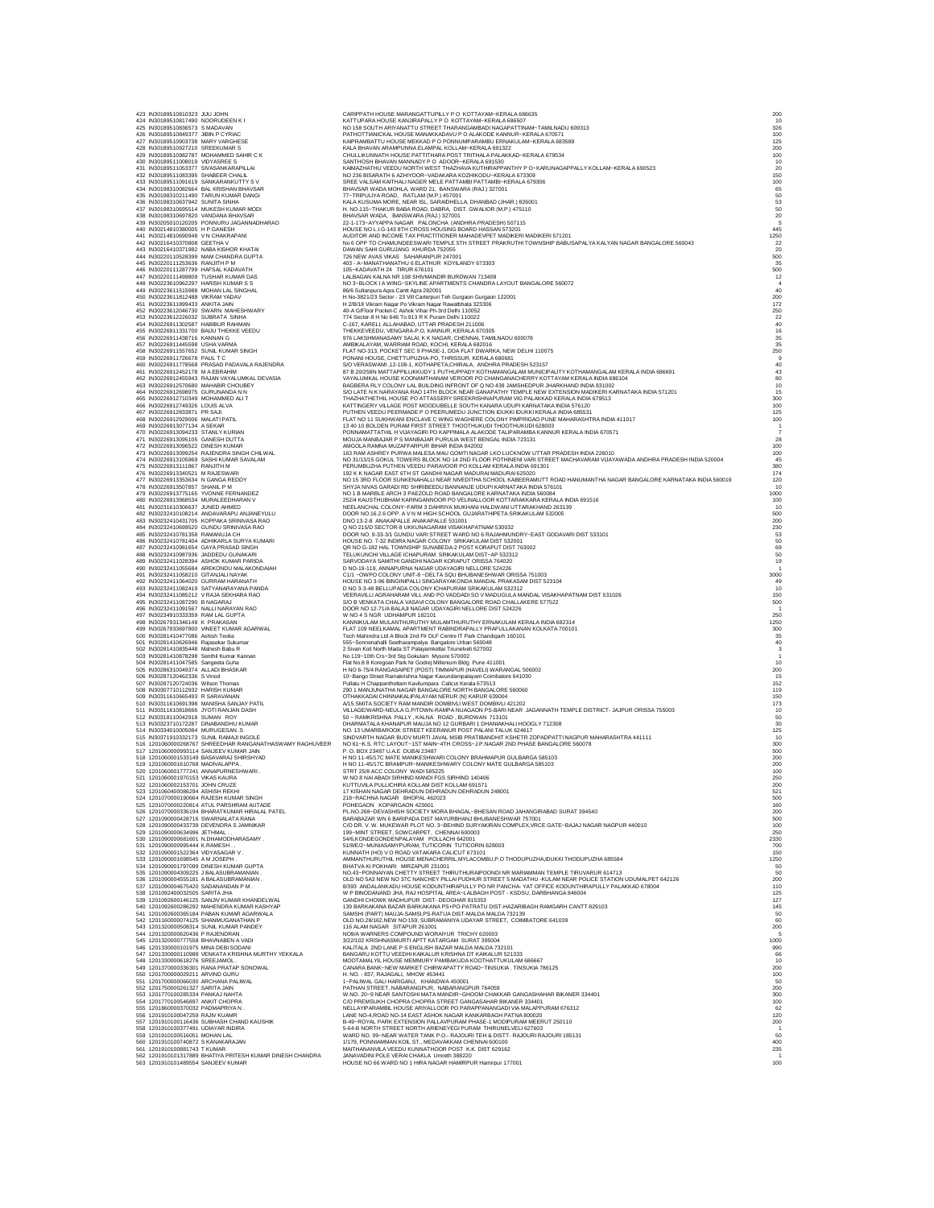| | | | | |
|---|---|---|---|---|
| 423 | IN30189510810323 | JIJU JOHN | CARIPPATH HOUSE MARANGATTUPILLY P O KOTTAYAM~KERALA 686635 | 200 |
| 424 | IN30189510817490 | NOORUDEEN K I | KATTUPARA HOUSE KANJIRAPALLY P O KOTTAYAM~KERALA 686507 | 10 |
| 425 | IN30189510836573 | S MADAVAN | NO 158 SOUTH ARIYANATTU STREET THARANGAMBADI NAGAPATTINAM~TAMILNADU 609313 | 326 |
| 426 | IN30189510849377 | JIBIN P CYRIAC | PATHOTTIANICKAL HOUSE MANAKKADAVU P O ALAKODE KANNUR~KERALA 670571 | 100 |
| 427 | IN30189510903738 | MARY VARGHESE | KAPRAMBATTU HOUSE MEKKAD P O PONNUMPARAMBU ERNAKULAM~KERALA 683589 | 125 |
| 428 | IN30189510927210 | SREEKUMAR S | KALA BHAVAN ARAMPUNNA ELAMPAL KOLLAM~KERALA 691322 | 200 |
| 429 | IN30189510982787 | MOHAMMED SAHIR C K | CHULLIKUNNATH HOUSE PATTITHARA POST TRITHALA PALAKKAD~KERALA 679534 | 100 |
| 430 | IN30189511008019 | VIDYASREE S | SANTHOSH BHAVAN MANNADY P O ADOOR~KERALA 691530 | 10 |
| 431 | IN30189511053377 | SIVASANKARAPILLAI | KAMAZHATHU VEEDU NORTH WEST THAZHAVA KUTHIRAPPANTHY P O~KARUNAGAPPALLY KOLLAM~KERALA 690523 | 20 |
| 432 | IN30189511083395 | SHABEER CHALIL | NO 236 BISARATH 6 AZHIYOOR~VADAKARA KOZHIKODU~KERALA 673309 | 150 |
| 433 | IN30189511091619 | SANKARANKUTTY S V | SREE VALSAM KAITHALI NAGER MELE PATTAMBI PATTAMBI~KERALA 679306 | 100 |
| 434 | IN30198310082664 | BAL KRISHAN BHAVSAR | BHAVSAR WADA MOHLA, WARD 21, BANSWARA (RAJ.) 327001 | 65 |
| 435 | IN30198310211490 | TARUN KUMAR DANGI | 77~TRIPULIYA ROAD, RATLAM (M.P.) 457001 | 50 |
| 436 | IN30198310637942 | SUNITA SINHA | KALA KUSUMA MORE, NEAR ISL, SARAIDHELLA, DHANBAD (JHAR.) 826001 | 53 |
| 437 | IN30198310695514 | MUKESH KUMAR MODI | H. NO.115~THAKUR BABA ROAD, DABRA, DIST. GWALIOR (M.P.) 475110 | 50 |
| 438 | IN30198310697820 | VANDANA BHAVSAR | BHAVSAR WADA, BANSWARA (RAJ.) 327001 | 20 |
| 439 | IN30205010120205 | PONNURU JAGANNADHARAO | 22-1-173~AYYAPPA NAGAR PALONCHA (ANDHRA PRADESH) 507115 | 5 |
| 440 | IN30214810380005 | H P GANESH | HOUSE NO L.I.G-143 8TH CROSS HOUSING BOARD HASSAN 573201 | 445 |
| 441 | IN30214810690948 | V N CHAKRAPANI | AUDITOR AND INCOME TAX PRACTITIONER MAHADEVPET MADIKERI MADIKERI 571201 | 1250 |
| 442 | IN30216410370808 | GEETHA V | No 6 OPP TO CHAMUNDEESWARI TEMPLE 5TH STREET PRAKRUTHI TOWNSHIP BABUSAPALYA KALYAN NAGAR BANGALORE 560043 | 22 |
| 443 | IN30216410371982 | NABA KISHOR KHATAI | DAWAN SAHI GURUJANG KHURDA 752055 | 20 |
| 444 | IN30220110528399 | MAM CHANDRA GUPTA | 726 NEW AVAS VIKAS SAHARANPUR 247001 | 500 |
| 445 | IN30220111253636 | RANJITH P M | 403 - A~MANATHANATHU 6 ELATHUR KOYILANDY 673303 | 35 |
| 446 | IN30220111287799 | HAFSAL KADAVATH | 105~KADAVATH 24 TIRUR 676101 | 500 |
| 447 | IN30220111499809 | TUSHAR KUMAR DAS | LALBAGAN KALNA NR 108 SHIVMANDIR BURDWAN 713409 | 12 |
| 448 | IN30223610962297 | HARISH KUMAR S S | NO 3~BLOCK I A WING~SKYLINE APARTMENTS CHANDRA LAYOUT BANGALORE 560072 | 4 |
| 449 | IN30223611515988 | MOHAN LAL SINGHAL | 86/6 Sultanpura Agra Cantt Agra 282001 | 40 |
| 450 | IN30223611812488 | VIKRAM YADAV | H No-3821/23 Sector - 23 Vill Carterpuri Teh Gurgaon Gurgaon 122001 | 200 |
| 451 | IN30223611899433 | ANKITA JAIN | H 2/B/18 Vikram Nagar Po Vikram Nagar Rawatbhata 323306 | 172 |
| 452 | IN30223612046730 | SWARN MAHESHWARY | 40-A G/Floor Pocket-C Ashok Vihar Ph-3rd Delhi 110052 | 250 |
| 453 | IN30223612226032 | SUBRATA SINHA | 774 Sector-8 H No 646 To 913 R K Puram Delhi 110022 | 22 |
| 454 | IN30226911302587 | HABIBUR RAHMAN | C-167, KARELI, ALLAHABAD, UTTAR PRADESH 211006 | 40 |
| 455 | IN30226911331700 | BAIJU THEKKE VEEDU | THEKKEVEEDU, VENGARA-P.O, KANNUR, KERALA 670305 | 16 |
| 456 | IN30226911378716 | KANNAN G | 976 LAKSHMANASAMY SALAI, K K NAGAR, CHENNAI, TAMILNADU 600078 | 35 |
| 457 | IN30226911445598 | USHA VARMA | AMBIKALAYAM, WARRIAM ROAD, KOCHI, KERALA 682016 | 35 |
| 458 | IN30226911557652 | SUNIL KUMAR SINGH | FLAT NO-313, POCKET SEC 9 PHASE-1, DDA FLAT DWARKA, NEW DELHI 110075 | 250 |
| 459 | IN30226911726678 | PAUL T C | PONANI HOUSE, CHETTUPUZHA-PO, THRISSUR, KERALA 680681 | 9 |
| 460 | IN30226911778568 | PRASAD PADAVALA RAJENDRA | S/O VERASWAMI ,12-108-1, KOTHAPETA,CHIRALA, ANDHRA PRADESH 523157 | 40 |
| 461 | IN30226912452178 | M A EBRAHIM | 87 B 20/258N MATTAPPILLIKUDY 1 PUTHUPPADY KOTHAMANGALAM MUNICIPALITY KOTHAMANGALAM KERALA INDIA 686691 | 43 |
| 462 | IN30226912455943 | RAJAN VAYALUMKAL DEVASIA | VAYALUMKAL HOUSE KOONAMTHANAM VEROOR PO CHANGANACHERRY KOTTAYAM KERALA INDIA 686104 | 80 |
| 463 | IN30226912570680 | MAHABIR CHOUBEY | BAGBERA RLY COLONY LAL BUILDING INFRONT OF Q NO 439 JAMSHEDPUR JHARKHAND INDIA 831002 | 10 |
| 464 | IN30226912698975 | GURUNANDA N N | S/O LATE N K NARAYANA RAO 14TH BLOCK NEAR GANAPATHY TEMPLE NEW EXTENSION MADIKERI KARNATAKA INDIA 571201 | 15 |
| 465 | IN30226912710349 | MOHAMMED ALI T | THAZHATHETHIL HOUSE PO ATTASSERY SREEKRISHNAPURAM VIG PALAKKAD KERALA INDIA 679513 | 300 |
| 466 | IN30226912749326 | LOUIS ALVA | ATTINGERY VILLAGE POST MOODUBELLE SOUTH KANARA UDUPI KARNATAKA INDIA 576120 | 100 |
| 467 | IN30226912833871 | PR SAJI | PUTHEN VEEDU PEERMADE P O PEERUMEDU JUNCTION IDUKKI IDUKKI KERALA INDIA 685531 | 125 |
| 468 | IN30226912929006 | MALATI PATIL | FLAT NO 11 SUKHWANI ENCLAVE C WING WAGHERE COLONY PIMPRIGAO PUNE MAHARASHTRA INDIA 411017 | 100 |
| 469 | IN30226913077134 | A SEKAR | 13 40 10 BOLDEN PURAM FIRST STREET THOOTHUKUDI THOOTHUKUDI 628003 | 1 |
| 470 | IN30226913094233 | STANLY KURIAN | PONNAMATTATHIL H VIJAYAGIRI PO KAPPIMALA ALAKODE TALIPARAMBA KANNUR KERALA INDIA 670571 | 7 |
| 471 | IN30226913095105 | GANESH DUTTA | MOUJA MANBAJAR P S MANBAJAR PURULIA WEST BENGAL INDIA 723131 | 28 |
| 472 | IN30226913096522 | DINESH KUMAR | AMGOLA RAMNA MUZAFFARPUR BIHAR INDIA 842002 | 100 |
| 473 | IN30226913099254 | RAJENDRA SINGH CHILWAL | 163 RAM ASHREY PURWA MALESA MAU GOMTI NAGAR LKO LUCKNOW UTTAR PRADESH INDIA 226010 | 100 |
| 474 | IN30226913105969 | SASHI KUMAR SAVALAM | NO 31/13/15 GOKUL TOWERS BLOCK NO 14 2ND FLOOR POTHINENI VARI STREET MACHAVARAM VIJAYAWADA ANDHRA PRADESH INDIA 520004 | 45 |
| 475 | IN30226913111867 | RANJITH M | PERUMBUZHA PUTHEN VEEDU PARAVOOR PO KOLLAM KERALA INDIA 691301 | 380 |
| 476 | IN30226913340521 | M RAJESWARI | 192 K K NAGAR EAST 6TH ST GANDHI NAGAR MADURAI MADURAI 625020 | 174 |
| 477 | IN30226913353634 | N GANGA REDDY | NO 15 3RD FLOOR SUNKENAHALLI NEAR NIVEDITHA SCHOOL KABEERAMUTT ROAD HANUMANTHA NAGAR BANGALORE KARNATAKA INDIA 560019 | 120 |
| 478 | IN30226913507857 | SHANIL P M | SHYJA NIVAS GARADI RD SHIRIBEEDU BANNANJE UDUPI KARNATAKA INDIA 576101 | 10 |
| 479 | IN30226913775165 | YVONNE FERNANDEZ | NO 1 B MARBLE ARCH 3 PAEZOLD ROAD BANGALORE KARNATAKA INDIA 560084 | 1000 |
| 480 | IN30226913968534 | MURALEEDHARAN V | 252/4 KAUSTHUBHAM KARINGANNOOR PO VELINALLOOR KOTTARAKKARA KERALA INDIA 691516 | 100 |
| 481 | IN30231610306637 | JUNED AHMED | NEELANCHAL COLONY~FARM 3 DAHRIYA MUKHANI HALDWANI UTTARAKHAND 263139 | 10 |
| 482 | IN30232410108214 | ANDAVARAPU ANJANEYULU | DOOR NO.16.2.6 OPP. A V N M HIGH SCHOOL GUJARATHIPETA SRIKAKULAM 532005 | 500 |
| 483 | IN30232410431705 | KOPPAKA SRINIVASA RAO | DNO 13-2-8 ANAKAPALLE ANAKAPALLE 531001 | 200 |
| 484 | IN30232410699520 | GUNDU SRINIVASA RAO | Q NO 215/D SECTOR-8 UKKUNAGARAM VISAKHAPATNAM 530032 | 230 |
| 485 | IN30232410781358 | RAMANUJA CH | DOOR NO. 9-33-3/1 GUNDU VARI STREET WARD NO 6 RAJAHMUNDRY~EAST GODAVARI DIST 533101 | 53 |
| 486 | IN30232410781404 | ADHIKARLA SURYA KUMARI | HOUSE NO. 7-32 INDIRA NAGAR COLONY SRIKAKULAM DIST 532001 | 50 |
| 487 | IN30232410981654 | GAYA PRASAD SINGH | QR NO G-182 HAL TOWNSHIP SUNABEDA-2 POST KORAPUT DIST 763002 | 69 |
| 488 | IN30232410987936 | JADDEDU GUNAKARI | TELUKUNCHI VILLAGE ICHAPURAM SRIKAKULAM DIST~AP 532312 | 50 |
| 489 | IN30232411028394 | ASHOK KUMAR PARIDA | SARVODAYA SAMITHI GANDHI NAGAR KORAPUT ORISSA 764020 | 19 |
| 490 | IN30232411055684 | AREKONDU MALAKONDAIAH | D NO-19-119, ANNAPURNA NAGAR UDAYAGIRI NELLORE 524226 | 1 |
| 491 | IN30232411058210 | GITANJALI NAYAK | C1/1 ~OWPO COLONY UNIT-8 ~DELTA SQU BHUBANESHWAR ORISSA 751003 | 3000 |
| 492 | IN30232411064020 | GURRAM HARANATH | HOUSE NO 3-96 BINGINIPALLI SINGARAYAKONDA MANDAL PRAKASAM DIST 523104 | 49 |
| 493 | IN30232411082419 | SATYANARAYANA PANDA | D NO 3-3-48 BELLUPADA COLONY ICHAPURAM SRIKAKULAM 532312 | 10 |
| 494 | IN30232411085212 | V RAJA SEKHARA RAO | VEERAVILLI AGRAHARAM VILL AND PO VADDADI SO V MADUGULA MANDAL VISAKHAPATNAM DIST 531026 | 150 |
| 495 | IN30232411087290 | B NAGARAJ | S/O B VENKATA CHALA VASAVI COLONY BANGALORE ROAD CHALLAKERE 577522 | 500 |
| 496 | IN30232411091567 | NALLI NARAYAN RAO | DOOR NO 12-71/A BALAJI NAGAR UDAYAGIRI NELLORE DIST 524226 | 1 |
| 497 | IN30234910333359 | RAM LAL GUPTA | W NO 4 S NGR UDHAMPUR 182101 | 250 |
| 498 | IN30267931346149 | K PRAKASAN | KANNIKULAM MULANTHURUTHY MULAMTHURUTHY ERNAKULAM KERALA INDIA 682314 | 1250 |
| 499 | IN30267933697800 | VINEET KUMAR AGARWAL | FLAT 109 NEELKAMAL APARTMENT RABINDRAPALLY PRAFULLAKANAN KOLKATA 700101 | 300 |
| 500 | IN30281410477086 | Ashish Teotia | Tech Mahindra Ltd A Block 2nd Flr DLF Centre IT Park Chandigarh 160101 | 35 |
| 501 | IN30281410626946 | Rajasekar Sukumar | 555~Sonnenahalli Seetharampalya Bangalore Urban 560048 | 40 |
| 502 | IN30281410835448 | Mahesh Babu R | 2 Sivan Koil North Mada ST Palayamkottai Tirunelveli 627002 | 3 |
| 503 | IN30281410878298 | Senthil Kumar Kannan | No 119~10th Crs~3rd Stg Gokulam Mysore 570002 | 1 |
| 504 | IN30281411047585 | Sangeeta Guha | Flat No.8 8 Koregoan Park Nr Godrej Millenium Bldg Pune 411001 | 10 |
| 505 | IN30286310049374 | ALLADI BHASKAR | H NO 6-75/4 RANGASAIPET (POST) TIMMAPUR (HAVELI) WARANGAL 506002 | 200 |
| 506 | IN30287120462336 | S Vinod | 10~Bango Street Ramakrishna Nagar Kavundampalayam Coimbatore 641030 | 15 |
| 507 | IN30287120724036 | Wilson Thomas | Pullatu H Chappanthottam Kavilumpara Calicut Kerala 673513 | 152 |
| 508 | IN30307710112932 | HARISH KUMAR | 290 1 MANJUNATHA NAGAR BANGALORE NORTH BANGALORE 560060 | 119 |
| 509 | IN30311610665493 | R SARAVANAN | OTHAKKADAI CHINNAKALIPALAYAM NERUR (N) KARUR 639004 | 150 |
| 510 | IN30311610691398 | MANISHA SANJAY PATIL | A/15 SMITA SOCIETY RAM MANDIR DOMBIVLI WEST DOMBIVLI 421202 | 173 |
| 511 | IN30311610818666 | JYOTI RANJAN DASH | VILLAGE/WARD-NEULA G.P/TOWN-RAMPA NUAGAON PS-BARI NEAR JAGANNATH TEMPLE DISTRICT- JAJPUR ORISSA 755003 | 10 |
| 512 | IN30318110042918 | SUMAN ROY | 50 ~ RAMKRISHNA PALLY , KALNA ROAD , BURDWAN 713101 | 50 |
| 513 | IN30323710172287 | DINABANDHU KUMAR | DHARMATALA KHANAPUR MAUJA NO 12 GURBARI 1 DHANIAKHALI HOOGLY 712308 | 30 |
| 514 | IN30334010005084 | MURUGESAN .S | NO. 13 UMARBAROOK STREET KEERANUR POST PALANI TALUK 624617 | 125 |
| 515 | IN30371910332173 | SUNIL RAMAJI INGOLE | SINDVARTH NAGAR BUDV MURTI JAVAL MSIB PRATIBANDHIT KSHETR ZOPADPATTI NAGPUR MAHARASHTRA 441111 | 10 |
| 516 | 1201060000268767 | SHREEDHAR RANGANATHASWAMY RAGHUVEER | NO 61~K.S. RTC LAYOUT~1ST MAIN~4TH CROSS~J.P.NAGAR 2ND PHASE BANGALORE 560078 | 300 |
| 517 | 1201060000993114 | SANJEEV KUMAR JAIN | P. O. BOX 23487 U.A.E DUBAI 23487 | 500 |
| 518 | 1201060001533149 | BASAVARAJ SHIRSHYAD | H NO 11-45/17C MATE MANIKESHWARI COLONY BRAHMAPUR GULBARGA 585103 | 200 |
| 519 | 1201060001610768 | MADIVALAPPA . | H NO 11-45/17C BRAMPUR~MANIKESHWARY COLONY MATE GULBARGA 585103 | 200 |
| 520 | 1201060001777241 | ANNAPURNESHWARI . | STRT 25/8 ACC COLONY WADI 585225 | 100 |
| 521 | 1201060001970153 | VIKAS KAURA | W NO 8 NAI ABADI SIRHIND MANDI FGS SIRHIND 140406 | 250 |
| 522 | 1201060002153701 | JOHN CRUZE | KUTTUVILA PULLICHIRA KOLLAM DIST KOLLAM 691571 | 200 |
| 523 | 1201060400086294 | ASHISH REKHI | 17 KISHAN NAGAR DEHRADUN DEHRADUN DEHRADUN 248001 | 521 |
| 524 | 1201070000190664 | RAJESH KUMAR SINGH | 218~RACHNA NAGAR BHOPAL 462023 | 500 |
| 525 | 1201070000220814 | ATUL PARSHRAM AUTADE | POHEGAON KOPARGAON 423601 | 160 |
| 526 | 1201070000336194 | BHARATKUMAR HIRALAL PATEL | PL.NO.268~DEVASHISH SOCIETY MORA BHAGAL~BHESAN ROAD JAHANGIRABAD SURAT 394540 | 200 |
| 527 | 1201090000428716 | SWARNALATA RANA | BARABAZAR WN 6 BARIPADA DIST MAYURBHANJ BHUBANESHWAR 757001 | 500 |
| 528 | 1201090000433739 | DEVENDRA S JAMNIKAR | C/O DR. V. W. MUKEWAR PLOT NO. 3~BEHIND SURYAKIRAN COMPLEX,VRCE GATE~BAJAJ NAGAR NAGPUR 440010 | 100 |
| 529 | 1201090000634096 | JETHMAL . . | 199~MINT STREET, SOWCARPET, CHENNAI 600003 | 250 |
| 530 | 1201090000681601 | N.DHAMODHARASAMY . | 54/6,KONDEGONDENPALAYAM POLLACHI 642001 | 2330 |
| 531 | 1201090000995444 | K.RAMESH . . | 51/8/E/2~MUNIASAMYPURAM, TUTICORIN TUTICORIN 628003 | 700 |
| 532 | 1201090001522364 | VIDYASAGAR V . | KUNNATH (HO) V O ROAD VATAKARA CALICUT 673101 | 150 |
| 533 | 1201090001698545 | A M JOSEPH . | AMMANTHURUTHIL HOUSE MENACHERRIL,MYLACOMBU,P.O THODUPUZHA,IDUKKI THODUPUZHA 685584 | 1250 |
| 534 | 1201090001797099 | DINESH KUMAR GUPTA | BHATVA KI POKHARI MIRZAPUR 231001 | 50 |
| 535 | 1201090004309225 | J BALASUBRAMANIAN . | NO.43~PONNAIYAN CHETTY STREET THIRUTHURAIPOONDI NR MARIAMMAN TEMPLE TIRUVARUR 614713 | 50 |
| 536 | 1201090004555181 | A BALASUBRAMANIAN . | OLD NO 5A3 NEW NO 37C NANCHEY PILLAI PUDHUR STREET 5 MADATHU -KULAM NEAR POLICE STATION UDUMALPET 642126 | 200 |
| 537 | 1201090004675420 | SADANANDAN P M . | 8/393 ANDALANKADU HOUSE KODUNTHIRAPULLY PO NR PANCHA- YAT OFFICE KODUNTHIRAPULLY PALAKKAD 678004 | 110 |
| 538 | 1201092400032505 | SARITA JHA | W P BINODANAND JHA, RAJ HOSPITAL AREA~LALBAGH POST - KSDSU, DARBHANGA 846004 | 125 |
| 539 | 1201092600146125 | SANJIV KUMAR KHANDELWAL | GANDHI CHOWK MADHUPUR DIST- DEOGHAR 815353 | 127 |
| 540 | 1201092600286292 | MAHENDRA KUMAR KASHYAP | 139 BARKAKANA BAZAR BARKAKANA PS+PO-PATRATU DIST-HAZARIBAGH RAMGARH CANTT 829103 | 145 |
| 541 | 1201092600365184 | PABAN KUMAR AGARWALA | SAMSHI (PART) MAUJA-SAMSI,PS-RATUA DIST-MALDA MALDA 732139 | 50 |
| 542 | 1201160000074125 | SHANMUGANATHAN P | OLD NO.28/162,NEW NO:159, SUBRAMANIYA UDAYAR STREET, COIMBATORE 641039 | 60 |
| 543 | 1201320000508314 | SUNIL KUMAR PANDEY | 116 ALAM NAGAR SITAPUR 261001 | 200 |
| 544 | 1201320000620436 | P RAJENDRAN . | NO6/A WARNERS COMPOUND WORAIYUR TRICHY 620003 | 5 |
| 545 | 1201320000777558 | BHAVNABEN A VADI | 3/22/102 KRISHNASMURTI APTT KATARGAM SURAT 395004 | 1000 |
| 546 | 1201330000101975 | MINA DEBI SODANI | KALITALA 2ND LANE P S ENGLISH BAZAR MALDA MALDA 732101 | 990 |
| 547 | 1201330000110988 | VENKATA KRISHNA MURTHY YEKKALA | BANGARU KOTTU VEEDHI KAIKALUR KRISHNA DT KAIKALUR 521333 | 66 |
| 548 | 1201330000618276 | SREEJAMOL . | MOOTAMALYIL HOUSE MEMMURY PAMBAKUDA KOOTHATTUKULAM 686667 | 10 |
| 549 | 1201370000336301 | RANA PRATAP SONOWAL | CANARA BANK~NEW MARKET CHIRWAPATTY ROAD~TINSUKIA . TINSUKIA 786125 | 200 |
| 550 | 1201700000029211 | ARVIND GURU | H. NO. - 837, RAJAGALI, MHOW 453441 | 100 |
| 551 | 1201700000066030 | ARCHANA PALIWAL | 1~PALIWAL GALI HARIGANJ, KHANDWA 450001 | 50 |
| 552 | 1201750000261327 | SARITA JAIN | PATHAN STREET, NABARANGPUR, NABARANGPUR 764059 | 200 |
| 553 | 1201770100285334 | PANKAJ NAHTA | W.NO. 20~9 NEAR SANTOSHI MATA MANDIR~GHOOM CHAKKAR GANGASHAHAR BIKANER 334401 | 300 |
| 554 | 1201770100546897 | ANKIT CHOPRA | C/O PREMSUKH CHOPRA CHOPRA STREET GANGASAHAR BIKANER 334401 | 100 |
| 555 | 1201860000370032 | PADMAPRIYA N . | NELLAYIPARAMBIL HOUSE ARIYALLOOR PO PARAPPANANGADI VIA MALAPPURAM 676312 | 62 |
| 556 | 1201910100047259 | RAJIV KUAMR | LANE NO-4,ROAD NO-14 EAST ASHOK NAGAR KANKARBAGH PATNA 800020 | 120 |
| 557 | 1201910100116436 | SUBHASH CHAND KAUSHIK | B-49~ROYAL PARK EXTENSION PALLAVPURAM PHASE-1 MODIPURAM MEERUT 250110 | 200 |
| 558 | 1201910100377491 | UDIAYAR INDIRA | 5-64-B NORTH STREET NORTH ARIENEYEGI PURAM THIRUNELVELI 627603 | 1 |
| 559 | 1201910100516051 | MOHAN LAL | WARD NO. 09~NEAR WATER TANK P.O.- RAJOURI TEH & DISTT- RAJOURI RAJOURI 185131 | 50 |
| 560 | 1201910100740872 | S KANAKARAJAN | 1/179, PONNIAMMAN KOIL ST., MEDAVAKKAM CHENNAI 600100 | 400 |
| 561 | 1201910100881743 | T KUMAR | MAITHANANVILA VEEDU KUNNATHOOR POST K.K. DIST 629162 | 235 |
| 562 | 1201910101317889 | BHATIYA PRITESH KUMAR DINESH CHANDRA | JANAVADINI POLE VERAI CHAKLA Umreth 388220 | 1 |
| 563 | 1201910101489554 | SANJEEV KUMAR | HOUSE NO 66 WARD NO 1 HIRA NAGAR HAMIRPUR Hamirpur 177001 | 100 |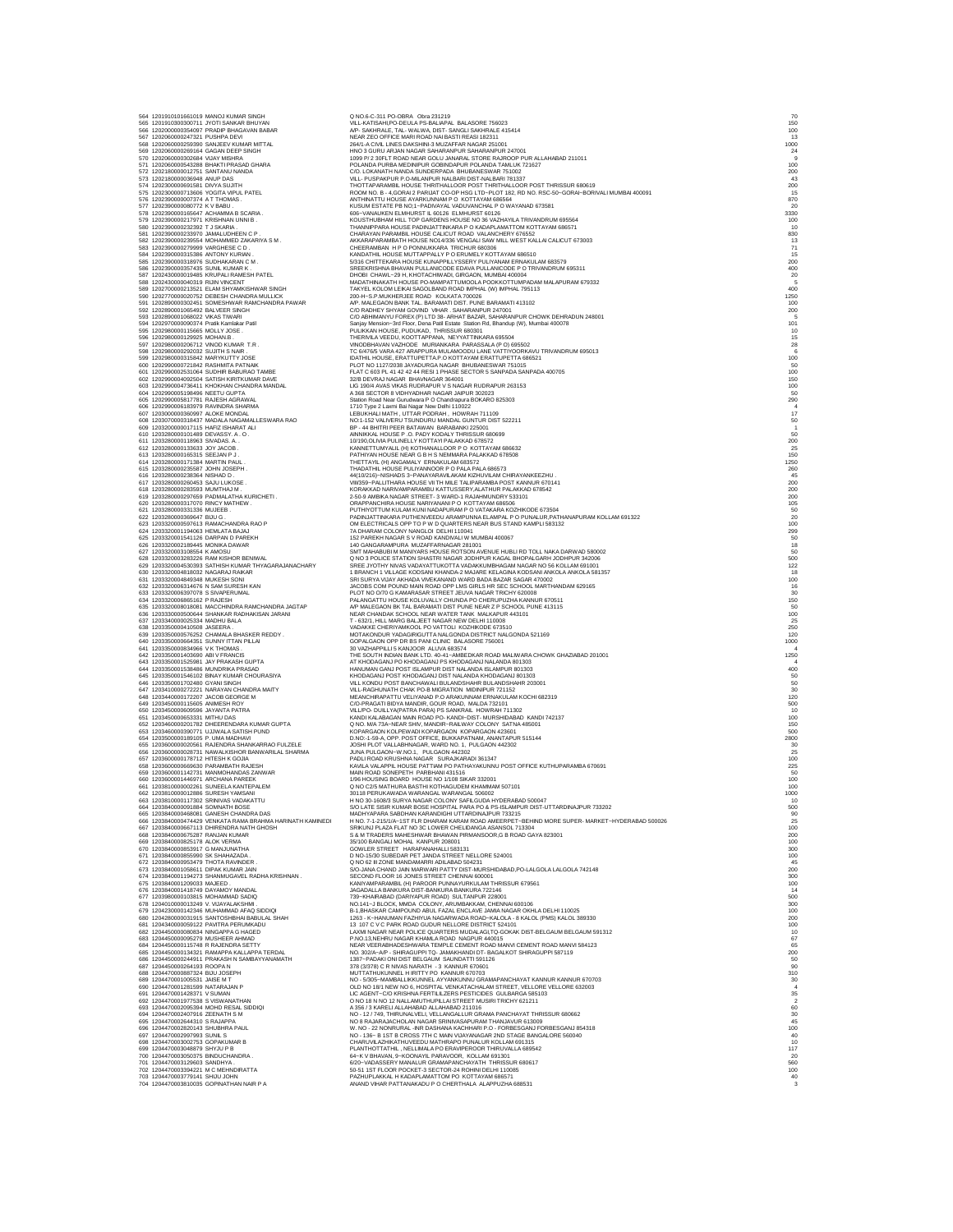| | | | | |
|---|---|---|---|---|
| 564 | 1201910101661019 | MANOJ KUMAR SINGH | Q NO.6-C-311 PO-OBRA Obra 231219 | 70 |
| 565 | 1201910300300711 | JYOTI SANKAR BHUYAN | VILL-KATISAHI,PO-DEULA PS-BALIAPAL BALASORE 756023 | 150 |
| 566 | 1202000000354097 | PRADIP BHAGAVAN BABAR | A/P- SAKHRALE, TAL- WALWA, DIST- SANGLI SAKHRALE 415414 | 100 |
| 567 | 1202060000247321 | PUSHPA DEVI | NEAR ZEO OFFICE MARI ROAD NAI BASTI REASI 182311 | 13 |
| 568 | 1202060000259390 | SANJEEV KUMAR MITTAL | 264/1-A CIVIL LINES DAKSHINI-3 MUZAFFAR NAGAR 251001 | 1000 |
| 569 | 1202060000269164 | GAGAN DEEP SINGH | HNO 3 GURU ARJAN NAGAR SAHARANPUR SAHARANPUR 247001 | 24 |
| 570 | 1202060000302684 | VIJAY MISHRA | 1099 P/ 2 30FLT ROAD NEAR GOLU JANARAL STORE RAJROOP PUR ALLAHABAD 211011 | 9 |
| 571 | 1202060000543288 | BHAKTI PRASAD GHARA | POLANDA PURBA MEDINIPUR GOBINDAPUR POLANDA TAMLUK 721627 | 100 |
| 572 | 1202180000012751 | SANTANU NANDA | C/O. LOKANATH NANDA SUNDERPADA BHUBANESWAR 751002 | 200 |
| 573 | 1202180000036948 | ANUP DAS | VILL- PUSPAKPUR P.O-MILANPUR NALBARI DIST-NALBARI 781337 | 43 |
| 574 | 1202300000691581 | DIVYA SUJITH | THOTTAPARAMBIL HOUSE THRITHALLOOR POST THRITHALLOOR POST THRISSUR 680619 | 200 |
| 575 | 1202300000713606 | YOGITA VIPUL PATEL | ROOM NO. B - 4,GORAI 2 PARIJAT CO-OP HSG LTD~PLOT 182, RD NO. RSC-50~GORAI~BORIVALI MUMBAI 400091 | 15 |
| 576 | 1202390000007374 | A T THOMAS . | ANTHINATTU HOUSE AYARKUNNAM P O KOTTAYAM 686564 | 870 |
| 577 | 1202390000080772 | K V BABU . | KUSUM ESTATE PB NO:1~PADIVAYAL VADUVANCHAL P O WAYANAD 673581 | 20 |
| 578 | 1202390000165647 | ACHAMMA B SCARIA . | 606~VANAUKEN ELMHURST IL 60126 ELMHURST 60126 | 3330 |
| 579 | 1202390000217971 | KRISHNAN UNNI B . | KOUSTHUBHAM HILL TOP GARDENS HOUSE NO 36 VAZHAYILA TRIVANDRUM 695564 | 100 |
| 580 | 1202390000232392 | T J SKARIA . | THANNIPPARA HOUSE PADINJATTINKARA P O KADAPLAMATTOM KOTTAYAM 686571 | 10 |
| 581 | 1202390000233970 | JAMALUDHEEN C P . | CHARAYAN PARAMBIL HOUSE CALICUT ROAD VALANCHERY 676552 | 830 |
| 582 | 1202390000239554 | MOHAMMED ZAKARIYA S M . | AKKARAPARAMBATH HOUSE NO14/336 VENGALI SAW MILL WEST KALLAI CALICUT 673003 | 13 |
| 583 | 1202390000279999 | VARGHESE C D . | CHEERAMBAN H P O PONNUKKARA TRICHUR 680306 | 71 |
| 584 | 1202390000315386 | ANTONY KURIAN . | KANDATHIL HOUSE MUTTAPPALLY P O ERUMELY KOTTAYAM 686510 | 15 |
| 585 | 1202390000318976 | SUDHAKARAN C M . | 5/316 CHITTEKARA HOUSE KUNAPPILLYSSERY PULIYANAM ERNAKULAM 683579 | 200 |
| 586 | 1202390000357435 | SUNIL KUMAR K . | SREEKRISHNA BHAVAN PULLANICODE EDAVA PULLANICODE P O TRIVANDRUM 695311 | 400 |
| 587 | 1202430000019485 | KRUPALI RAMESH PATEL | DHOBI CHAWL~29 H, KHOTACHIWADI, GIRGAON, MUMBAI 400004 | 20 |
| 588 | 1202430000040319 | RIJIN VINCENT | MADATHINAKATH HOUSE PO-MAMPATTUMOOLA POOKKOTTUMPADAM MALAPPURAM 679332 | 5 |
| 589 | 1202700000213521 | ELAM SHYAMKISHWAR SINGH | TAKYEL KOLOM LEIKAI SAGOLBAND ROAD IMPHAL (W) IMPHAL 795113 | 400 |
| 590 | 1202770000020752 | DEBESH CHANDRA MULLICK | 200-H~S.P.MUKHERJEE ROAD KOLKATA 700026 | 1250 |
| 591 | 1202890000302451 | SOMESHWAR RAMCHANDRA PAWAR | A/P. MALEGAON BANK TAL. BARAMATI DIST. PUNE BARAMATI 413102 | 100 |
| 592 | 1202890001065492 | BALVEER SINGH | C/O RADHEY SHYAM GOVIND VIHAR . SAHARANPUR 247001 | 200 |
| 593 | 1202890001068022 | VIKAS TIWARI | C/O ABHIMANYU FOREX (P) LTD 38- ARHAT BAZAR, SAHARANPUR CHOWK DEHRADUN 248001 | 5 |
| 594 | 1202970000090374 | Pratik Kamlakar Patil | Sanjay Mension~3rd Floor, Dena Patil Estate Station Rd, Bhandup (W), Mumbai 400078 | 101 |
| 595 | 1202980000115665 | MOLLY JOSE . | PULIKKAN HOUSE, PUDUKAD, THRISSUR 680301 | 10 |
| 596 | 1202980000129925 | MOHAN.B . | THERVILA VEEDU, KOOTTAPPANA, NEYYATTINKARA 695504 | 15 |
| 597 | 1202980000206712 | VINOD KUMAR T.R . | VINODBHAVAN VAZHODE MURIANKARA PARASSALA (P O) 695502 | 28 |
| 598 | 1202980000292032 | SUJITH S NAIR . | TC 6/476/5 VARA 427 ARAPPURA MULAMOODU LANE VATTIYOORKAVU TRIVANDRUM 695013 | 6 |
| 599 | 1202980000315842 | MARYKUTTY JOSE | IDATHIL HOUSE, ERATTUPETTA.P.O KOTTAYAM ERATTUPETTA 686521 | 100 |
| 600 | 1202990000721842 | RASHMITA PATNAIK | PLOT NO 1127/2038 JAYADURGA NAGAR BHUBANESWAR 751015 | 50 |
| 601 | 1202990002531064 | SUDHIR BABURAO TAMBE | FLAT C 603 PL 41 42 42 44 RESI 1 PHASE SECTOR 5 SANPADA SANPADA 400705 | 100 |
| 602 | 1202990004092504 | SATISH KIRITKUMAR DAVE | 32/B DEVRAJ NAGAR BHAVNAGAR 364001 | 150 |
| 603 | 1202990004736411 | KHOKHAN CHANDRA MANDAL | LIG 190/4 AVAS VIKAS RUDRAPUR V S NAGAR RUDRAPUR 263153 | 100 |
| 604 | 1202990005198496 | NEETU GUPTA | A 368 SECTOR 8 VIDHYADHAR NAGAR JAIPUR 302023 | 50 |
| 605 | 1202990005817781 | RAJESH AGRAWAL | Station Road Near Gurudwara P O Chandrapura BOKARO 825303 | 290 |
| 606 | 1202990006183979 | RAVINDRA SHARMA | 1710 Type 2 Laxmi Bai Nagar New Delhi 110022 | 4 |
| 607 | 1203000000360997 | ALOKE MONDAL | LEBUKHALI MATH , UTTAR PODRAH , HOWRAH 711109 | 17 |
| 608 | 1203070000318437 | MADALA NAGAMALLESWARA RAO | NO:1-152 VALIVERU TSUNDURU MANDAL GUNTUR DIST 522211 | 50 |
| 609 | 1203200000017115 | HAFIZ ISHARAT ALI | BP - 44 BHITRI PEER BATAWAN BARABANKI 225001 | 1 |
| 610 | 1203280000101489 | DEVASSY. A . O . | AINNIKKAL HOUSE P .O. PADY KODALY THRISSUR 680699 | 50 |
| 611 | 1203280000118963 | SIVADAS. A . | 10/190,OLIVIA PULINELLY KOTTAYI PALAKKAD 678572 | 200 |
| 612 | 1203280000133633 | JOY JACOB . | KANNETTUMYALIL (H) KOTHANALLOOR P O KOTTAYAM 686632 | 25 |
| 613 | 1203280000165315 | SEEJAN P J . | PATHIYAN HOUSE NEAR G B H S NEMMARA PALAKKAD 678508 | 150 |
| 614 | 1203280000171384 | MARTIN PAUL . | THETTAYIL (H) ANGAMALY ERNAKULAM 683572 | 1250 |
| 615 | 1203280000235587 | JOHN JOSEPH . | THADATHIL HOUSE PULIYANNOOR P O PALA PALA 686573 | 260 |
| 616 | 1203280000238364 | NISHAD D . | 44(10/216)~NISHADS 3~PANAYARAVILAKAM KIZHUVILAM CHIRAYANKEEZHU . | 45 |
| 617 | 1203280000260453 | SAJU LUKOSE . | VIII/359~PALLITHARA HOUSE VII TH MILE TALIPARAMBA POST KANNUR 670141 | 200 |
| 618 | 1203280000283593 | MUMTHAJ M . | KORAKKAD NARIVAMPARAMBU KATTUSSERY,ALATHUR PALAKKAD 678542 | 200 |
| 619 | 1203280000297659 | PADMALATHA KURICHETI . | 2-50-9 AMBIKA NAGAR STREET- 3 WARD-1 RAJAHMUNDRY 533101 | 200 |
| 620 | 1203280000317070 | RINCY MATHEW . | ORAPPANCHIRA HOUSE NARIYANANI P O KOTTAYAM 686506 | 105 |
| 621 | 1203280000331336 | MUJEEB . | PUTHIYOTTUM KULAM KUNI NADAPURAM P O VATAKARA KOZHIKODE 673504 | 50 |
| 622 | 1203280000369647 | BIJU G . | PADINJATTINKARA PUTHENVEEDU ARAMPUNNA ELAMPAL P O PUNALUR,PATHANAPURAM KOLLAM 691322 | 20 |
| 623 | 1203320000597613 | RAMACHANDRA RAO P | OM ELECTRICALS OPP TO P W D QUARTERS NEAR BUS STAND KAMPLI 583132 | 100 |
| 624 | 1203320001194063 | HEMLATA BAJAJ | 7A DHARAM COLONY NANGLOI DELHI 110041 | 299 |
| 625 | 1203320001541126 | DARPAN D PAREKH | 152 PAREKH NAGAR S V ROAD KANDIVALI W MUMBAI 400067 | 50 |
| 626 | 1203320002189445 | MONIKA DAWAR | 140 GANGARAMPURA MUZAFFARNAGAR 281001 | 18 |
| 627 | 1203320003108554 | K AMOSU | SMT MAHABUBI M MANIYARS HOUSE ROTSON AVENUE HUBLI RD TOLL NAKA DARWAD 580002 | 50 |
| 628 | 1203320003283226 | RAM KISHOR BENIWAL | Q NO 3 POLICE STATION SHASTRI NAGAR JODHPUR KAGAL BHOPALGARH JODHPUR 342006 | 50 |
| 629 | 1203320004530393 | SATHISH KUMAR THYAGARAJANACHARY | SREE JYOTHY NIVAS VADAYATTUKOTTA VADAKKUMBHAGAM NAGAR NO 56 KOLLAM 691001 | 122 |
| 630 | 1203320004818032 | NAGARAJ RAIKAR | 1 BRANCH 1 VILLAGE KODSANI KHANDA-2 MAJARE KELAGINA KODSANI ANKOLA ANKOLA 581357 | 18 |
| 631 | 1203320004849348 | MUKESH SONI | SRI SURYA VIJAY AKHADA VIVEKANAND WARD BADA BAZAR SAGAR 470002 | 100 |
| 632 | 1203320006314676 | N SAM SURESH KAN | JACOBS COM POUND MAIN ROAD OPP LMS GIRLS HR SEC SCHOOL MARTHANDAM 629165 | 16 |
| 633 | 1203320006397078 | S SIVAPERUMAL | PLOT NO O/70 G KAMARASAR STREET JEEVA NAGAR TRICHY 620008 | 30 |
| 634 | 1203320006865162 | P RAJESH | PALANGATTU HOUSE KOLUVALLY CHUNDA PO CHERUPUZHA KANNUR 670511 | 150 |
| 635 | 1203320008018081 | MACCHINDRA RAMCHANDRA JAGTAP | A/P MALEGAON BK TAL BARAMATI DIST PUNE NEAR Z P SCHOOL PUNE 413115 | 50 |
| 636 | 1203330000500644 | SHANKAR RADHAKISAN JARANI | NEAR CHANDAK SCHOOL NEAR WATER TANK MALKAPUR 443101 | 100 |
| 637 | 1203340000025334 | MADHU BALA | T - 632/1, HILL MARG BALJEET NAGAR NEW DELHI 110008 | 25 |
| 638 | 1203350000410508 | JASEERA . | VADAKKE CHERIYAMKOOL PO VATTOLI KOZHIKODE 673510 | 250 |
| 639 | 1203350000576252 | CHAMALA BHASKER REDDY . | MOTAKONDUR YADAGIRIGUTTA NALGONDA DISTRICT NALGONDA 521169 | 120 |
| 640 | 1203350000664351 | SUNNY ITTAN PILLAI | GOPALGAON OPP DR BS PANI CLINIC BALASORE 756001 | 1000 |
| 641 | 1203350000834966 | V K THOMAS . | 30 VAZHAPPILLI 5 KANJOOR ALUVA 683574 | 4 |
| 642 | 1203350001403690 | ABI V FRANCIS | THE SOUTH INDIAN BANK LTD. 40-41~AMBEDKAR ROAD MALIWARA CHOWK GHAZIABAD 201001 | 1250 |
| 643 | 1203350001525981 | JAY PRAKASH GUPTA | AT KHODAGANJ PO KHODAGANJ PS KHODAGANJ NALANDA 801303 | 4 |
| 644 | 1203350001538486 | MUNDRIKA PRASAD | HANUMAN GANJ POST ISLAMPUR DIST NALANDA ISLAMPUR 801303 | 400 |
| 645 | 1203350001546102 | BINAY KUMAR CHOURASIYA | KHODAGANJ POST KHODAGANJ DIST NALANDA KHODAGANJ 801303 | 50 |
| 646 | 1203350001702480 | GYANI SINGH | VILL KONDU POST BANCHAWALI BULANDSHAHR BULANDSHAHR 203001 | 50 |
| 647 | 1203410000272221 | NARAYAN CHANDRA MAITY | VILL-RAGHUNATH CHAK PO-B MIGRATION MIDNIPUR 721152 | 30 |
| 648 | 1203440000172207 | JACOB GEORGE M | MEANCHIRAPATTU VELIYANAD P O ARAKUNNAM ERNAKULAM KOCHI 682319 | 120 |
| 649 | 1203450000115605 | ANIMESH ROY | C/O-PRAGATI BIDYA MANDIR, GOUR ROAD, MALDA 732101 | 500 |
| 650 | 1203450000609596 | JAYANTA PATRA | VILL/PO- DUILLYA(PATRA PARA) PS SANKRAIL HOWRAH 711302 | 10 |
| 651 | 1203450000653331 | MITHU DAS | KANDI KALABAGAN MAIN ROAD PO- KANDI~DIST- MURSHIDABAD KANDI 742137 | 100 |
| 652 | 1203460000201782 | DHEERENDARA KUMAR GUPTA | Q NO. M/A 73A~NEAR SHIV, MANDIR~RAILWAY COLONY SATNA 485001 | 150 |
| 653 | 1203460000390771 | UJJWALA SATISH PUND | KOPARGAON KOLPEWADI KOPARGAON KOPARGAON 423601 | 500 |
| 654 | 1203500000189105 | P. UMA MADHAVI | D.NO:-1-59-A, OPP. POST OFFICE, BUKKAPATNAM, ANANTAPUR 515144 | 2800 |
| 655 | 1203600000020561 | RAJENDRA SHANKARRAO FULZELE | JOSHI PLOT VALLABHNAGAR, WARD NO. 1, PULGAON 442302 | 30 |
| 656 | 1203600000028731 | NAWALKISHOR BANWARILAL SHARMA | JUNA PULGAON~W.NO.1, PULGAON 442302 | 25 |
| 657 | 1203600000178712 | HITESH K GOJIA | PADLI ROAD KRUSHNA NAGAR SURAJKARADI 361347 | 100 |
| 658 | 1203600000669630 | PARAMBATH RAJESH | KAVILA VALAPPIL HOUSE PATTIAM PO PATHAYAKUNNU POST OFFICE KUTHUPARAMBA 670691 | 225 |
| 659 | 1203600001142731 | MANMOHANDAS ZANWAR | MAIN ROAD SONEPETH PARBHANI 431516 | 50 |
| 660 | 1203600001446971 | ARCHANA PAREEK | 1/96 HOUSING BOARD HOUSE NO 1/108 SIKAR 332001 | 10 |
| 661 | 1203810000002261 | SUNEELA KANTEPALEM | Q NO C2/5 MATHURA BASTHI KOTHAGUDEM KHAMMAM 507101 | 100 |
| 662 | 1203810000012886 | SURESH YAMSANI | 30118 PERUKAWADA WARANGAL WARANGAL 506002 | 1000 |
| 663 | 1203810000117302 | SRINIVAS VADAKATTU | H NO 30-1608/3 SURYA NAGAR COLONY SAFILGUDA HYDERABAD 500047 | 10 |
| 664 | 1203840000091884 | SOMNATH BOSE | S/O LATE SISIR KUMAR BOSE HOSPITAL PARA PO & PS-ISLAMPUR DIST-UTTARDINAJPUR 733202 | 500 |
| 665 | 1203840000468081 | GANESH CHANDRA DAS | MADHYAPARA SABDHAN KARANDIGHI UTTARDINAJPUR 733215 | 90 |
| 666 | 1203840000474429 | VENKATA RAMA BRAHMA HARINATH KAMINEDI | H NO. 7-1-215/1/A~1ST FLR DHARAM KARAM ROAD AMEERPET~BEHIND MORE SUPER- MARKET~HYDERABAD 500026 | 25 |
| 667 | 1203840000667113 | DHIRENDRA NATH GHOSH | SRIKUNJ PLAZA FLAT NO 3C LOWER CHELIDANGA ASANSOL 713304 | 100 |
| 668 | 1203840000675287 | RANJAN KUMAR | S & M TRADERS MAHESHWAR BHAWAN PIRMANSOOR,G B ROAD GAYA 823001 | 200 |
| 669 | 1203840000825178 | ALOK VERMA | 35/100 BANGALI MOHAL KANPUR 208001 | 100 |
| 670 | 1203840000853917 | G MANJUNATHA | GOWLER STREET HARAPANAHALLI 583131 | 300 |
| 671 | 1203840000855990 | SK SHAHAZADA . | D NO-15/30 SUBEDAR PET JANDA STREET NELLORE 524001 | 100 |
| 672 | 1203840000953479 | THOTA RAVINDER . | Q NO 62 II ZONE MANDAMARRI ADILABAD 504231 | 45 |
| 673 | 1203840001058611 | DIPAK KUMAR JAIN | S/O-JANA CHAND JAIN MARWARI PATTY DIST-MURSHIDABAD,PO-LALGOLA LALGOLA 742148 | 200 |
| 674 | 1203840001194273 | SHANMUGAVEL RADHA KRISHNAN . | SECOND FLOOR 16 JONES STREET CHENNAI 600001 | 300 |
| 675 | 1203840001209033 | MAJEED . | KANIYAMPARAMBIL (H) PAROOR PUNNAYURKULAM THRISSUR 679561 | 100 |
| 676 | 1203840001418749 | DAYAMOY MANDAL | JAGADALLA BANKURA DIST-BANKURA BANKURA 722146 | 14 |
| 677 | 1203980000103815 | MOHAMMAD SADIQ | 739~KHAIRABAD (DARIYAPUR ROAD) SULTANPUR 228001 | 500 |
| 678 | 1204010000013249 | V. VIJAYALAKSHMI . | NO.141~J BLOCK, MMDA COLONY, ARUMBAKKAM, CHENNAI 600106 | 300 |
| 679 | 1204230000142346 | MUHAMMAD AFAQ SIDDIQI | B-1,BHASKAR CAMPOUND ABUL FAZAL ENCLAVE JAMIA NAGAR OKHLA DELHI 110025 | 100 |
| 680 | 1204280000031915 | SANTOSHBHAI BABULAL SHAH | 1263 - K~HANUMAN FAZHIYUA NAGARWADA ROAD~KALOLA - 8 KALOL (PMS) KALOL 389330 | 200 |
| 681 | 1204340000059122 | PAVITRA PERUMKADU | 13 107 C V C PARK ROAD GUDUR NELLORE DISTRICT 524101 | 100 |
| 682 | 1204450000080834 | NINGAPPA G HAGED | LAXMI NAGAR NEAR POLICE QUARTERS MUDALAGI,TQ-GOKAK DIST-BELGAUM BELGAUM 591312 | 10 |
| 683 | 1204450000095279 | MUSHEER AHMAD | P.NO.13,NEHRU NAGAR KHAMLA ROAD NAGPUR 440015 | 67 |
| 684 | 1204450000115748 | R RAJENDRA SETTY | NEAR VEERABHADESHWARA TEMPLE CEMENT ROAD MANVI CEMENT ROAD MANVI 584123 | 65 |
| 685 | 1204450000134321 | RAMAPPA KALLAPPA TERDAL | NO. 302/A~A/P - SHIRAGUPPI TQ- JAMAKHANDI DT- BAGALKOT SHIRAGUPPI 587119 | 200 |
| 686 | 1204450000244911 | PRAKASH N SAMBAYYANAMATH | 1387~PADAKI ONI DIST BELGAUM SAUNDATTI 591126 | 50 |
| 687 | 1204450000264193 | ROOPA N | 378 (3/378) C R NIVAS NARATH - 3 KANNUR 670601 | 90 |
| 688 | 1204470000887324 | BIJU JOSEPH | MUTTATHUKUNNEL H IRITTY PO KANNUR 670703 | 310 |
| 689 | 1204470001005531 | JAISE M T | NO - 5/305~MAMBALLIKKUNNEL AYYANKUNNU GRAMAPANCHAYAT KANNUR KANNUR 670703 | 30 |
| 690 | 1204470001281599 | NATARAJAN P | OLD NO 18/1 NEW NO 6, HOSPITAL VENKATACHALAM STREET, VELLORE VELLORE 632003 | 4 |
| 691 | 1204470001428371 | V SUMAN | LIC AGENT~C/O KRISHNA FERTILILZERS PESTICIDES GULBARGA 585103 | 35 |
| 692 | 1204470001977538 | S VISWANATHAN | O NO 18 N NO 12 NALLAMUTHUPILLAI STREET MUSIRI TRICHY 621211 | 2 |
| 693 | 1204470002095394 | MOHD RESAL SIDDIQI | A 356 / 3 KARELI ALLAHABAD ALLAHABAD 211016 | 60 |
| 694 | 1204470002407916 | ZEENATH S M | NO - 12 / 749, THIRUNALVELI, VELLANGALLUR GRAMA PANCHAYAT THRISSUR 680662 | 30 |
| 695 | 1204470002644310 | S RAJAPPA | NO 8 RAJARAJACHOLAN NAGAR SRINIVASAPURAM THANJAVUR 613009 | 45 |
| 696 | 1204470002820143 | SHUBHRA PAUL | W. NO - 22 NONRURAL -INR DASHANA KACHHARI P.O - FORBESGANJ FORBESGANJ 854318 | 100 |
| 697 | 1204470002997993 | SUNIL S | NO - 136~ B 1ST B CROSS 7TH C MAIN VIJAYANAGAR 2ND STAGE BANGALORE 560040 | 40 |
| 698 | 1204470003002753 | GOPAKUMAR B | CHARUVILAZHIKATHUVEEDU MATHRAPO PUNALUR KOLLAM 691315 | 10 |
| 699 | 1204470003048879 | SHYJU P B | PLANTHOTTATHIL , NELLIMALA PO ERAVIPEROOR THIRUVALLA 689542 | 117 |
| 700 | 1204470003050375 | BINDUCHANDRA . | 64~K V BHAVAN, 9~KOONAYIL PARAVOOR, KOLLAM 691301 | 20 |
| 701 | 1204470003129603 | SANDHYA . | 6/20~VADASSERY MANALUR GRAMAPANCHAYATH THRISSUR 680617 | 560 |
| 702 | 1204470003394221 | M C MEHNDIRATTA | 50-51 1ST FLOOR POCKET-3 SECTOR-24 ROHINI DELHI 110085 | 100 |
| 703 | 1204470003779141 | SHIJU JOHN | PAZHUPLAKKAL H KADAPLAMATTOM PO KOTTAYAM 686571 | 40 |
| 704 | 1204470003810035 | GOPINATHAN NAIR P A | ANAND VIHAR PATTANAKADU P O CHERTHALA ALAPPUZHA 688531 | 3 |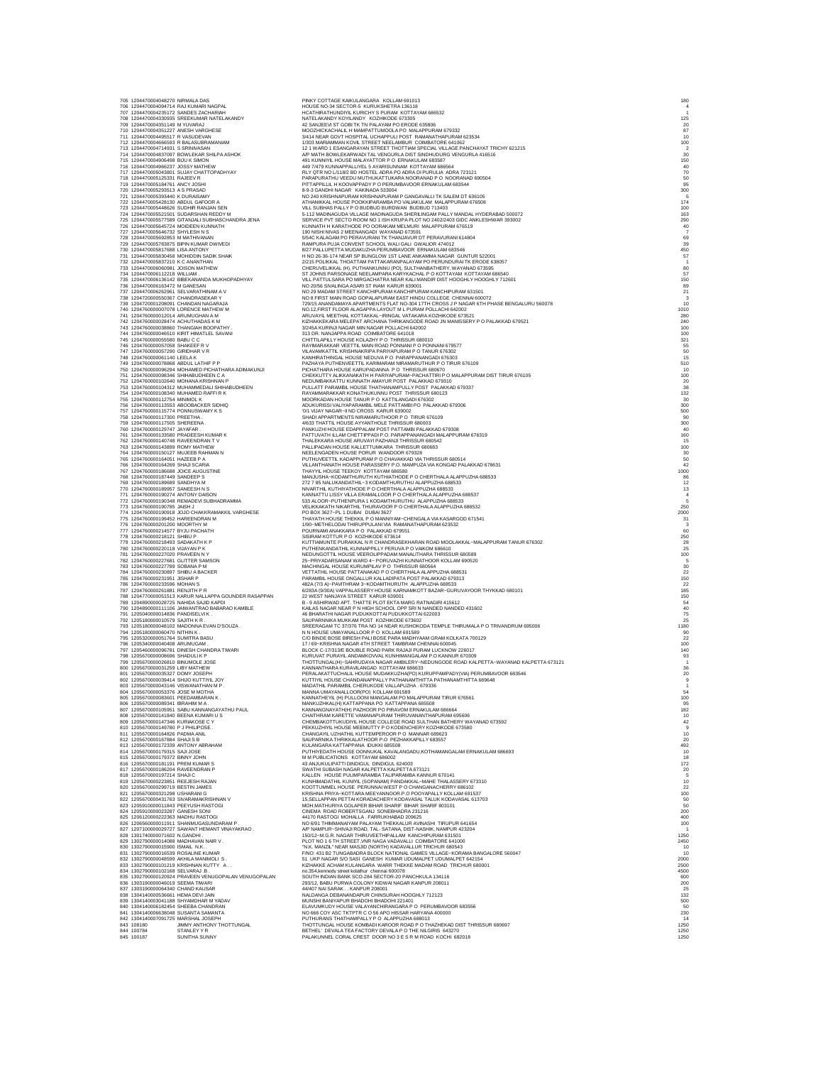| | | | | |
|---|---|---|---|---|
| 705 | 1204470004048270 | NIRMALA DAS | PINKY COTTAGE KAIKULANGARA KOLLAM 691013 | 180 |
| 706 | 1204470004094714 | RAJ KUMARI NAGPAL | HOUSE NO-34 SECTOR-5 KURUKSHETRA 136118 | 4 |
| 707 | 1204470004235172 | SANDES ZACHARIAH | HCATHIRATHUNDIYIL KURICHY S PURAM KOTTAYAM 686532 | 1 |
| 708 | 1204470004330935 | SREEKUMAR NATELAKANDY | NATELAKANDY KOYILANDY KOZHIKODE 673305 | 125 |
| 709 | 1204470004351149 | M YUVARAJ | 42 SANJEEVI ST GOBI TK TN PALAYAM PO ERODE 635806 | 20 |
| 710 | 1204470004351227 | ANESH VARGHESE | MOOZHICKACHALIL H MAMPATTUMOOLA PO MALAPPURAM 679332 | 87 |
| 711 | 1204470004495517 | R VASUDEVAN | 3/414 NEAR GOVT HOSPITAL UCHAPPULI POST RAMANATHAPURAM 623534 | 10 |
| 712 | 1204470004666593 | R BALASUBRAMANIAM | 1/303 MARIAMMAN KOVIL STREET NEELAMBUR COIMBATORE 641062 | 100 |
| 713 | 1204470004714931 | S SRINIVASAN | 12 1 WARD 1 ESANGARAYAN STREET THOTTIAM SPECIAL VILLAGE PANCHAYAT TRICHY 621215 | 2 |
| 714 | 1204470004837097 | BOWLEKAR SHILPA ASHOK | A/P MATH BOWLEKARWADI TAL VENGURLA DIST SINDHUDURG VENGURLA 416516 | 30 |
| 715 | 1204470004906498 | BIJU K SIMON | 491 KUNNIYIL HOUSE MALAYATTOR P O ERNAKULAM 683587 | 150 |
| 716 | 1204470004966237 | JOSSY MATHEW | 449 7/479 KUNNAPPALLIYEL 5 AYARISUNNAM KOTTAYAM 686564 | 40 |
| 717 | 1204470005043801 | SUJAY CHATTOPADHYAY | RLY QTR NO L/118/2 BD HOSTEL ADRA PO ADRA DI PURULIA ADRA 723121 | 70 |
| 718 | 1204470005125331 | RAJEEV R | PARAPURATHU VEEDU MUTHUKATTUKARA NOORANAD P O NOORANAD 690504 | 50 |
| 719 | 1204470005184761 | ANCY JOSHI | PITTAPPILLIL H KOOVAPPADY P O PERUMBAVOOR ERNAKULAM 683544 | 95 |
| 720 | 1204470005293513 | A S PRASAD | 8-9-3 GANDHI NAGAR KAKINADA 533004 | 300 |
| 721 | 1204470005393440 | K DURAISAMY | NO 240 KRISHNAPURAM KRISHNAPURAM P GANGAVALLI TK SALEM DT 636105 | 5 |
| 722 | 1204470005428130 | ABDUL GAFOOR A | ATHANIKKAL HOUSE POOKKIPARAMBA PO VALIAKULAM MALAPPURAM 676508 | 174 |
| 723 | 1204470005448626 | SUDHIR RANJAN SEN | VILL SUBHAS PALLY P O BUDBUD BURDWAN BUDBUD 713403 | 100 |
| 724 | 1204470005521501 | SUDARSHAN REDDY M | 5-112 MADINAGUDA VILLAGE MADINAGUDA SHERILINGAM PALLY MANDAL HYDERABAD 500072 | 163 |
| 725 | 1204470005577589 | GITANJALI SUBHASCHANDRA JENA | SERVICE PVT SECTO ROOM NO 1 ISH KRUPA PLOT NO 2402/2403 GIDC ANKLESHWAR 393002 | 290 |
| 726 | 1204470005645724 | MOIDEEN KUNNATH | KUNNATH H KARATHODE PO OORAKAM MELMURI MALAPPURAM 676519 | 40 |
| 727 | 1204470005646732 | SHYLESH N S | 190 NISHI NIVAS 2 MEENANGADI WAYANAD 673591 | 7 |
| 728 | 1204470005692853 | M MATHIVANAN | 5/54C KALAGAM PO PERAVURANI TK THANJAVUR DT PERAVURANI 614804 | 69 |
| 729 | 1204470005783875 | BIPIN KUMAR DWIVEDI | RAMPURA PUJA CONVENT SCHOOL WALI GALI GWALIOR 474012 | 39 |
| 730 | 1204470005817688 | LISA ANTONY | 8/27 PALLUPETTA MUDAKUZHA PERUMBAVOOR ERNAKULAM 683546 | 450 |
| 731 | 1204470005830458 | MOHIDDIN SADIK SHAIK | H NO 26-36-174 NEAR SP BUNGLOW 1ST LANE ANKAMMA NAGAR GUNTUR 522001 | 57 |
| 732 | 1204470005837210 | K C ANANTHAN | 2/215 POLIKKAL THOATTAM PATTAKARANPALAYAM PO PERUNDURAI TK ERODE 638057 | 1 |
| 733 | 1204470006060981 | JOISON MATHEW | CHERUVELIKKAL (H), PUTHANKUNNU (PO), SULTHANBATHERY, WAYANAD 673595 | 80 |
| 734 | 1204470006112218 | WILLIAM . | ST JOHNS PARSONAGE NEELAMPARA KARYKACHAL P O KOTTAYAM KOTTAYAM 686540 | 57 |
| 735 | 1204470006136142 | BIBEKANANDA MUKHOPADHYAY | VILL PATTULSARA PO MIRGACHATRA NEAR KALI MANDIR DIST HOOGHLY HOOGHLY 712601 | 150 |
| 736 | 1204470006163472 | M GANESAN | NO 20/56 SIVALINGA ASARI ST INAM KARUR 639001 | 89 |
| 737 | 1204470006262961 | SELVARATHINAM A V | NO 29 MADAM STREET KANCHIPURAM KANCHIPURAM KANCHIPURAM 631501 | 21 |
| 738 | 1204720000550367 | CHANDRASEKAR Y | NO 8 FIRST MAIN ROAD GOPALAPURAM EAST HINDU COLLEGE CHENNAI 600072 | 3 |
| 739 | 1204720001208091 | CHANDAN NAGARAJA | 729/15 ANANDAMAYA APARTMENTS FLAT NO-304 17TH CROSS J P NAGAR 6TH PHASE BENGALURU 560078 | 10 |
| 740 | 1204760000007078 | LORENCE MATHEW M | NO.12,FIRST FLOOR ALAGAPPA LAYOUT M L PURAM POLLACHI 642002 | 1010 |
| 741 | 1204760000012014 | ARUMUGHAN A M | ARUVAYIL MEETHAL KOTTAKKAL~IRINGAL VATAKARA KOZHIKODE 673521 | 280 |
| 742 | 1204760000028474 | ACHUTHADAS K M | KIZHAKKEKARA MELEPAT ARCHANA THRIKANGODE ROAD JN MANISSERY P O PALAKKAD 679521 | 240 |
| 743 | 1204760000038860 | THANGIAH BOOPATHY . | 3/245A KURINJI NAGAR MIN NAGAR POLLACHI 642002 | 100 |
| 744 | 1204760000046510 | KIRIT HIMATLEL SAVANI | 313 DR. NANJAPPA ROAD COIMBATORE 641018 | 100 |
| 745 | 1204760000055580 | BABU C C | CHITTILAPILLY HOUSE KOLAZHY P O THRISSUR 680010 | 321 |
| 746 | 1204760000057058 | SHAKEEF R V | RAYIMARAKKAR VEETTIL MAIN ROAD PONNANI P O PONNANI 679577 | 55 |
| 747 | 1204760000057290 | GIRIDHAR V R | VILAVAMKATTIL KRISHNAKRIPA PARIYAPURAM P O TANUR 676302 | 50 |
| 748 | 1204760000061140 | LEELA K | KANHIRATHINGAL HOUSE NEDUVA P O PARAPPANANGADI 676303 | 15 |
| 749 | 1204760000078868 | ABDUL LATHIF P P | PAZHAYA PUTHENVEETTIL KARIMARAM NIRAMARUTHUR P O TIRUR 676109 | 510 |
| 750 | 1204760000096294 | MOHAMED PICHATHARA ADIMAKUNJI | PICHATHARA HOUSE KARUPADANNA P O THRISSUR 680670 | 10 |
| 751 | 1204760000098346 | SHIHABUDHEEN C A | CHEKKUTTY ALIKKANAKATH H PARIYAPURAM~PACHATTIRI P O MALAPPURAM DIST TIRUR 676105 | 100 |
| 752 | 1204760000102640 | MOHANA KRISHNAN P | NEDUMBAKKATTU KUNNATH AMAYUR POST PALAKKAD 679310 | 20 |
| 753 | 1204760000104312 | MUHAMMEDALI SHIHABUDHEEN | PULLATT PARAMBIL HOUSE THATHANAMPULLY POST PALAKKAD 679337 | 38 |
| 754 | 1204760000108340 | MUHAMED RAFFI R K | RAYAMMARAKKAR KONATHUKUNNU POST THRISSUR 680123 | 132 |
| 755 | 1204760000112754 | MINIMOL K | MOORKADAN HOUSE TANUR P O KATTILANGADI 676302 | 30 |
| 756 | 1204760000113553 | ABOOBACKER SIDHIQ | ADUKURISSI VALIYAPARAMBIL MELE PATTAMBI PO PALAKKAD 679306 | 300 |
| 757 | 1204760000115774 | PONNUSWAMY K S | '0/1 VIJAY NAGAR~II ND CROSS KARUR 639002 | 500 |
| 758 | 1204760000117300 | PREETHA . | SHADI APPARTMENTS NIRAMARUTHOOR P O TIRUR 676109 | 90 |
| 759 | 1204760000117505 | SHEREENA . | 4/633 THATTIL HOUSE AYYANTHOLE THRISSUR 680003 | 300 |
| 760 | 1204760000129747 | JAYAFAR . | PANKUZHI HOUSE EDAPPALAM POST PATTAMBI PALAKKAD 679308 | 40 |
| 761 | 1204760000133580 | PRADEESH KUMAR K | PATTUVATH ILLAM CHETTIPPADI P.O. PARAPPANANGADI MALAPPURAM 676319 | 160 |
| 762 | 1204760000140748 | RAVEENDRAN T V | THALEKKARA HOUSE ARUVAYI PAZHANJI THRISSUR 680542 | 15 |
| 763 | 1204760000143899 | ROMY MATHEW | PALLIPADAN HOUSE KALLETTUMKARA THRISSUR 680683 | 100 |
| 764 | 1204760000150127 | MUJEEB RAHMAN N | NEELENGADEN HOUSE PORUR WANDOOR 679328 | 30 |
| 765 | 1204760000164051 | HAZEEB P A | PUTHUVEETTIL KADAPPURAM P O CHAVAKKAD VIA THRISSUR 680514 | 50 |
| 766 | 1204760000164269 | SHAJI SCARIA | VILLANTHANATH HOUSE PARASSERY P.O. MAMPUZA VIA KONGAD PALAKKAD 678631 | 42 |
| 767 | 1204760000186688 | JOICE AUGUSTINE | THAYYIL HOUSE TEEKOY KOTTAYAM 686580 | 1000 |
| 768 | 1204760000187449 | SANDEEP S | MANJUSHA~KODAMTHURUTH KUTHIATHODE P O CHERTHALA ALAPPUZHA 688533 | 86 |
| 769 | 1204760000188289 | SANDHYA M | 272 7 85 NALUKANDATHIL~3 KODAMTHURUTHU ALAPPUZHA 688533 | 12 |
| 770 | 1204760000189957 | SANEESH N S | NIVARTHIL KUTHIYATHODE P O CHERTHALA ALAPPUZHA 688533 | 13 |
| 771 | 1204760000190274 | ANTONY DAISON | KANNATTU LISSY VILLA ERAMALLOOR P O CHERTHALA ALAPPUZHA 688537 | 4 |
| 772 | 1204760000190348 | REMADEVI SUBHADRAMMA | 533 ALOOR~PUTHENPURA 1 KODAMTHURUTHU ALAPPUZHA 688533 | 5 |
| 773 | 1204760000190785 | JAISH J | VELIKKAKATH NIKARTHIL THURAVOOR P O CHERTHALA ALAPPUZHA 688532 | 250 |
| 774 | 1204760000190918 | JOJO CHAKKRAMAKKIL VARGHESE | PO BOX 3627~PL 1 DUBAI DUBAI 3627 | 2000 |
| 775 | 1204760000199452 | HAREENDRAN M | THAYATH HOUSE THEKKIL P O MANNIYAM~CHENGALA VIA KASARGOD 671541 | 31 |
| 776 | 1204760000201200 | MOORTHY M | 1/90~METHELODAI THIRUPPALANI VIA RAMANATHAPURAM 623532 | 3 |
| 777 | 1204760000214577 | BYJU PACHATH | POURNAMI ANAKKARA P O PALAKKAD 679551 | 60 |
| 778 | 1204760000218121 | SHIBU P | SISIRAM KOTTUR P O KOZHIKODE 673614 | 250 |
| 779 | 1204760000218493 | SADAKATH K P | KUTTIAMUNTE PURAKKAL N R CHANDRASEKHARAN ROAD MOOLAKKAL~MALAPPURAM TANUR 676302 | 28 |
| 780 | 1204760000220118 | VIJAYAN P K | PUTHENKANDATHIL KUNNAPPILLY PERUVA P O VAIKOM 686610 | 25 |
| 781 | 1204760000227020 | PRAVEEN N Y | NEDUNGOTTIL HOUSE VEEROLIPPADAM MANALITHARA THRISSUR 680589 | 100 |
| 782 | 1204760000227681 | GLITTER SAMSON | 25~PRIYADARSANAM WARD 4~ PORUVAZHI KUNNATHOOR KOLLAM 690520 | 5 |
| 783 | 1204760000227789 | SOBANA P M | MACHINGAL HOUSE KURUMPILAV P O THRISSUR 680564 | 30 |
| 784 | 1204760000230897 | SHIBU A BACKER | VETTATHIL HOUSE PATTANAKAD P O CHERTHALA ALAPPUZHA 688531 | 22 |
| 785 | 1204760000231951 | JISHAR P | PARAMBIL HOUSE ONGALLUR KALLADIPATA POST PALAKKAD 679313 | 150 |
| 786 | 1204760000233596 | MOHAN S | 482A (7/3 A)~PAVITHRAM 3~KODAMTHURUTH ALAPPUZHA 688533 | 22 |
| 787 | 1204760000261881 | RENJITH P R | 6/283A (9/30A) VAPPALASSERY HOUSE KARNAMKOTT BAZAR~GURUVAYOOR THYKKAD 680101 | 185 |
| 788 | 1204770000051513 | KARUR NALLAPPA GOUNDER RASAPPAN | 22 WEST NANJAYA STREET KARUR 639001 | 150 |
| 789 | 1204890000028725 | NAHIDA SAJID KAPDI | B - 9 ASHIRWAD APT. THATTE PLOT EKTA MARG RATNAGIRI 415612 | 54 |
| 790 | 1204890000111106 | JAIWANTRAO BABARAO KAMBLE | KAILAS NAGAR NEAR P N HIGH SCHOOL OPP SRI N NANDED NANDED 431602 | 40 |
| 791 | 1205040000014836 | PANDISELVI K . | 46 BHARATHI NAGAR PUDUKKOTTAI PUDUKKOTTAI 622003 | 75 |
| 792 | 1205180000010579 | SAJITH K R . | SAUPARNNIKA MUKKAM POST KOZHIKODE 673602 | 25 |
| 793 | 1205180000048102 | MADONNA EVAN D'SOUZA . | SREERAGAM TC 37/376 TRA NO 14 NEAR KUSHOKODA TEMPLE THIRUMALA P O TRIVANDRUM 695006 | 1180 |
| 794 | 1205180000060470 | NITHIN K . | N N HOUSE UMAYANALLOOR P O KOLLAM 691589 | 90 |
| 795 | 1205320000051764 | SUMITRA BASU | C/O BINDE BOSE BIRESH PALI BOSE PARA MADHYAAM GRAM KOLKATA 700129 | 22 |
| 796 | 1205340000040408 | ARUMUGAM . | 17 / 69~KRISHNA NAGAR 4TH STREET TAMBRAM CHENNAI 600045 | 100 |
| 797 | 1205460000096781 | DINESH CHANDRA TIWARI | BLOCK C-17/313/E BOUBLE ROAD PARK RAJAJI PURAM LUCKNOW 226017 | 140 |
| 798 | 1205670000008696 | SHADULI K P | KURUVAT PURAYIL ANDAMKOVVAL KUNHIMANGALAM P O KANNUR 670309 | 93 |
| 799 | 1205670000026810 | BINUMOLE JOSE | THOTTUNGAL(H)~SAHRUDAYA NAGAR AMBILERY~NEDUNGODE ROAD KALPETTA~WAYANAD KALPETTA 673121 | 1 |
| 800 | 1205670000031259 | LIBY MATHEW | KANNANTHARA KURAVILANGAD KOTTAYAM 686633 | 36 |
| 801 | 1205670000035327 | DOMY JOSEPH | PERALAKATTUCHALIL HOUSE MUDAKKUZHA(PO) KURUPPAMPADY(VIA) PERUMBAVOOR 683546 | 20 |
| 802 | 1205670000039414 | SHIJO KUTTIYIL JOY | KUTTIYIL HOUSE CHANDANAPPALLY PATHANAMTHITTA PATHANAMTHITTA 689648 | 9 |
| 803 | 1205670000043146 | VISWANATHAN M P . | MADATHIL PARAMBIL CHERUKODE VALLAPUZHA . 679336 | 1 |
| 804 | 1205670000053376 | JOSE M MOTHA | MANNA UMAYANALLOOR(PO) KOLLAM 691589 | 54 |
| 805 | 1205670000083601 | PEEDAMBARAN K . | MANKUZHI(H) PULLOONI MANGALAM PO MALAPPURAM TIRUR 676561 | 100 |
| 806 | 1205670000089341 | IBRAHIM M A . | MANKUZHAKAL(H) KATTAPPANA PO KATTAPPANA 685508 | 95 |
| 807 | 1205670000105951 | SABU KANNANGAYATHU PAUL | KANNANGNAYATH(H) PAZHOOR PO PIRAVOM ERNAKULAM 686664 | 182 |
| 808 | 1205670000141840 | BEENA KUMARI U S | CHAITHRAM KARETTE VAMANAPURAM THIRUVANANTHAPURAM 695606 | 10 |
| 809 | 1205670000147346 | KURIAKOSE C Y | CHEMBAKOTTUKUDIYIL HOUSE COLLEGE ROAD SULTHAN BATHERY WAYANAD 673592 | 42 |
| 810 | 1205670000149780 | P J PHILIPOSE . | PEKKUZHIYIL HOUSE MEEMUTTY P O KODENCHERY KOZHIKODE 673580 | 9 |
| 811 | 1205670000164826 | PADMA ANIL | CHANGAYIL UZHATHIL KUTTEMPEROOR P O MANNAR 689623 | 10 |
| 812 | 1205670000167884 | SHAJI S B | SAUPARNIKA THRIKKALATHOOR P.O PEZHAKKAPILLY 683557 | 20 |
| 813 | 1205670000172339 | ANTONY ABRAHAM | KULANGARA KATTAPPANA IDUKKI 685508 | 492 |
| 814 | 1205670000179315 | SAJI JOSE | PUTHIYEDATH HOUSE OONNUKAL KAVALANGADU,KOTHAMANGALAM ERNAKULAM 686693 | 10 |
| 815 | 1205670000179372 | BINNY JOHN | M M PUBLICATIONS KOTTAYAM 686002 | 18 |
| 816 | 1205670000181191 | PREM KUMAR S | 43 ANJUKULIPATTI DINDIGUL DINDIGUL 624003 | 172 |
| 817 | 1205670000186204 | RAVEENDRAN P | SWATHI SUBASH NAGAR KALPETTA KALPETTA 673121 | 20 |
| 818 | 1205670000197214 | SHAJI C | KALLEN HOUSE PULIMPARAMBA TALIPARAMBA KANNUR 670141 | 5 |
| 819 | 1205670000223851 | REEJESH RAJAN | KUNHIMADATHIL KUNIYIL (SOPANAM) PANDAKKAL~MAHE THALASSERY 673310 | 10 |
| 820 | 1205670000299719 | BESTIN JAMES | KOOTTUMMEL HOUSE PERUNNAI WEST P O CHANGANACHERRY 686102 | 22 |
| 821 | 1205670000321298 | USHARANI G | KRISHNA PRIYA~KOTTARA MEEYANNOOR.P.O POOYAPALLY KOLLAM 691537 | 100 |
| 822 | 1205670000431763 | SIVARAMAKRISHNAN V | 15,SELLAPPAN PETTAI KORADACHERY KODAVASAL TALUK KODAVASAL 613703 | 50 |
| 823 | 1205910000011843 | PEEYUSH RASTOGI | MOH.MATHURIYA GOLAPER BIHAR SHARIF BIHAR SHARIF 803101 | 50 |
| 824 | 1205910000023287 | GANESH SONI | CINEMA ROAD ROBERTSGANJ SONEBHADRA 231216 | 200 |
| 825 | 1206120000222363 | MADHU RASTOGI | 44170 RASTOGI MOHALLA . FARRUKHABAD 209625 | 400 |
| 826 | 1206560000011911 | SHANMUGASUNDARAM P . | NO 6/91 THIMMANAIYAM PALAYAM THEKKALUR AVINASHI TIRUPUR 641654 | 100 |
| 827 | 1207100000029727 | SAWANT HEMANT VINAYAKRAO . | A/P NAMPUR~SHIVAJI ROAD, TAL- SATANA, DIST-NASHIK, NAMPUR 423204 | 1 |
| 828 | 1301740000071602 | N.GANDHI . | 150/12~M.G.R. NAGAR THIRUVEETHIPALLAM KANCHIPURAM 631501 | 1250 |
| 829 | 1302790000014088 | MADHAVAN NAIR V . | PLOT NO 1 6 TH STREET,VNR NAGA VADAVALLI COIMBATORE 641000 | 2450 |
| 830 | 1302790000015900 | ISMAIL N.K . | "N.K. MANZIL" NEAR MASJID (NORTH) KADAVALLUR TRICHUR 680543 | 10 |
| 831 | 1302790000016539 | ROSALINE KUMAR | F/NO: 431 B2 TUNGABADRA BLOCK NATIONAL GAMES VILLAGE~KORAMA BANGALORE 560047 | 10 |
| 832 | 1302790000048599 | AKHILA MANIMOLI S . | 51 UKP NAGAR S/O SASI GANESH KUMAR UDUMALPET UDUMALPET 642154 | 2000 |
| 833 | 1302790000101219 | KRISHNAN KUTTY A . . | KIZHAKKE ACHAM KULANGARA WARR THEKKE MADAM ROAD TRICHUR 680001 | 2500 |
| 834 | 1302790000102168 | SELVARAJ .B . | no.354,kennedy street kolathur chennai 600078 | 4500 |
| 835 | 1302790000120924 | PRAVEEN VENUGOPALAN VENUGOPALAN | SOUTH INDIAN BANK SCO-284 SECTOR-20 PANCHKULA 134116 | 600 |
| 836 | 1303190000046019 | SEEMA TIWARI | 293/12, BABU PURWA COLONY KIDWAI NAGAR KANPUR 208011 | 200 |
| 837 | 1303190000064340 | CHAND KAUSAR | 44/407 NAI SARAK . . KANPUR 208001 | 25 |
| 838 | 1304140000536661 | HEMA DEVI JAIN | NALDANGA DEBANANDAPUR CHINSURAH HOOGHLY 712123 | 132 |
| 839 | 1304140003041188 | SHYAMDHAR M YADAV | MUNSHI BANIYAPUR BHADOHI BHADOHI 221401 | 500 |
| 840 | 1304140006182454 | SHEEBA CHANDRAN | ELAVUMKUDY HOUSE VALAYANCHIRANGARA P O PERUMBAVOOR 683556 | 50 |
| 841 | 1304140006638048 | SUSANTA SAMANTA | NO 666 COY ASC TKTPTR C O 56 APO HISSAR HARYANA 400000 | 230 |
| 842 | 1304140007091725 | MARSHAL JOSEPH | PUTHURANS THATHAMPALLY P O ALAPPUZHA 688013 | 14 |
| 843 | 108180 | JIMMY ANTHONY THOTTUNGAL | THOTTUNGAL HOUSE KOMBADI KAROOR ROAD P O THAZHEKAD DIST THRISSUR 680697 | 1250 |
| 844 | 100784 | STANLEY Y R | BETHEL' DEVALA TEA FACTORY DEVALA P O THE NILGIRIS 643270 | 1250 |
| 845 | 100187 | SUNITHA SUNNY | PALAKUNNEL CORAL CREST DOOR NO 3 E S R M ROAD KOCHI 682018 | 1250 |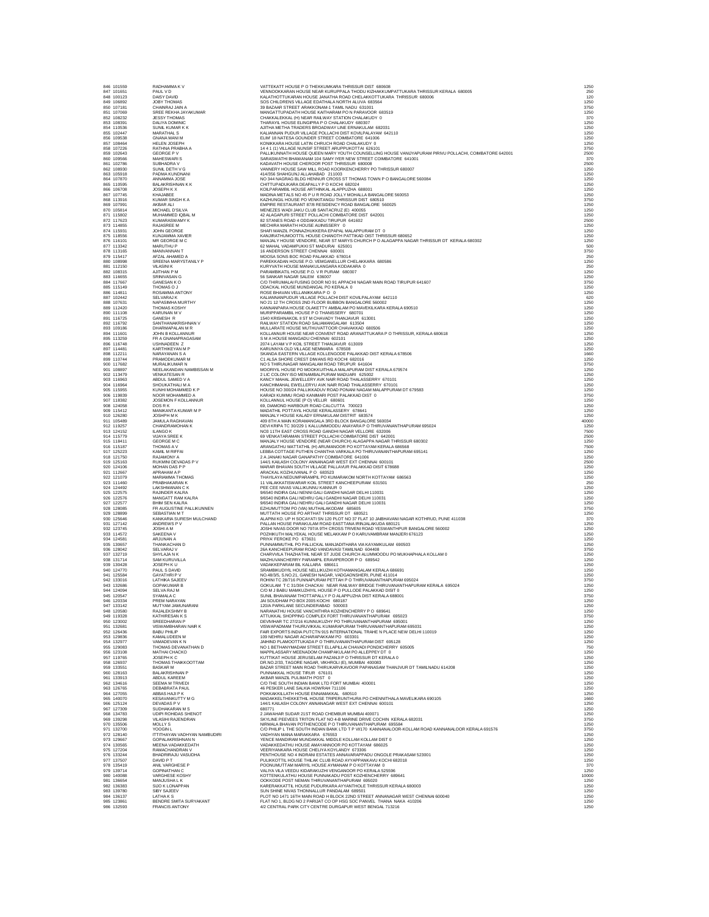| | | | | |
|---|---|---|---|---|
| 846 | 101559 | RADHAMMA K V | VATTEKATT HOUSE P O THEKKUMKARA THRISSUR DIST 680608 | 1250 |
| 847 | 101651 | PAUL V D | VENNOOKKARAN HOUSE NEAR KURUPPALA THODU KIZHAKKUMPATTUKARA THRISSUR KERALA 680005 | 250 |
| 848 | 100123 | DAISY DAVID | KALATHOTTUKARAN HOUSE JANATHA ROAD CHELAKKOTTUKARA THRISSUR 680006 | 120 |
| 849 | 106892 | JOBY THOMAS | SOS CHILDRENS VILLAGE EDATHALA NORTH ALUVA 683564 | 1250 |
| 850 | 107181 | CHAINRAJ JAIN A | 39 BAZAAR STREET ARAKKONAM-1 TAMIL NADU 631001 | 3750 |
| 851 | 107069 | SREE REKHA JAYAKUMAR | MANGATTUPADATH HOUSE KAITHARAM PO N PARAVOOR 683519 | 1250 |
| 852 | 108232 | JESSY THOMAS | CHAKKALEKKAL (H) NEAR RAILWAY STATION CHALAKUDY 0 | 370 |
| 853 | 108391 | DALIYA DOMINIC | THARAYIL HOUSE ELINGIPRA P O CHALAKUDY 680307 | 1250 |
| 854 | 110536 | SUNIL KUMAR K K | AJITHA METHA TRADERS BROADWAY LINE ERNAKULAM 682031 | 1250 |
| 855 | 102447 | MARATHAL S | KALIANNAN PUDUR VILLAGE POLLACHI DIST KOVILPALAYAM 642110 | 1250 |
| 856 | 109538 | GNANA MANI M | ELIM' 18 NATESA GOUNDER STREET COIMBATORE 641006 | 1250 |
| 857 | 108464 | HELEN JOSEPH | KONIKKARA HOUSE LATIN CHRUCH ROAD CHALAKUDY 0 | 1250 |
| 858 | 107226 | RATHNA PRABHA A | 14 4 1 (1) VILLAGE NUNSIF STREET ARUPPUKOTTAI 626101 | 3750 |
| 859 | 102643 | GEORGE P V | PALLIKUNNATH HOUSE QUEEN MARY YOUTH COUNSELLING HOUSE VANJIYAPURAM PIRIVU POLLACHI, COIMBATORE 642001 | 2500 |
| 860 | 109566 | MAHESWARI S | SARASWATHI BHAWANAM 104 SAMY IYER NEW STREET COIMBATORE 641001 | 370 |
| 861 | 102786 | SUBHADRA V | KADAVATH HOUSE CHEROOR POST THRISSUR 680008 | 2500 |
| 862 | 108930 | SUNIL DETH V G | VANNERY HOUSE SAW MILL ROAD KOORKENCHERRY PO THRISSUR 680007 | 1250 |
| 863 | 105918 | PADMA KUNDNANI | 414/356 SHAHGUNJ ALLAHABAD 211003 | 1250 |
| 864 | 107870 | ANNAMMA JOSE | NO 344 NAGRAG BLDG HENNUR CROSS ST THOMAS TOWN P O BANGALORE 560084 | 1250 |
| 865 | 110595 | BALAKRISHNAN K K | CHITTUPADUKARA DEAPALLY P O KOCHI 682024 | 1250 |
| 866 | 106708 | JOSEPH K X | KOILPARAMBIL HOUSE ARTHINKAL ALAPPUZHA 688001 | 1250 |
| 867 | 107745 | KHAJABEE | MADINA METALS NO 45 P U R ROAD JOLLY MOHALLA BANGALORE 560053 | 1250 |
| 868 | 113916 | KUMAR SINGH K A | KAZHUNGIL HOUSE PO VENKITANGU THRISSUR DIST 680510 | 3750 |
| 869 | 107991 | AKBAR ALI | EMPIRE RESTAURANT 87/8 RESIDENCY ROAD BANGALORE 560025 | 1250 |
| 870 | 105814 | MICHAEL D'SILVA | MENEZES WADI JAKU CLUB SANTACRUZ (E) 400055 | 1250 |
| 871 | 115802 | MUHAMMED IQBAL M | 42 ALAGAPURI STREET POLLACHI COIMBATORE DIST 642001 | 1250 |
| 872 | 117623 | KUMARASWAMY K | 82 STANES ROAD 4 ODDAKKADU TIRUPUR 641602 | 2500 |
| 873 | 114855 | RAJASREE M | MECHIRA MARATH HOUSE AJINISSERY 0 | 1250 |
| 874 | 115931 | JOHN GEORGE | SHAFI MANZIL PONNAZHUKKERA EPAPAL MALAPPURAM DT 0 | 1250 |
| 875 | 118556 | KUNJAMMA XAVIER | KANJIRATHUMOOTTIL HOUSE CHANOTH PATTIKAD OIST THRISSUR 680652 | 1250 |
| 876 | 116101 | MR GEORGE M C | MANJALY HOUSE VENDORE, NEAR ST MARYS CHURCH P O ALAGAPPA NAGAR THRISSUR DT KERALA 680302 | 1250 |
| 877 | 113342 | MARUTHU P | 62 MAHAL VADAMPUKKI ST MADURAI 625001 | 500 |
| 878 | 113165 | MANIVANNAN T | 16 ANDERSON STREET CHENNAI 600001 | 3750 |
| 879 | 115417 | AFZAL AHAMED A | MOOSA SONS BOC ROAD PALAKKAD 678014 | 250 |
| 880 | 108998 | SREENA MARYSTANILY P | PAREKKADAN HOUSE P.O. VEMGANELLUR CHELAKKARA 680586 | 1250 |
| 881 | 112150 | VILASINI K | KURYVATH HOUSE MANAKULANGARA KODAKARA 0 | 250 |
| 882 | 108315 | AJITHAN P M | PARAMBIKATIL HOUSE P.O. V R PURAM 680307 | 1250 |
| 883 | 116655 | SRINIVASAN G | 56 SANKAR NAGAR SALEM 636007 | 1250 |
| 884 | 117667 | GANESAN K O | C/O THIRUMALAI FUSING DOOR NO 91 APPACHI NAGAR MAIN ROAD TIRUPUR 641607 | 3750 |
| 885 | 115149 | THOMAS O J | ODACKAL HOUSE MUNDANGAL PO KERALA 0 | 1250 |
| 886 | 114811 | ROSAMMA ANTONY | ROSE BHAVAN VELLANIKKARA P O 0 | 1250 |
| 887 | 102442 | SELVARAJ K | KALIANNANPUDUR VILLAGE POLLACHI DIST KOVILPALAYAM 642110 | 620 |
| 888 | 107631 | NAPASIMHA MURTHY | NO 21 12 TH CROSS 2ND FLOOR BUBBON BANGALORE 560002 | 1250 |
| 889 | 112420 | THOMAS KOSHY | KANNANPARA HOUSE OLAKETTY AMBALAM PO MAVEKILKARA KERALA 690510 | 1250 |
| 890 | 111108 | KARUNAN M V | MURIPPARAMBIL HOUSE P O THANISSERY 680701 | 1250 |
| 891 | 116725 | GANESH R | 1540 KRISHNAKOIL II ST M CHAVADY THANJAVUR 613001 | 1250 |
| 892 | 116792 | SANTHANAKRISHNAN V | RAILWAY STATION ROAD SALIAMANGALAM 613504 | 1250 |
| 893 | 109186 | DHARMAPALAN M R | MULLARATE HOUSE MUTHUVATTOOR CHAVAKKAD 680506 | 1250 |
| 894 | 111601 | JOHN B KOLLANNUR | KOLLANNUR HOUSE NEAR CONVENT ROAD ARANATTUKARA P O THRISSUR, KERALA 680618 | 1250 |
| 895 | 113259 | FR A GNANAPRAGASAM | S M A HOUSE MANGADU CHENNAI 602101 | 1250 |
| 896 | 116748 | USHNADEEN Z | 2074 LAYAM V P KOIL STREET THANJAVUR 613009 | 1250 |
| 897 | 114481 | KARTHIKEYAN M P | KARUNNYA OLD VILLAGE NEMMARA 678508 | 1250 |
| 898 | 112211 | NARAYANAN S A | SKANDA EASTERN VILLAGE KOLLENGODE PALAKKAD DIST KERALA 678506 | 1660 |
| 899 | 110744 | PRAMODKUMAR M | C1 ALSA SHORE CREST DWANS RD KOCHI 682016 | 1250 |
| 900 | 117682 | MURALIKUMAR N | NO 5 THIRUNAGAR MANGALAM ROAD TIRUPUR 641604 | 3750 |
| 901 | 108897 | NEELAKANDAN NAMBISSAN M | MOORIYIL HOUSE PO MOOKKUTHALA MALAPURAM DIST KERALA 679574 | 1250 |
| 902 | 113479 | VENKATESAN R | 2 LIC COLONY ISO MENAMBALPURAM MADUARI 625002 | 1250 |
| 903 | 116963 | ABDUL SAMED V A | KANCY MAHAL JEWELLERY AVK NAIR ROAD THALASSERRY 670101 | 1250 |
| 904 | 116964 | SHOUKATHALI M A | KANCHIMAHAL EWELLERYU AVK NAIR ROAD THALASSERRY 670101 | 1250 |
| 905 | 115955 | KUNHI MOHAMMED K P | HOUSE NO 300/24 PALLIKKADUV ROAD PONANI NAGAM MALAPPURAM DT 679583 | 1250 |
| 906 | 119839 | NOOR MOHAMMED A | KARADI KUMMU ROAD KANIMARI POST PALAKKAD DIST 0 | 3750 |
| 907 | 118382 | JOSEMON F KOLLANNUR | KOLLANNUL HOUSE (P O) VELLIR 680601 | 1250 |
| 908 | 124058 | DOS R K | 69, DIAMOND HARBOUR ROAD CALCUTTA 700023 | 1250 |
| 909 | 115412 | MANIKANTA KUMAR M P | MADATHIL POTTAYIL HOUSE KERALASSERY 678641 | 1250 |
| 910 | 126280 | JOSHPH M K | MANJALY HOUSE KALADY ERNAKULAM DISTRIT 683574 | 1250 |
| 911 | 105489 | JAMULA RAGHAVAN | 409 8TH A MAIN KORAMANGALA 3RD BLOCK BANGALORE 560034 | 40000 |
| 912 | 119257 | CHANDRAMOHAN K | DEVI KRIPA TC 30/229 1 KALLUMMOODU ANAYARA P O THIRUVANANTHAPURAM 695024 | 1250 |
| 913 | 124152 | ILANGO K | NO3 11TH EAST CROSS ROAD GANDHI NAGAR VELLORE 632006 | 7500 |
| 914 | 115779 | VIJAYA SREE K | 69 VENKATARAMAN STREET POLLACHI COIMBATORE DIST 642001 | 2500 |
| 915 | 118411 | GEORGE M C | MANJALY HOUSE VENDORE (NEAR CHURCH) ALAGAPPA NAGAR THRISSUR 680302 | 1250 |
| 916 | 115187 | THOMAS A V | ARANGATHU MATTATHIL (H) ARUMANOOR PO KOTTAYAM KERALA 686568 | 7500 |
| 917 | 125223 | KAMIL M RIFFAI | LEBBA COTTAGE PUTHEN CHANTHA VARKALA PO THIRUVANANTHAPURAM 695141 | 1250 |
| 918 | 121750 | RAJAMONY A | 2 A JANAKI NAGAR GANAPATHY COIMBATORE 641006 | 1250 |
| 919 | 125163 | RUKMINI DEVADAS P V | 144/1 KAILASH COLONY ANNANAGAR WEST EXT CHENNAI 600101 | 2500 |
| 920 | 124106 | MOHAN DAS P P | MARAR BHAVAN SOUTH VILLAGE PALLAVUR PALAKKAD DISIT 678688 | 1250 |
| 921 | 112667 | APRAHAM A P | ARACKAL KOZHUVANAL P O 683523 | 1250 |
| 922 | 121079 | MARIAMMA THOMAS | THAYILAYA NEDUMPARAMPIL PO KUMARAKOM NORTH KOTTAYAM 686563 | 1250 |
| 923 | 111460 | PRABHAKARAN K | 11 VALAKKATISWARAR KOIL STREET KANCHEEPURAM 631501 | 250 |
| 924 | 124492 | LAKSHMANAN C K | PEE CEE NIVAS VALLIKUNNU KANNUR 0 | 1250 |
| 925 | 122575 | RAJINDER KALRA | 9/6540 INDIRA GALI NENNI GALI GANDHI NAGAR DELHI 110031 | 1250 |
| 926 | 122576 | MANGATT RAM KALRA | 9/6540 INDIRA GALI NEHRU GALI GANDHI NAGAR DELHI 110031 | 1250 |
| 927 | 122577 | BHIM SEN KALRA | 9/6540 INDIRA GALI NEHRU GALI GANDHI NAGAR DELHI 110031 | 1250 |
| 928 | 128085 | FR AUGUSTINE PALLIKUNNEN | EZHUMUTTOM PO (VIA) MUTHALAKODAM 685605 | 3750 |
| 929 | 128899 | SEBASTIAN M T | MUTTATH HOUSE PO ARTHAT THRISSUR DT 680521 | 1250 |
| 930 | 125646 | KANKARIA SURESH MULCHAND | ALAPINI KO. UP H SOCAYATI SN 120 PLOT NO 37 FLAT 10 JAIBHAVANI NAGAR KOTHRUD, PUNE 411038 | 370 |
| 931 | 127142 | ANDREWS P V | PALLAN HOUSE PARAKULAM ROAD EASTTANA IRINJALAKUDA 680121 | 1250 |
| 932 | 123745 | JOSHI A M | JOSHI NIVAS DOOR NO 797/A 9TH CROSS TRIVENI ROAD YESWANTHPUR BANGALORE 560002 | 1250 |
| 933 | 114572 | SAKEENA V | POZHIKUTH MALYEKAL HOUSE MELAKKAM P O KARUVAMBRAM MANJERI 676123 | 1250 |
| 934 | 124581 | ARJUNAN A | PRIYA' FEROKE PO 673631 | 1250 |
| 935 | 130657 | THANKACHAN D | PUNNAMMUTHIL PO PALLICKAL MANJADITHARA VIA KAYAMKULAM 690503 | 1250 |
| 936 | 128042 | SELVARAJ V | 26A KANCHEEPURAM ROAD VANDAVASI TAMILNAD 604408 | 3750 |
| 937 | 132719 | SHYLAJA N K | CHARIVVILA THAZHATHIL NEAR ST JUDE CHURCH ALUMMOODU PO MUKHAPHALA KOLLAM 0 | 1250 |
| 938 | 131714 | SAM KURUVILLA | MAZHUVANCHERRY PARAMPIL ERAVIPEROOR P O 689542 | 1250 |
| 939 | 130428 | JOSEPH K U | VADAKKEPARAM BIL KALLARA 686611 | 1250 |
| 940 | 124770 | PAUL S DAVID | SRAMBIKUDIYIL HOUSE NELLIKUZHI KOTHAMANGALAM KERALA 686691 | 1250 |
| 941 | 125584 | GAYATHRI P V | NO.48/3/5, S.NO.21, GANESH NAGAR, VADGAONSHERI, PUNE 411014 | 1250 |
| 942 | 133016 | LATHIKA SAJEEV | ROHINI TC 28/716 PUNNAPURAM PETTAH P O THIRUVANANTHAPURAM 695024 | 3750 |
| 943 | 132686 | GOPAKUMAR B | GOKULAM T C 31/304 CHACKAI NEAR RAILWAY BRIDGE THIRUVANANTHAPURAM KERALA 695024 | 1250 |
| 944 | 124094 | SELVA RAJ M | C/O M J BABU MAMKUZHIYIL HOUSE P O PULLODE PALAKKAD DISIT 0 | 1250 |
| 945 | 120547 | SYAMALA C | SUNIL BHAVANAM THOTTAPALLY P O ALAPPUZHA DIST KERALA 688001 | 3750 |
| 946 | 120334 | PREM NARAYAN | JAI SOUDHAM PO BOX 2005 KOCHI 680187 | 1250 |
| 947 | 133142 | MUTYAM JAMUNARANI | 120/A PARKLANE SECUNDERABAD 500003 | 1250 |
| 948 | 120580 | RAJALEKSHMY B | NARANATHU HOUSE VANCHITHRA KOZHENCHERRY P O 689641 | 1250 |
| 949 | 119328 | KATHIRESAN K S | ATTUKKAL SHOPPING COMPLEX FORT THIRUVANANTHAPURAM 695023 | 3750 |
| 950 | 123002 | SREEDHARAN P | DEVIVIHAR TC 27/216 KUNNUKUZHY PO THIRUVANANTHAPURAM 695001 | 1250 |
| 951 | 132681 | VISWAMBHARAN NAIR K | VISWAPADMAM THURUVIKKAL KUMARAPURAM THIRUVANANTHAPURAM 695031 | 1250 |
| 952 | 126436 | BABU PHILIP | FAIR EXPORTS INDIA PUTCTN 915 INTERNATIONAL TRAHE N PLACE NEW DELHI 110019 | 1250 |
| 953 | 129836 | KAMALUDEEN M | 109 NEHRU NAGAR ACHARAPAKKAM PO 603301 | 1250 |
| 954 | 132977 | VAMADEVAN K N | JAIHIND PLAMOOTTUKADA P O THIRUVANANTHAPURAM DIST 695128 | 1250 |
| 955 | 129083 | THOMAS DEVANATHAN D | NO 1 BETHANYMADAM STREET ELLAPILLAI CHAVADI PONDICHERRY 605005 | 750 |
| 956 | 123108 | MATHAI CHACKO | MAPPILASSARY MEENADOM CHAMPAKULAM PO ALLEPPEY DT 0 | 1250 |
| 957 | 119765 | JOSEPH K C | KUTTIKAT HOUSE JERUSELAM PAZANJI P O THRISSUR DT KERALA 0 | 1250 |
| 958 | 126937 | THOMAS THAIKKOTTAM | DR.NO.2/33, TAGORE NAGAR, VIKHROLI (E), MUMBAI 400083 | 1250 |
| 959 | 133551 | BASKAR M | BAZAR STREET MAIN ROAD THIRUKARVKAVOOR PAPANASAM THANJVUR DT TAMILNADU 614208 | 1250 |
| 960 | 128163 | BALAKRISHNAN P | PUNNAKKAL HOUSE TIRUR 676101 | 1250 |
| 961 | 133913 | ABDUL KAREEM | AKBAR MANZIL PULIMATH POST 0 | 1250 |
| 962 | 134616 | SEEMA M TRIVEDI | C/O THE SOUTH INDIAN BANK LTD FORT MUMBAI 400001 | 1250 |
| 963 | 126765 | DEBABRATA PAUL | 46 PESKER LANE SALKIA HOWRAH 711106 | 1250 |
| 964 | 127055 | ABBAS HAJI P K | POKKAKILLATH HOUSE ENNAMAKKAL 680510 | 1250 |
| 965 | 140070 | KESAVANKUTTY M G | MADAKKELTHEKKETHIL HOUSE TRIPERUNTHURA PO CHENNITHALA MAVELIKARA 690105 | 1660 |
| 966 | 125124 | DEVADAS P V | 144/1 KAILASH COLONY ANNANAGAR WEST EXT CHENNAI 600101 | 1250 |
| 967 | 127309 | SUDHAKARAN M S | 680771 | 1250 |
| 968 | 134783 | UDIPI ROHIDAS SHENOT | 2 JAWAHAR SUDAR 21ST ROAD CHEMBUR MUMBAI 400071 | 1250 |
| 969 | 139298 | VILASINI RAJENDRAN | SKYLINE PEEVEES TRITON FLAT NO 4-B MARINE DRIVE COCHIN KERALA 682031 | 3750 |
| 970 | 135506 | MOLLY S | NIRMALA BHAVAN POTHENCODE P O THIRUVANANTHAPURAM 695584 | 1250 |
| 971 | 132700 | YOOGIN L | C/O PHILIP L THE SOUTH INDIAN BANK LTD T P VI/170 KANNANALOOR-KOLLAM ROAD KANNANALOOR KERALA 691576 | 3750 |
| 972 | 128140 | ITTITHAYAN VADHYAN NAMBUDIRI | VADHYAN MANA MARAKKARA 676553 | 1250 |
| 973 | 129667 | GOPALAKRISHNAN N | YENCE MANDIRAM MUNDAKKAL MIDDLE KOLLAM KOLLAM DIST 0 | 1250 |
| 974 | 130565 | MEENA VADAKKEDATH | VADAKKEDATHU HOUSE AMAYANNOOR PO KOTTAYAM 686025 | 1250 |
| 975 | 127204 | RAMACHANDRAN V | VEERIYANKARA HOUSE CHELIYA KOYLANDY 673306 | 1250 |
| 976 | 133244 | BHADRIRAJU VASUDHA | PENTHOUSE NO 4 INDRANI ESTATES ANNAVARAPPADU ONGOLE PRAKASAM 523001 | 1250 |
| 977 | 137507 | DAVID P T | PULIKKOTTIL HOUSE THILAK CLUB ROAD AYYAPPANKAVU KOCHI 682018 | 1250 |
| 978 | 135419 | ANIL VARGHESE P | POONUMUTTAM MARIYIL HOUSE AYMANAM P O KOTTAYAM 0 | 370 |
| 979 | 139714 | GOPINATHAN C | VALIYA VILA VEEDU KIDARAKUZHI VENGANOOR PO KERALA 525596 | 1250 |
| 980 | 140088 | VARGHESE KOSHY | KOTTENKULATHU HOUSE PUNNAKADU POST KOZHENCHERRY 689641 | 10000 |
| 981 | 136654 | MANJUSHA L K | OOKKODE POST NEMAN THIRUVANANTHAPURAM 695020 | 1250 |
| 982 | 136383 | SIJO K LONAPPAN | KARERAKKATTIL HOUSE PUDURKARA AYYANTHOLE THRISSUR KERALA 680003 | 1250 |
| 983 | 139780 | SIBY SAJEEV | SUN SHINE NIVAS THONNALLUR PANDALAM 689501 | 1250 |
| 984 | 136137 | LATHA K S | PLOT NO 1471 16TH MAIN ROAD H BLOCK 22ND STREET ANNANAGAR WEST CHENNAI 600040 | 1250 |
| 985 | 123861 | BENDRE SMITA SURYAKANT | FLAT NO 1, BLDG NO 2 PARIJAT CO OP HSG SOC PANVEL THANA NAKA 410206 | 1250 |
| 986 | 132593 | FRANCIS ANTONY | 4/2 CENTRAL PARK CITY CENTRE DURGAPUR WEST BENGAL 713216 | 1250 |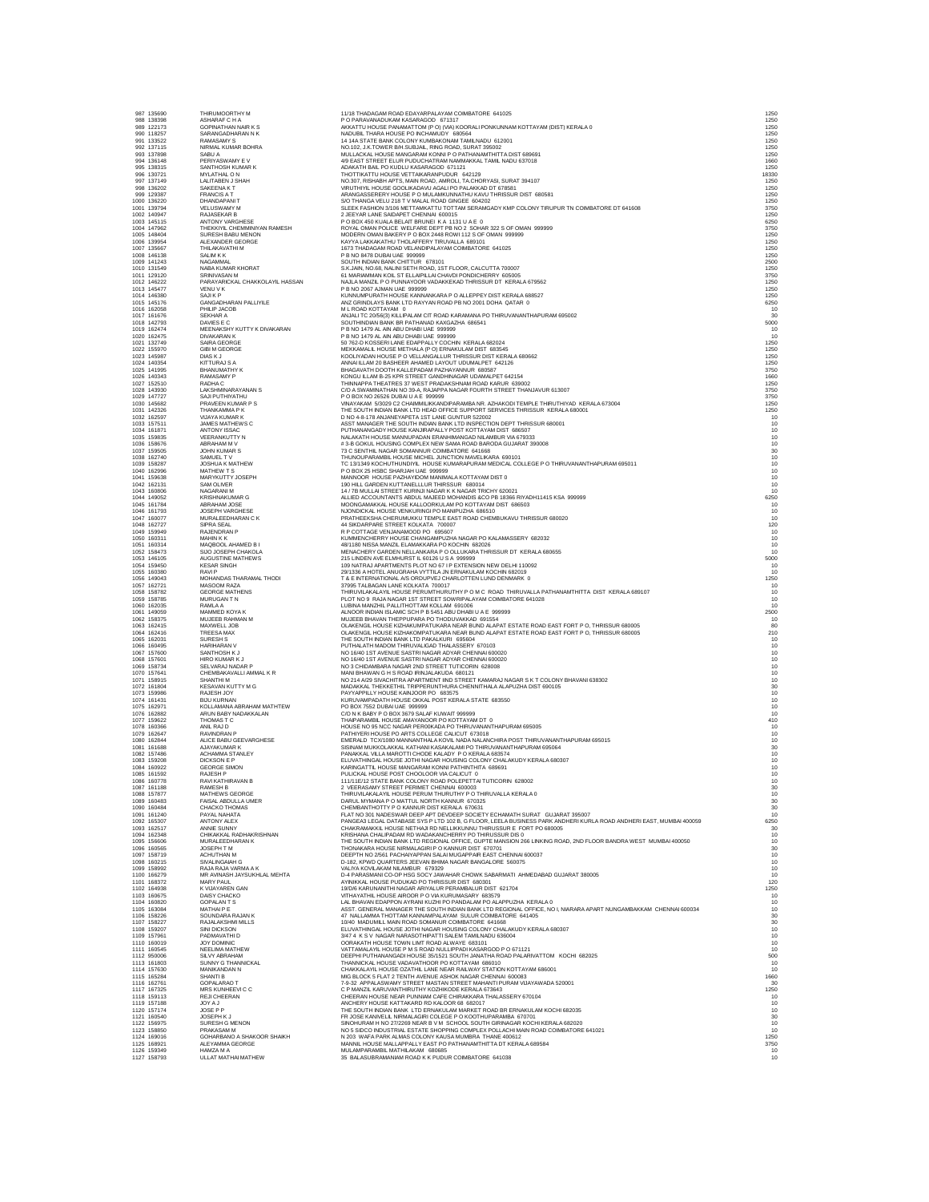| | | | | |
|---|---|---|---|---|
| 987 | 135690 | THIRUMOORTHY M | 11/18 THADAGAM ROAD EDAYARPALAYAM COIMBATORE 641025 | 1250 |
| 988 | 138398 | ASHARAF C H A | P O PARAVANADUKAM KASARAGOD 671317 | 1250 |
| 989 | 122173 | GOPINATHAN NAIR K S | AKKATTU HOUSE PANAMATTOM (P O) (VIA) KOORALI PONKUNNAM KOTTAYAM (DIST) KERALA 0 | 1250 |
| 990 | 118257 | SARANGADHARAN N K | NADUBIL THARA HOUSE PO INCHAMUDY 680564 | 1250 |
| 991 | 133522 | RAMASAMY S | 14 14A STATE BANK COLONY KUMBAKONAM TAMILNADU 612001 | 1250 |
| 992 | 137115 | NIRMAL KUMAR BOHRA | NO.102, J.K.TOWER B/H.SUBJAIL, RING ROAD, SURAT 395002 | 1250 |
| 993 | 137898 | SABU A | MULLACKAL HOUSE MANGARAM KONNI P O PATHANAMTHITTA DIST 689691 | 1250 |
| 994 | 136148 | PERIYASWAMY E V | 4/9 EAST STREET ELUR PUDUCHATRAM NAMMAKKAL TAMIL NADU 637018 | 1660 |
| 995 | 138315 | SANTHOSH KUMAR K | ADAKATH BAIL PO KUDLU KASARAGOD 671121 | 1250 |
| 996 | 130721 | MYLATHAL O N | THOTTIKATTU HOUSE VETTAIKARANPUDUR 642129 | 18330 |
| 997 | 137149 | LALITABEN J SHAH | NO.307, RISHABH APTS, MAIN ROAD, AMROLI, TA.CHORYASI, SURAT 394107 | 1250 |
| 998 | 136202 | SAKEENA K T | VIRUTHIYIL HOUSE GOOLIKADAVU AGALI PO PALAKKAD DT 678581 | 1250 |
| 999 | 129387 | FRANCIS A T | ARANGASSERERY HOUSE P O MULAMKUNNATHU KAVU THRISSUR DIST 680581 | 1250 |
| 1000 | 136220 | DHANDAPANI T | S/O THANGA VELU 218 T V MALAL ROAD GINGEE 604202 | 1250 |
| 1001 | 139794 | VELUSWAMY M | SLEEK FASHION 3/106 METTAMKATTU TOTTAM SERAMGADY KMP COLONY TIRUPUR TN COIMBATORE DT 641608 | 3750 |
| 1002 | 140947 | RAJASEKAR B | 2 JEEYAR LANE SAIDAPET CHENNAI 600015 | 1250 |
| 1003 | 145115 | ANTONY VARGHESE | P O BOX 450 KUALA BELAIT BRUNEI K A 1131 U A E 0 | 6250 |
| 1004 | 147962 | THEKKIYIL CHEMMINIYAN RAMESH | ROYAL OMAN POLICE WELFARE DEPT PB NO 2 SOHAR 322 S OF OMAN 999999 | 3750 |
| 1005 | 148404 | SURESH BABU MENON | MODERN OMAN BAKERY P O BOX 2448 ROWI 112 S OF OMAN 999999 | 1250 |
| 1006 | 139954 | ALEXANDER GEORGE | KAYYA LAKKAKATHU THOLAFFERY TIRUVALLA 689101 | 1250 |
| 1007 | 135667 | THILAKAVATHI M | 1673 THADAGAM ROAD VELANDIPALAYAM COIMBATORE 641025 | 1250 |
| 1008 | 146138 | SALIM K K | P B NO 8478 DUBAI UAE 999999 | 1250 |
| 1009 | 141243 | NAGAMMAL | SOUTH INDIAN BANK CHITTUR 678101 | 2500 |
| 1010 | 131549 | NABA KUMAR KHORAT | S.K.JAIN, NO.68, NALINI SETH ROAD, 1ST FLOOR, CALCUTTA 700007 | 1250 |
| 1011 | 129120 | SRINIVASAN M | 61 MARIAMMAN KOIL ST ELLAIPILLAI CHAVDI PONDICHERRY 605005 | 3750 |
| 1012 | 146222 | PARAYARICKAL CHAKKOLAYIL HASSAN | NAJLA MANZIL P O PUNNAYOOR VADAKKEKAD THRISSUR DT KERALA 679562 | 1250 |
| 1013 | 145477 | VENU V K | P B NO 2067 AJMAN UAE 999999 | 1250 |
| 1014 | 146380 | SAJI K P | KUNNUMPURATH HOUSE KANNANKARA P O ALLEPPEY DIST KERALA 688527 | 1250 |
| 1015 | 145176 | GANGADHARAN PALLIYILE | ANZ GRINDLAYS BANK LTD RAYYAN ROAD PB NO 2001 DOHA QATAR 0 | 6250 |
| 1016 | 162058 | PHILIP JACOB | M L ROAD KOTTAYAM 0 | 10 |
| 1017 | 161676 | SEKHAR A | ANJALI TC 20/56(3) KILLIPALAM CIT ROAD KARAMANA PO THIRUVANANTHAPURAM 695002 | 30 |
| 1018 | 142793 | DAVIES E C | SOUTHINDIAN BANK BR PATHANAD KAXGAZHA 686541 | 5000 |
| 1019 | 162474 | MEENAKSHY KUTTY K DIVAKARAN | P B NO 1479 AL AIN ABU DHABI UAE 999999 | 10 |
| 1020 | 162475 | DIVAKARAN K | P B NO 1479 AL AIN ABU DHABI UAE 999999 | 10 |
| 1021 | 132749 | SAIRA GEORGE | 50 762-D KOSSERI LANE EDAPPALLY COCHIN KERALA 682024 | 1250 |
| 1022 | 155970 | GIBI M GEORGE | MEKKAMALIL HOUSE METHALA (P O) ERNAKULAM DIST 683545 | 1250 |
| 1023 | 145987 | DIAS K J | KOOLIYADAN HOUSE P O VELLANGALLUR THRISSUR DIST KERALA 680662 | 1250 |
| 1024 | 140354 | KITTURAJ S A | ANNAI ILLAM 20 BASHEER AHAMED LAYOUT UDUMALPET 642126 | 1250 |
| 1025 | 141995 | BHANUMATHY K | BHAGAVATH DOOTH KALLEPADAM PAZHAYANNUR 680587 | 3750 |
| 1026 | 140343 | RAMASAMY P | KONGU ILLAM B-25 KPR STREET GANDHINAGAR UDAMALPET 642154 | 1660 |
| 1027 | 152510 | RADHA C | THINNAPPA THEATRES 37 WEST PRADAKSHNAM ROAD KARUR 639002 | 1250 |
| 1028 | 143930 | LAKSHMINARAYANAN S | C/O A SWAMINATHAN NO 39-A, RAJAPPA NAGAR FOURTH STREET THANJAVUR 613007 | 3750 |
| 1029 | 147727 | SAJI PUTHIYATHU | P O BOX NO 26526 DUBAI U A E 999999 | 3750 |
| 1030 | 145682 | PRAVEEN KUMAR P S | VINAYAKAM 5/3029 C2 CHAIMMILIKKANDIPARAMBA NR. AZHAKODI TEMPLE THRUTHIYAD KERALA 673004 | 1250 |
| 1031 | 142326 | THANKAMMA P K | THE SOUTH INDIAN BANK LTD HEAD OFFICE SUPPORT SERVICES THRISSUR KERALA 680001 | 1250 |
| 1032 | 162597 | VIJAYA KUMAR K | D NO 4-8-178 ANJANEYAPETA 1ST LANE GUNTUR 522002 | 10 |
| 1033 | 157511 | JAMES MATHEW S C | ASST MANAGER THE SOUTH INDIAN BANK LTD INSPECTION DEPT THRISSUR 680001 | 10 |
| 1034 | 161871 | ANTONY ISSAC | PUTHANANGADY HOUSE KANJIRAPALLY POST KOTTAYAM DIST 686507 | 10 |
| 1035 | 159835 | VEERANKUTTY N | NALAKATH HOUSE MANNUPADAN ERANHIMANGAD NILAMBUR VIA 679333 | 10 |
| 1036 | 158676 | ABRAHAM M V | # 3-B GOKUL HOUSING COMPLEX NEW SAMA ROAD BARODA GUJARAT 390008 | 10 |
| 1037 | 159505 | JOHN KUMAR S | 73 C SENTHIL NAGAR SOMANNUR COIMBATORE 641668 | 30 |
| 1038 | 162740 | SAMUEL T V | THUNOUPARAMBIL HOUSE MICHEL JUNCTION MAVELIKARA 690101 | 10 |
| 1039 | 158287 | JOSHUA K MATHEW | TC 13/1349 KOCHUTHUNDIYIL HOUSE KUMARAPURAM MEDICAL COLLEGE P O THIRUVANANTHAPURAM 695011 | 10 |
| 1040 | 162996 | MATHEW T S | P O BOX 25 HSBC SHARJAH UAE 999999 | 10 |
| 1041 | 159638 | MARYKUTTY JOSEPH | MANNOOR HOUSE PAZHAYIDOM MANIMALA KOTTAYAM DIST 0 | 10 |
| 1042 | 162131 | SAM OLIVER | 190 HILL GARDEN KUTTANELLLUR THIRSSUR 680014 | 10 |
| 1043 | 160806 | NAGARANI M | 14 / 7B MULLAI STREET KURINJI NAGAR K K NAGAR TRICHY 620021 | 10 |
| 1044 | 149052 | KRISHNAKUMAR G | ALLIED ACCOUNTANTS ABDUL MAJEED MOHANDIS &CO PB 18366 RIYADH11415 KSA 999999 | 6250 |
| 1045 | 161784 | ABRAHAM JOSE | MOONGAMAKKAL HOUSE KALLOORKULAM PO KOTTAYAM DIST 686503 | 10 |
| 1046 | 161793 | JOSEPH VARGHESE | NJONDICKAL HOUSE VENKURINGI PO MANIPUZHA 686510 | 10 |
| 1047 | 160077 | MURALEEDHARAN C K | PRATHEEKSHA CHERUMUKKU TEMPLE EAST ROAD CHEMBUKAVU THRISSUR 680020 | 10 |
| 1048 | 162727 | SIPRA SEAL | 44 SIKDARPARE STREET KOLKATA 700007 | 120 |
| 1049 | 159949 | RAJENDRAN P | R P COTTAGE VENJANAMOOD PO 695607 | 10 |
| 1050 | 160311 | MAHIN K K | KUMMENCHERRY HOUSE CHANGAMPUZHA NAGAR PO KALAMASSERY 682032 | 10 |
| 1051 | 160314 | MAQBOOL AHAMED B I | 48/1180 NISSA MANZIL ELAMAKKARA PO KOCHIN 682026 | 10 |
| 1052 | 158473 | SIJO JOSEPH CHAKOLA | MENACHERY GARDEN NELLANKARA P O OLLUKARA THRISSUR DT KERALA 680655 | 10 |
| 1053 | 146105 | AUGUSTINE MATHEWS | 215 LINDEN AVE ELMHURST IL 60126 U S A 999999 | 5000 |
| 1054 | 159450 | KESAR SINGH | 109 NATRAJ APARTMENTS PLOT NO 67 I P EXTENSION NEW DELHI 110092 | 10 |
| 1055 | 160380 | RAVI P | 29/1336 A HOTEL ANUGRAHA VYTTILA JN ERNAKULAM KOCHIN 682019 | 10 |
| 1056 | 149043 | MOHANDAS THARAMAL THODI | T & E INTERNATIONAL A/S ORDUPVEJ CHARLOTTEN LUND DENMARK 0 | 1250 |
| 1057 | 162721 | MASOOM RAZA | 37995 TALBAGAN LANE KOLKATA 700017 | 10 |
| 1058 | 158782 | GEORGE MATHENS | THIRUVILAKALAYIL HOUSE PERUMTHURUTHY P O M C ROAD THIRUVALLA PATHANAMTHITTA DIST KERALA 689107 | 10 |
| 1059 | 158785 | MURUGAN T N | PLOT NO 9 RAJA NAGAR 1ST STREET SOWRIPALAYAM COIMBATORE 641028 | 10 |
| 1060 | 162035 | RAMLA A | LUBINA MANZHIL PALLITHOTTAM KOLLAM 691006 | 10 |
| 1061 | 149059 | MAMMED KOYA K | ALNOOR INDIAN ISLAMIC SCH P B 5451 ABU DHABI U A E 999999 | 2500 |
| 1062 | 158375 | MUJEEB RAHMAN M | MUJEEB BHAVAN THEPPUPARA PO THODUVAKKAD 691554 | 10 |
| 1063 | 162415 | MAXWELL JOB | OLAKENGIL HOUSE KIZHAKOMPATUKARA NEAR BUND ALAPAT ESTATE ROAD EAST FORT P O, THRISSUR 680005 | 80 |
| 1064 | 162416 | TREESA MAX | OLAKENGIL HOUSE KIZHAKOMPATUKARA NEAR BUND ALAPAT ESTATE ROAD EAST FORT P O, THRISSUR 680005 | 210 |
| 1065 | 162031 | SURESH S | THE SOUTH INDIAN BANK LTD PAKALKURI 695604 | 10 |
| 1066 | 160495 | HARIHARAN V | PUTHALATH MADOM THIRUVALIGAD THALASSERY 670103 | 10 |
| 1067 | 157600 | SANTHOSH K J | NO 16/40 1ST AVENUE SASTRI NAGAR ADYAR CHENNAI 600020 | 10 |
| 1068 | 157601 | HIRO KUMAR K J | NO 16/40 1ST AVENUE SASTRI NAGAR ADYAR CHENNAI 600020 | 10 |
| 1069 | 158734 | SELVARAJ NADAR P | NO 3 CHIDAMBARA NAGAR 2ND STREET TUTICORIN 628008 | 10 |
| 1070 | 157641 | CHEMBAKAVALLI AMMAL K R | MANI BHAWAN G H S ROAD IRINJALAKUDA 680121 | 10 |
| 1071 | 158915 | SHANTHI M | NO 214 A/29 SIVACHITRA APARTMENT IIND STREET KAMARAJ NAGAR S K T COLONY BHAVANI 638302 | 10 |
| 1072 | 161804 | KESAVAN KUTTY M G | MADAKKAL THEKKETHIL TRIPPERUNTHURA CHENNITHALA ALAPUZHA DIST 690105 | 30 |
| 1073 | 159986 | RAJESH JOY | PAYYAPPILLY HOUSE KAINJOOR PO 683575 | 10 |
| 1074 | 161431 | BIJU KURNAN | KURUVAMPADATH HOUSE OKKAL POST KERALA STATE 683550 | 10 |
| 1075 | 162971 | KOLLAMANA ABRAHAM MATHTEW | PO BOX 7552 DUBAI UAE 999999 | 10 |
| 1076 | 162882 | ARUN BABY NADAKKALAN | C/O N K BABY P O BOX 3679 SALAF KUWAIT 999999 | 10 |
| 1077 | 159622 | THOMAS T C | THAIPARAMBIL HOUSE AMAYANOOR PO KOTTAYAM DT 0 | 410 |
| 1078 | 160366 | ANIL RAJ D | HOUSE NO 95 NCC NAGAR PEROOKADA PO THIRUVANANTHAPURAM 695005 | 10 |
| 1079 | 162647 | RAVINDRAN P | PATHIYERI HOUSE PO ARTS COLLEGE CALICUT 673018 | 10 |
| 1080 | 162844 | ALICE BABU GEEVARGHESE | EMERALD TC.X/1080 MANNANTHALA KOVIL NADA NALANCHIRA POST THIRUVANANTHAPURAM 695015 | 10 |
| 1081 | 161688 | AJAYAKUMAR K | SISINAM MUKKOLAKKAL KATHANI KASAKALAMI PO THIRUVANANTHAPURAM 695064 | 30 |
| 1082 | 157486 | ACHAMMA STANLEY | PANAKKAL VILLA MAROTTI CHODE KALADY P O KERALA 683574 | 10 |
| 1083 | 159208 | DICKSON E P | ELUVATHINGAL HOUSE JOTHI NAGAR HOUSING COLONY CHALAKUDY KERALA 680307 | 10 |
| 1084 | 160922 | GEORGE SIMON | KARINGATTIL HOUSE MANGARAM KONNI PATHINTHITA 689691 | 10 |
| 1085 | 161592 | RAJESH P | PULICKAL HOUSE POST CHOOLOOR VIA CALICUT 0 | 10 |
| 1086 | 160778 | RAVI KATHIRAVAN B | 111/11E/12 STATE BANK COLONY ROAD POLEPETTAI TUTICORIN 628002 | 10 |
| 1087 | 161188 | RAMESH B | 2 VEERASAMY STREET PERIMET CHENNAI 600003 | 30 |
| 1088 | 157877 | MATHEWS GEORGE | THIRUVILAKALAYIL HOUSE PERUM THURUTHY P O THIRUVALLA KERALA 0 | 10 |
| 1089 | 160483 | FAISAL ABDULLA UMER | DARUL MYMANA P O MATTUL NORTH KANNUR 670325 | 30 |
| 1090 | 160484 | CHACKO THOMAS | CHEMBANTHOTTY P O KANNUR DIST KERALA 670631 | 30 |
| 1091 | 161240 | PAYAL NAHATA | FLAT NO 301 NADESWAR DEEP APT DEVDEEP SOCIETY ECHAMATH SURAT GUJARAT 395007 | 10 |
| 1092 | 165307 | ANTONY ALEX | PANGEA3 LEGAL DATABASE SYS P LTD 102 B, G FLOOR, LEELA BUSINESS PARK ANDHERI KURLA ROAD ANDHERI EAST, MUMBAI 400059 | 6250 |
| 1093 | 162517 | ANNIE SUNNY | CHAKRAMAKKIL HOUSE NETHAJI RD NELLIKKUNNU THIRUSSUR E FORT PO 680005 | 30 |
| 1094 | 162348 | CHIKAKKAL RADHAKRISHNAN | KRISHANA CHALIPADAM RD WADAKANCHERRY PO THIRUSSUR DIS 0 | 10 |
| 1095 | 156606 | MURALEEDHARAN K | THE SOUTH INDIAN BANK LTD REGIONAL OFFICE, GUPTE MANSION 266 LINKING ROAD, 2ND FLOOR BANDRA WEST MUMBAI 400050 | 10 |
| 1096 | 160565 | JOSEPH T M | THONAKARA HOUSE NIRMALAGIRI P O KANNUR DIST 670701 | 30 |
| 1097 | 158719 | ACHUTHAN M | DEEPTH NO 2/561 PACHAIYAPPAN SALAI MUGAPPAIR EAST CHENNAI 600037 | 10 |
| 1098 | 160215 | SIVALINGAIAH G | D-182, KPWD QUARTERS JEEVAN BHIMA NAGAR BANGALORE 560075 | 10 |
| 1099 | 158992 | RAJA RAJA VARMA A K | VALIYA KOVILAKAM NILAMBUR 679329 | 10 |
| 1100 | 162279 | MR AVINASH JAYSUKHLAL MEHTA | D-4 PARASMANI CO-OP HSG SOCY JAWAHAR CHOWK SABARMATI AHMEDABAD GUJARAT 380005 | 10 |
| 1101 | 168372 | MARY PAUL | AYINIKKAL HOUSE PUDUKAD PO THRISSUR DIST 680301 | 120 |
| 1102 | 164938 | K VIJAYAREN GAN | 19/D/6 KARUNANITHI NAGAR ARIYALUR PERAMBALUR DIST 621704 | 1250 |
| 1103 | 160675 | DAISY CHACKO | VITHAYATHIL HOUSE AIROOR P O VIA KURUMASARY 683579 | 10 |
| 1104 | 160820 | GOPALAN T S | LAL BHAVAN EDAPPON AYRANI KUZHI PO PANDALAM PO ALAPPUZHA KERALA 0 | 10 |
| 1105 | 163084 | MATHAI P E | ASST. GENERAL MANAGER THE SOUTH INDIAN BANK LTD REGIONAL OFFICE, NO I, NIARARA APART NUNGAMBAKKAM CHENNAI 600034 | 10 |
| 1106 | 158226 | SOUNDARA RAJAN K | 47 NALLAMMA THOTTAM KANNAMPALAYAM SULUR COIMBATORE 641405 | 30 |
| 1107 | 158227 | RAJALAKSHMI MILLS | 10/40 MADUMILL MAIN ROAD SOMANUR COIMBATORE 641668 | 30 |
| 1108 | 159207 | SINI DICKSON | ELUVATHINGAL HOUSE JOTHI NAGAR HOUSING COLONY CHALAKUDY KERALA 680307 | 10 |
| 1109 | 157961 | PADMAVATHI D | 3/47 4 K S V NAGAR NARASOTHIPATTI SALEM TAMILNADU 636004 | 10 |
| 1110 | 160019 | JOY DOMINIC | OORAKATH HOUSE TOWN LIMT ROAD ALWAYE 683101 | 10 |
| 1111 | 160545 | NEELIMA MATHEW | VATTAMALAYIL HOUSE P M S ROAD NULLIPPADI KASARGOD P O 671121 | 10 |
| 1112 | 950006 | SILVY ABRAHAM | DEEPHI PUTHANANGADI HOUSE 35/1521 SOUTH JANATHA ROAD PALARIVATTOM KOCHI 682025 | 500 |
| 1113 | 161803 | SUNNY G THANNICKAL | THANNICKAL HOUSE VADAVATHOOR PO KOTTAYAM 686010 | 10 |
| 1114 | 157630 | MANIKANDAN N | CHAKKALAYIL HOUSE OZATHIL LANE NEAR RAILWAY STATION KOTTAYAM 686001 | 10 |
| 1115 | 165284 | SHANTI B | MIG BLOCK 5 FLAT 2 TENTH AVENUE ASHOK NAGAR CHENNAI 600083 | 1660 |
| 1116 | 162761 | GOPALARAO T | 7-9-32 APPALASWAMY STREET MASTAN STREET MAHANTI PURAM VIJAYAWADA 520001 | 30 |
| 1117 | 167325 | MRS KUNHEEVI C C | C P MANZIL KARUVANTHIRUTHY KOZHIKODE KERALA 673643 | 1250 |
| 1118 | 159113 | REJI CHEERAN | CHEERAN HOUSE NEAR PUNNAM CAFE CHIRAKKARA THALASSERY 670104 | 10 |
| 1119 | 157188 | JOY A J | ANCHERY HOUSE KATTAKARD RD KALOOR 68 682017 | 10 |
| 1120 | 157174 | JOSE P P | THE SOUTH INDIAN BANK LTD ERNAKULAM MARKET ROAD BR ERNAKULAM KOCHI 682035 | 10 |
| 1121 | 160540 | JOSEPH K J | FR JOSE KANIVELIL NIRMALAGIRI COLEGE P O KOOTHUPARAMBA 670701 | 30 |
| 1122 | 156975 | SURESH G MENON | SINOHURAM H NO 27/2269 NEAR B V M SCHOOL SOUTH GIRINAGAR KOCHI KERALA 682020 | 10 |
| 1123 | 158850 | PRAKASAM M | NO 5 SIDCO INDUSTRIAL ESTATE SHOPPING COMPLEX POLLACHI MAIN ROAD COIMBATORE 641021 | 10 |
| 1124 | 169016 | GOHARBANO A SHAKOOR SHAIKH | N 203 WAFA PARK ALMAS COLONY KAUSA MUMBRA THANE 400612 | 1250 |
| 1125 | 168921 | ALEYAMMA GEORGE | MANNIL HOUSE MALLAPPALLY EAST PO PATHANAMTHITTA DT KERALA 689584 | 3750 |
| 1126 | 159349 | HAMZA M A | MULAMPARAMBIL MATHILAKAM 680685 | 10 |
| 1127 | 158793 | ULLAT MATHAI MATHEW | 35 BALASUBRAMANIAM ROAD K K PUDUR COIMBATORE 641038 | 10 |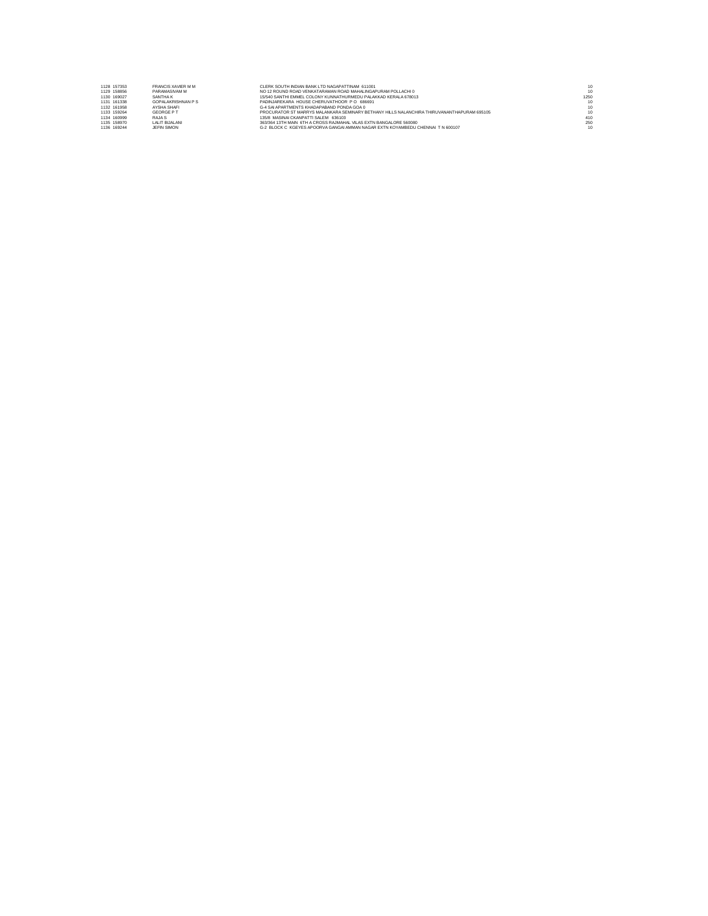| | | | | |
|---|---|---|---|---|
| 1128 | 157353 | FRANCIS XAVIER M M | CLERK SOUTH INDIAN BANK LTD NAGAPATTINAM 611001 | 10 |
| 1129 | 158856 | PARAMASIVAM M | NO 12 ROUND ROAD VENKATARAMAN ROAD MAHALINGAPURAM POLLACHI 0 | 10 |
| 1130 | 169027 | SANTHA K | 15/540 SANTHI EMMEL COLONY KUNNATHURMEDU PALAKKAD KERALA 678013 | 1250 |
| 1131 | 161338 | GOPALAKRISHNAN P S | PADINJAREKARA HOUSE CHERUVATHOOR P O 686691 | 10 |
| 1132 | 161958 | AYSHA SHAFI | G-4 SAI APARTMENTS KHADAPABAND PONDA GOA 0 | 10 |
| 1133 | 159264 | GEORGE P T | PROCURATOR ST MARRYS MALANKARA SEMINARY BETHANY HILLS NALANCHIRA THIRUVANANTHAPURAM 695105 | 10 |
| 1134 | 160999 | RAJA S | 135/8 MASINAI CKANPATTI SALEM 636103 | 410 |
| 1135 | 158970 | LALIT BIJALANI | 363/364 13TH MAIN 6TH A CROSS RAJMAHAL VILAS EXTN BANGALORE 560080 | 250 |
| 1136 | 169244 | JEFIN SIMON | G-2 BLOCK C KGEYES APOORVA GANGAI AMMAN NAGAR EXTN KOYAMBEDU CHENNAI T N 600107 | 10 |